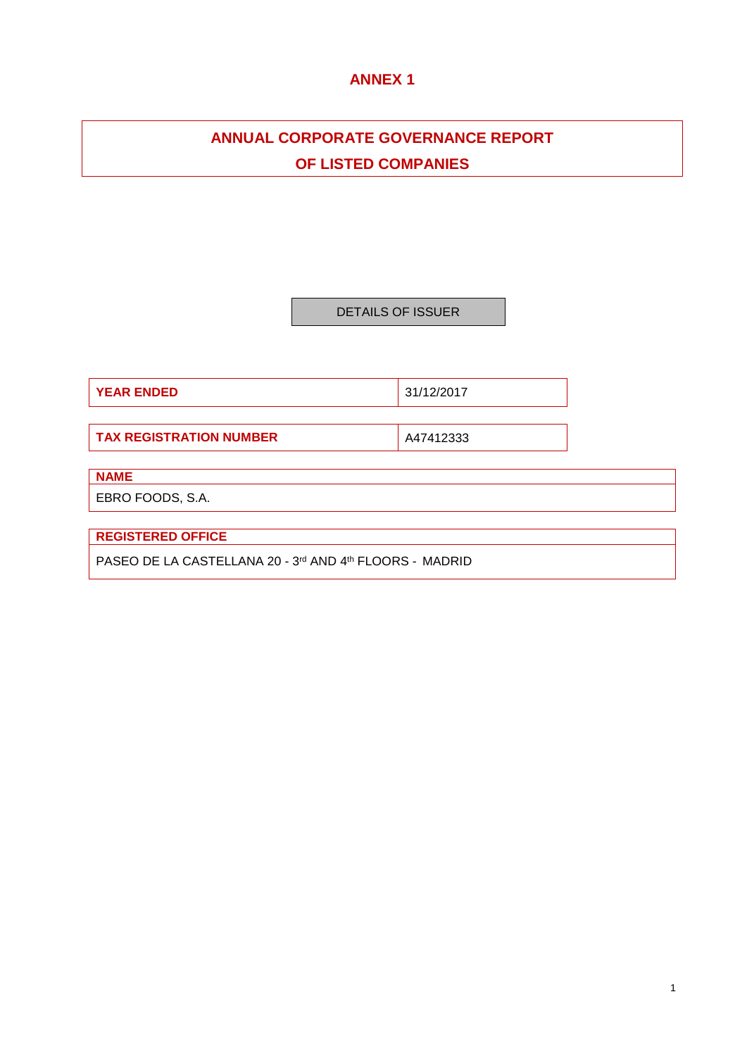# ANNEX 1

## ANNUAL CORPORATE GOVERNANCE REPORT OF LISTED COMPANIES

DETAILS OF ISSUER

| **YEAR ENDED** | 31/12/2017 |
|---|---|

| **TAX REGISTRATION NUMBER** | A47412333 |
|---|---|

**NAME**

EBRO FOODS, S.A.

**REGISTERED OFFICE**

PASEO DE LA CASTELLANA 20 - 3rd AND 4th FLOORS - MADRID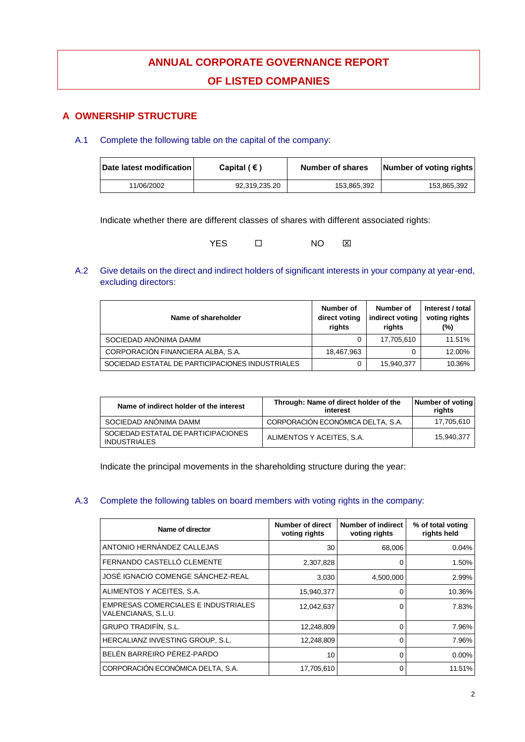# ANNUAL CORPORATE GOVERNANCE REPORT

# OF LISTED COMPANIES

## A OWNERSHIP STRUCTURE

### A.1 Complete the following table on the capital of the company:

| Date latest modification | Capital ( € ) | Number of shares | Number of voting rights |
|---|---|---|---|
| 11/06/2002 | 92,319,235.20 | 153,865,392 | 153,865,392 |

Indicate whether there are different classes of shares with different associated rights:

YES ☐ NO ☒

### A.2 Give details on the direct and indirect holders of significant interests in your company at year-end, excluding directors:

| Name of shareholder | Number of direct voting rights | Number of indirect voting rights | Interest / total voting rights (%) |
|---|---|---|---|
| SOCIEDAD ANÓNIMA DAMM | 0 | 17,705,610 | 11.51% |
| CORPORACIÓN FINANCIERA ALBA, S.A. | 18,467,963 | 0 | 12.00% |
| SOCIEDAD ESTATAL DE PARTICIPACIONES INDUSTRIALES | 0 | 15,940,377 | 10.36% |

| Name of indirect holder of the interest | Through: Name of direct holder of the interest | Number of voting rights |
|---|---|---|
| SOCIEDAD ANÓNIMA DAMM | CORPORACIÓN ECONÓMICA DELTA, S.A. | 17,705,610 |
| SOCIEDAD ESTATAL DE PARTICIPACIONES INDUSTRIALES | ALIMENTOS Y ACEITES, S.A. | 15,940,377 |

Indicate the principal movements in the shareholding structure during the year:

### A.3 Complete the following tables on board members with voting rights in the company:

| Name of director | Number of direct voting rights | Number of indirect voting rights | % of total voting rights held |
|---|---|---|---|
| ANTONIO HERNÁNDEZ CALLEJAS | 30 | 68,006 | 0.04% |
| FERNANDO CASTELLÓ CLEMENTE | 2,307,828 | 0 | 1.50% |
| JOSÉ IGNACIO COMENGE SÁNCHEZ-REAL | 3,030 | 4,500,000 | 2.99% |
| ALIMENTOS Y ACEITES, S.A. | 15,940,377 | 0 | 10.36% |
| EMPRESAS COMERCIALES E INDUSTRIALES VALENCIANAS, S.L.U. | 12,042,637 | 0 | 7.83% |
| GRUPO TRADIFÍN, S.L. | 12,248,809 | 0 | 7.96% |
| HERCALIANZ INVESTING GROUP, S.L. | 12,248,809 | 0 | 7.96% |
| BELÉN BARREIRO PÉREZ-PARDO | 10 | 0 | 0.00% |
| CORPORACIÓN ECONÓMICA DELTA, S.A. | 17,705,610 | 0 | 11.51% |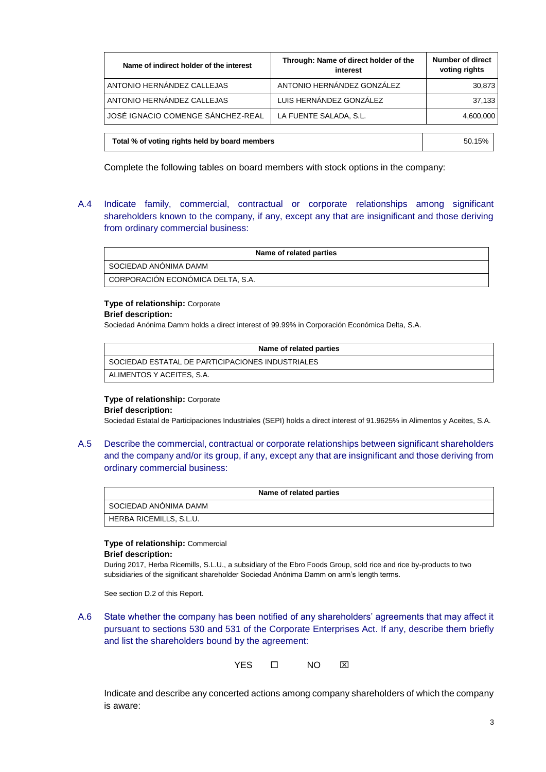| Name of indirect holder of the interest | Through: Name of direct holder of the interest | Number of direct voting rights |
|---|---|---|
| ANTONIO HERNÁNDEZ CALLEJAS | ANTONIO HERNÁNDEZ GONZÁLEZ | 30,873 |
| ANTONIO HERNÁNDEZ CALLEJAS | LUIS HERNÁNDEZ GONZÁLEZ | 37,133 |
| JOSÉ IGNACIO COMENGE SÁNCHEZ-REAL | LA FUENTE SALADA, S.L. | 4,600,000 |

| Total % of voting rights held by board members | 50.15% |
|---|---|

Complete the following tables on board members with stock options in the company:

A.4 Indicate family, commercial, contractual or corporate relationships among significant shareholders known to the company, if any, except any that are insignificant and those deriving from ordinary commercial business:

| Name of related parties |
|---|
| SOCIEDAD ANÓNIMA DAMM |
| CORPORACIÓN ECONÓMICA DELTA, S.A. |

**Type of relationship:** Corporate
**Brief description:**
Sociedad Anónima Damm holds a direct interest of 99.99% in Corporación Económica Delta, S.A.

| Name of related parties |
|---|
| SOCIEDAD ESTATAL DE PARTICIPACIONES INDUSTRIALES |
| ALIMENTOS Y ACEITES, S.A. |

**Type of relationship:** Corporate
**Brief description:**
Sociedad Estatal de Participaciones Industriales (SEPI) holds a direct interest of 91.9625% in Alimentos y Aceites, S.A.

A.5 Describe the commercial, contractual or corporate relationships between significant shareholders and the company and/or its group, if any, except any that are insignificant and those deriving from ordinary commercial business:

| Name of related parties |
|---|
| SOCIEDAD ANÓNIMA DAMM |
| HERBA RICEMILLS, S.L.U. |

**Type of relationship:** Commercial
**Brief description:**
During 2017, Herba Ricemills, S.L.U., a subsidiary of the Ebro Foods Group, sold rice and rice by-products to two subsidiaries of the significant shareholder Sociedad Anónima Damm on arm's length terms.

See section D.2 of this Report.

A.6 State whether the company has been notified of any shareholders' agreements that may affect it pursuant to sections 530 and 531 of the Corporate Enterprises Act. If any, describe them briefly and list the shareholders bound by the agreement:

YES ☐ NO ☒

Indicate and describe any concerted actions among company shareholders of which the company is aware: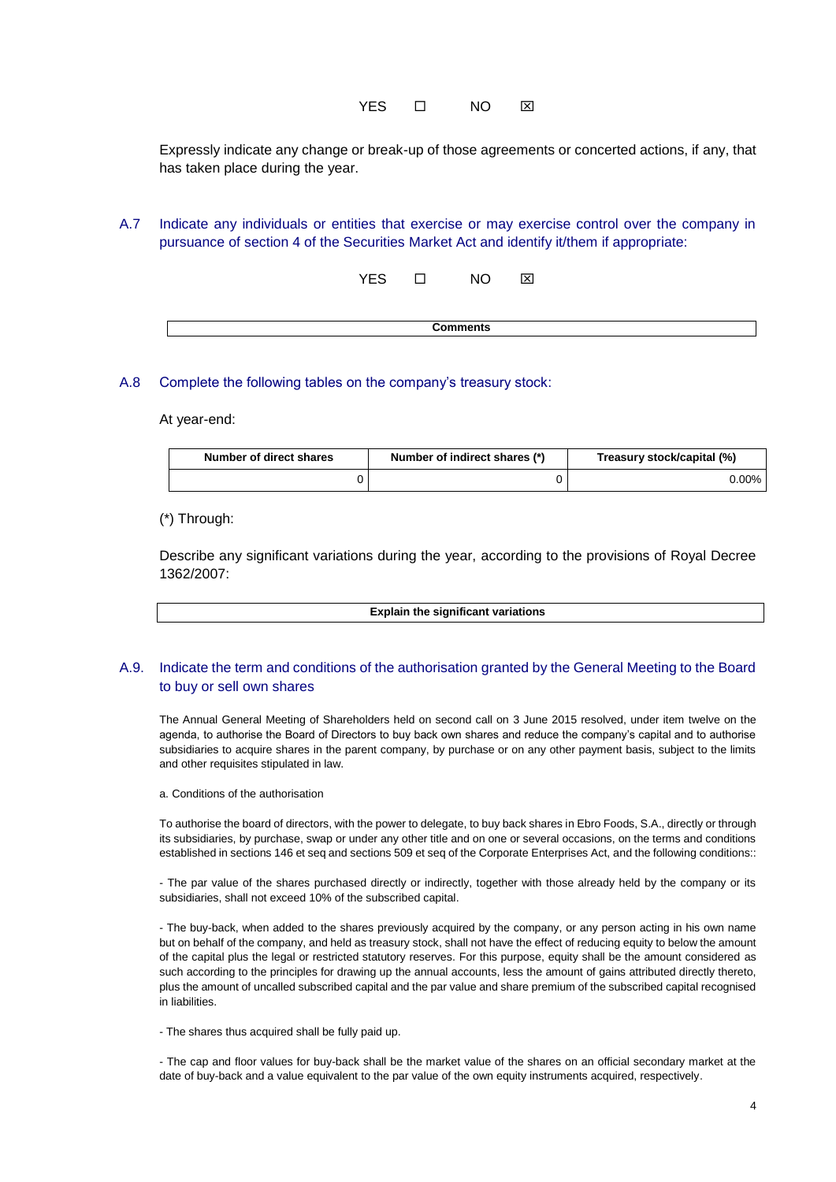YES ☐ NO ☒

Expressly indicate any change or break-up of those agreements or concerted actions, if any, that has taken place during the year.

## A.7 Indicate any individuals or entities that exercise or may exercise control over the company in pursuance of section 4 of the Securities Market Act and identify it/them if appropriate:

YES ☐ NO ☒

| Comments |
|---|

## A.8 Complete the following tables on the company's treasury stock:

At year-end:

| Number of direct shares | Number of indirect shares (*) | Treasury stock/capital (%) |
|---|---|---|
| 0 | 0 | 0.00% |

(*) Through:

Describe any significant variations during the year, according to the provisions of Royal Decree 1362/2007:

| Explain the significant variations |
|---|

## A.9. Indicate the term and conditions of the authorisation granted by the General Meeting to the Board to buy or sell own shares

The Annual General Meeting of Shareholders held on second call on 3 June 2015 resolved, under item twelve on the agenda, to authorise the Board of Directors to buy back own shares and reduce the company's capital and to authorise subsidiaries to acquire shares in the parent company, by purchase or on any other payment basis, subject to the limits and other requisites stipulated in law.

a. Conditions of the authorisation

To authorise the board of directors, with the power to delegate, to buy back shares in Ebro Foods, S.A., directly or through its subsidiaries, by purchase, swap or under any other title and on one or several occasions, on the terms and conditions established in sections 146 et seq and sections 509 et seq of the Corporate Enterprises Act, and the following conditions::

- The par value of the shares purchased directly or indirectly, together with those already held by the company or its subsidiaries, shall not exceed 10% of the subscribed capital.

- The buy-back, when added to the shares previously acquired by the company, or any person acting in his own name but on behalf of the company, and held as treasury stock, shall not have the effect of reducing equity to below the amount of the capital plus the legal or restricted statutory reserves. For this purpose, equity shall be the amount considered as such according to the principles for drawing up the annual accounts, less the amount of gains attributed directly thereto, plus the amount of uncalled subscribed capital and the par value and share premium of the subscribed capital recognised in liabilities.

- The shares thus acquired shall be fully paid up.

- The cap and floor values for buy-back shall be the market value of the shares on an official secondary market at the date of buy-back and a value equivalent to the par value of the own equity instruments acquired, respectively.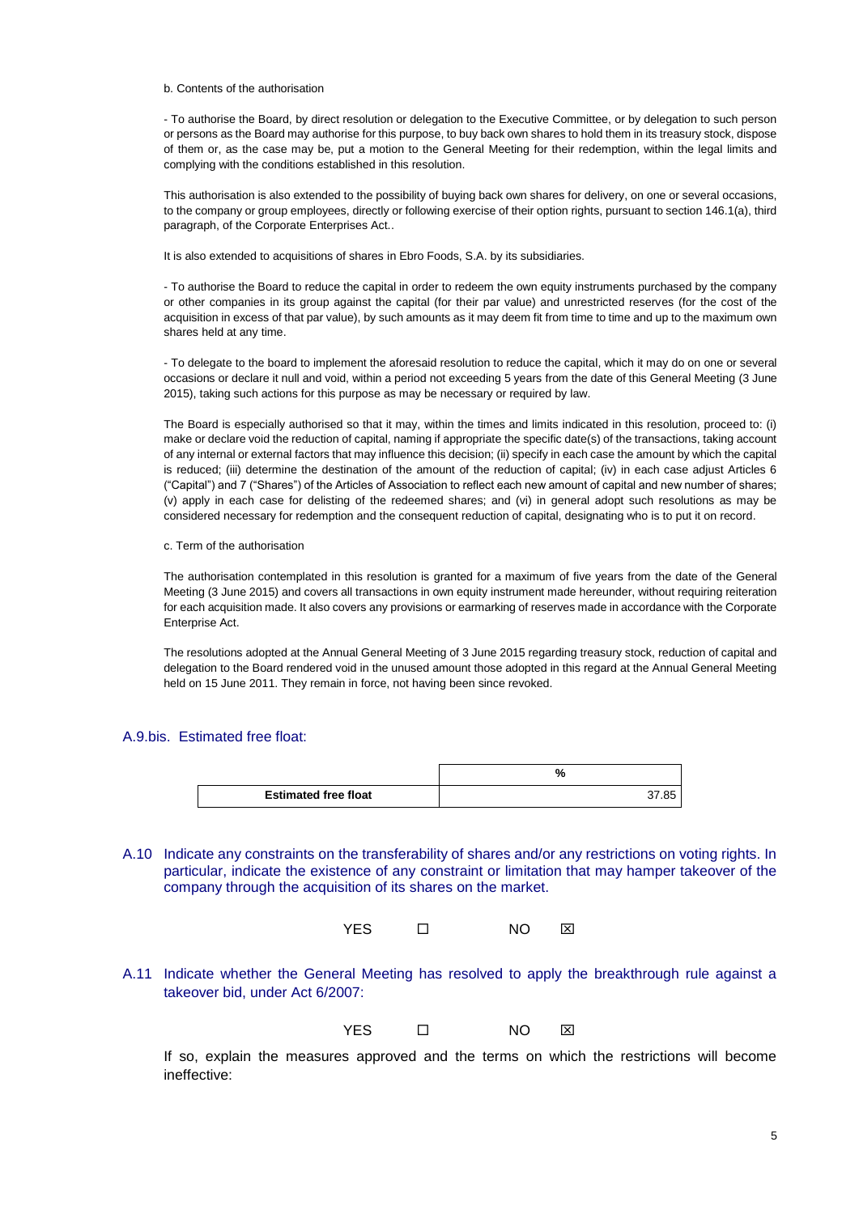b. Contents of the authorisation

- To authorise the Board, by direct resolution or delegation to the Executive Committee, or by delegation to such person or persons as the Board may authorise for this purpose, to buy back own shares to hold them in its treasury stock, dispose of them or, as the case may be, put a motion to the General Meeting for their redemption, within the legal limits and complying with the conditions established in this resolution.

This authorisation is also extended to the possibility of buying back own shares for delivery, on one or several occasions, to the company or group employees, directly or following exercise of their option rights, pursuant to section 146.1(a), third paragraph, of the Corporate Enterprises Act..

It is also extended to acquisitions of shares in Ebro Foods, S.A. by its subsidiaries.

- To authorise the Board to reduce the capital in order to redeem the own equity instruments purchased by the company or other companies in its group against the capital (for their par value) and unrestricted reserves (for the cost of the acquisition in excess of that par value), by such amounts as it may deem fit from time to time and up to the maximum own shares held at any time.

- To delegate to the board to implement the aforesaid resolution to reduce the capital, which it may do on one or several occasions or declare it null and void, within a period not exceeding 5 years from the date of this General Meeting (3 June 2015), taking such actions for this purpose as may be necessary or required by law.

The Board is especially authorised so that it may, within the times and limits indicated in this resolution, proceed to: (i) make or declare void the reduction of capital, naming if appropriate the specific date(s) of the transactions, taking account of any internal or external factors that may influence this decision; (ii) specify in each case the amount by which the capital is reduced; (iii) determine the destination of the amount of the reduction of capital; (iv) in each case adjust Articles 6 ("Capital") and 7 ("Shares") of the Articles of Association to reflect each new amount of capital and new number of shares; (v) apply in each case for delisting of the redeemed shares; and (vi) in general adopt such resolutions as may be considered necessary for redemption and the consequent reduction of capital, designating who is to put it on record.

c. Term of the authorisation

The authorisation contemplated in this resolution is granted for a maximum of five years from the date of the General Meeting (3 June 2015) and covers all transactions in own equity instrument made hereunder, without requiring reiteration for each acquisition made. It also covers any provisions or earmarking of reserves made in accordance with the Corporate Enterprise Act.

The resolutions adopted at the Annual General Meeting of 3 June 2015 regarding treasury stock, reduction of capital and delegation to the Board rendered void in the unused amount those adopted in this regard at the Annual General Meeting held on 15 June 2011. They remain in force, not having been since revoked.

### A.9.bis. Estimated free float:

| | % |
|---|---|
| **Estimated free float** | 37.85 |

### A.10 Indicate any constraints on the transferability of shares and/or any restrictions on voting rights. In particular, indicate the existence of any constraint or limitation that may hamper takeover of the company through the acquisition of its shares on the market.

YES ☐ NO ☒

### A.11 Indicate whether the General Meeting has resolved to apply the breakthrough rule against a takeover bid, under Act 6/2007:

YES ☐ NO ☒

If so, explain the measures approved and the terms on which the restrictions will become ineffective: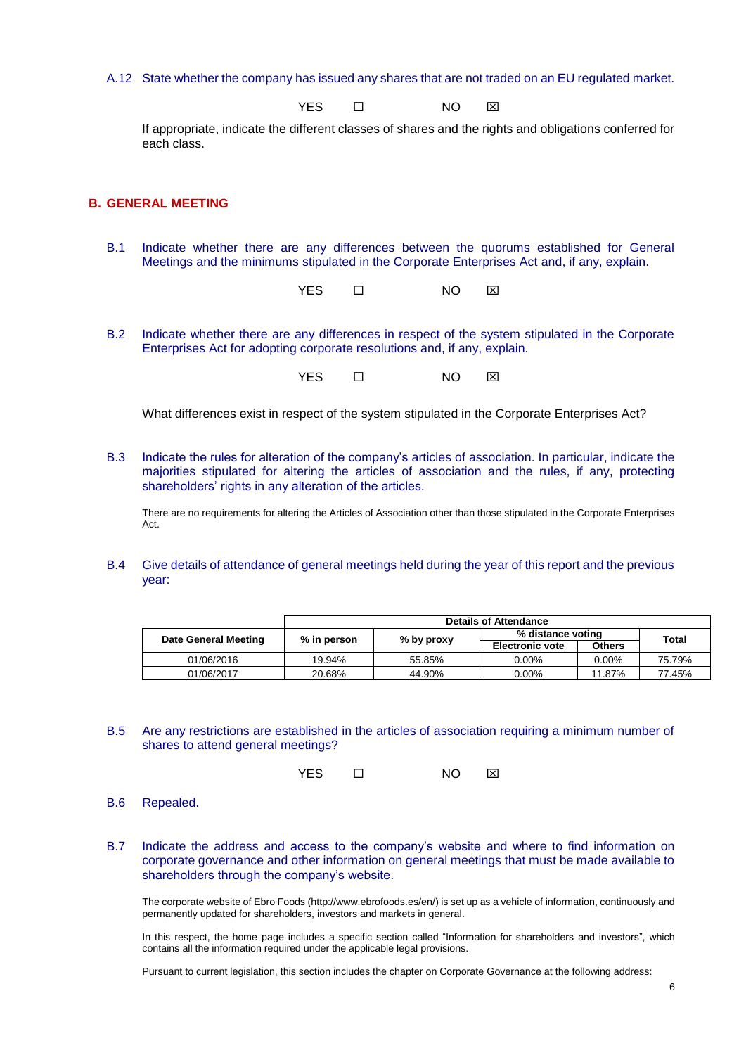A.12 State whether the company has issued any shares that are not traded on an EU regulated market.

YES ☐ NO ☒

If appropriate, indicate the different classes of shares and the rights and obligations conferred for each class.

## B. GENERAL MEETING

B.1 Indicate whether there are any differences between the quorums established for General Meetings and the minimums stipulated in the Corporate Enterprises Act and, if any, explain.

YES ☐ NO ☒

B.2 Indicate whether there are any differences in respect of the system stipulated in the Corporate Enterprises Act for adopting corporate resolutions and, if any, explain.

YES ☐ NO ☒

What differences exist in respect of the system stipulated in the Corporate Enterprises Act?

B.3 Indicate the rules for alteration of the company's articles of association. In particular, indicate the majorities stipulated for altering the articles of association and the rules, if any, protecting shareholders' rights in any alteration of the articles.

There are no requirements for altering the Articles of Association other than those stipulated in the Corporate Enterprises Act.

B.4 Give details of attendance of general meetings held during the year of this report and the previous year:

| Date General Meeting | Details of Attendance | | | | |
|---|---|---|---|---|---|
| | % in person | % by proxy | % distance voting | | Total |
| | | | Electronic vote | Others | |
| 01/06/2016 | 19.94% | 55.85% | 0.00% | 0.00% | 75.79% |
| 01/06/2017 | 20.68% | 44.90% | 0.00% | 11.87% | 77.45% |

B.5 Are any restrictions are established in the articles of association requiring a minimum number of shares to attend general meetings?

YES ☐ NO ☒

B.6 Repealed.

B.7 Indicate the address and access to the company's website and where to find information on corporate governance and other information on general meetings that must be made available to shareholders through the company's website.

The corporate website of Ebro Foods (http://www.ebrofoods.es/en/) is set up as a vehicle of information, continuously and permanently updated for shareholders, investors and markets in general.

In this respect, the home page includes a specific section called "Information for shareholders and investors", which contains all the information required under the applicable legal provisions.

Pursuant to current legislation, this section includes the chapter on Corporate Governance at the following address: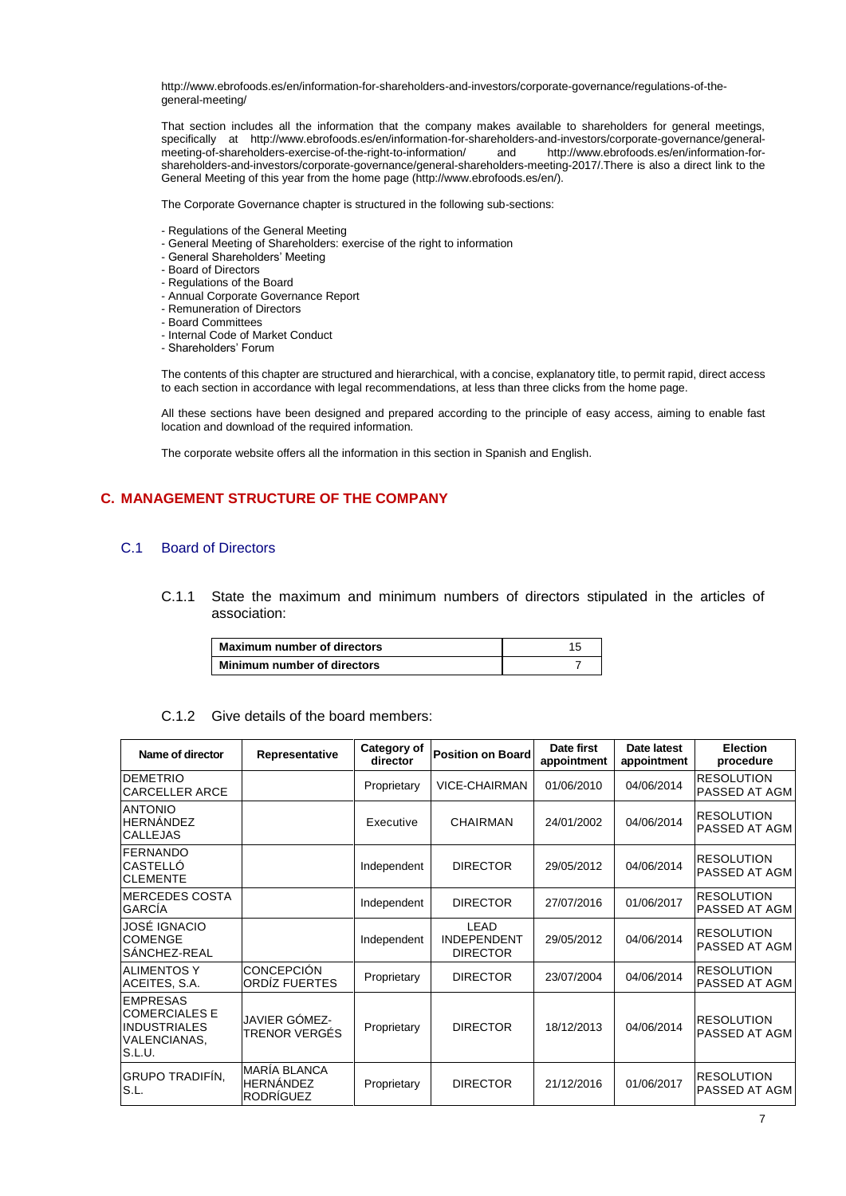http://www.ebrofoods.es/en/information-for-shareholders-and-investors/corporate-governance/regulations-of-the-general-meeting/

That section includes all the information that the company makes available to shareholders for general meetings, specifically at http://www.ebrofoods.es/en/information-for-shareholders-and-investors/corporate-governance/general-meeting-of-shareholders-exercise-of-the-right-to-information/ and http://www.ebrofoods.es/en/information-for-shareholders-and-investors/corporate-governance/general-shareholders-meeting-2017/.There is also a direct link to the General Meeting of this year from the home page (http://www.ebrofoods.es/en/).

The Corporate Governance chapter is structured in the following sub-sections:

- Regulations of the General Meeting
- General Meeting of Shareholders: exercise of the right to information
- General Shareholders' Meeting
- Board of Directors
- Regulations of the Board
- Annual Corporate Governance Report
- Remuneration of Directors
- Board Committees
- Internal Code of Market Conduct
- Shareholders' Forum

The contents of this chapter are structured and hierarchical, with a concise, explanatory title, to permit rapid, direct access to each section in accordance with legal recommendations, at less than three clicks from the home page.

All these sections have been designed and prepared according to the principle of easy access, aiming to enable fast location and download of the required information.

The corporate website offers all the information in this section in Spanish and English.

# C. MANAGEMENT STRUCTURE OF THE COMPANY

## C.1 Board of Directors

C.1.1 State the maximum and minimum numbers of directors stipulated in the articles of association:

| Maximum number of directors | 15 |
|---|---|
| Minimum number of directors | 7 |

C.1.2 Give details of the board members:

| Name of director | Representative | Category of director | Position on Board | Date first appointment | Date latest appointment | Election procedure |
|---|---|---|---|---|---|---|
| DEMETRIO CARCELLER ARCE | | Proprietary | VICE-CHAIRMAN | 01/06/2010 | 04/06/2014 | RESOLUTION PASSED AT AGM |
| ANTONIO HERNÁNDEZ CALLEJAS | | Executive | CHAIRMAN | 24/01/2002 | 04/06/2014 | RESOLUTION PASSED AT AGM |
| FERNANDO CASTELLÓ CLEMENTE | | Independent | DIRECTOR | 29/05/2012 | 04/06/2014 | RESOLUTION PASSED AT AGM |
| MERCEDES COSTA GARCÍA | | Independent | DIRECTOR | 27/07/2016 | 01/06/2017 | RESOLUTION PASSED AT AGM |
| JOSÉ IGNACIO COMENGE SÁNCHEZ-REAL | | Independent | LEAD INDEPENDENT DIRECTOR | 29/05/2012 | 04/06/2014 | RESOLUTION PASSED AT AGM |
| ALIMENTOS Y ACEITES, S.A. | CONCEPCIÓN ORDÍZ FUERTES | Proprietary | DIRECTOR | 23/07/2004 | 04/06/2014 | RESOLUTION PASSED AT AGM |
| EMPRESAS COMERCIALES E INDUSTRIALES VALENCIANAS, S.L.U. | JAVIER GÓMEZ-TRENOR VERGÉS | Proprietary | DIRECTOR | 18/12/2013 | 04/06/2014 | RESOLUTION PASSED AT AGM |
| GRUPO TRADIFÍN, S.L. | MARÍA BLANCA HERNÁNDEZ RODRÍGUEZ | Proprietary | DIRECTOR | 21/12/2016 | 01/06/2017 | RESOLUTION PASSED AT AGM |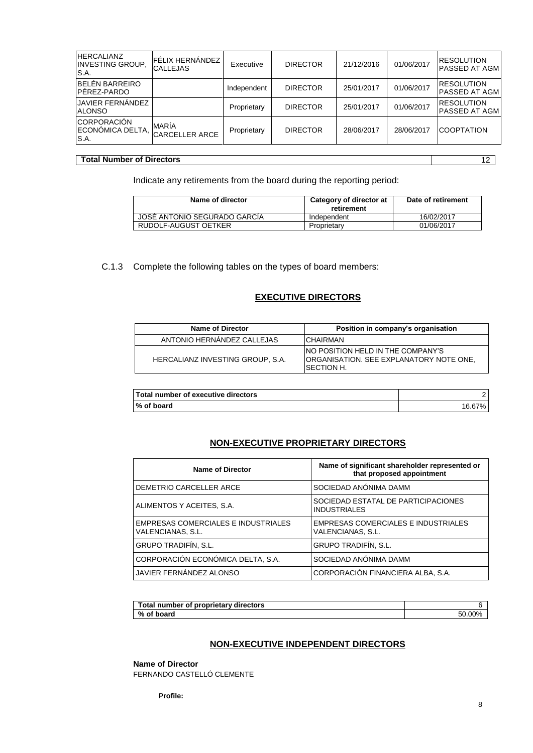| HERCALIANZ INVESTING GROUP, S.A. | FÉLIX HERNÁNDEZ CALLEJAS | Executive | DIRECTOR | 21/12/2016 | 01/06/2017 | RESOLUTION PASSED AT AGM |
|---|---|---|---|---|---|---|
| BELÉN BARREIRO PÉREZ-PARDO | | Independent | DIRECTOR | 25/01/2017 | 01/06/2017 | RESOLUTION PASSED AT AGM |
| JAVIER FERNÁNDEZ ALONSO | | Proprietary | DIRECTOR | 25/01/2017 | 01/06/2017 | RESOLUTION PASSED AT AGM |
| CORPORACIÓN ECONÓMICA DELTA, S.A. | MARÍA CARCELLER ARCE | Proprietary | DIRECTOR | 28/06/2017 | 28/06/2017 | COOPTATION |

| Total Number of Directors | 12 |
|---|---|

Indicate any retirements from the board during the reporting period:

| Name of director | Category of director at retirement | Date of retirement |
|---|---|---|
| JOSÉ ANTONIO SEGURADO GARCÍA | Independent | 16/02/2017 |
| RUDOLF-AUGUST OETKER | Proprietary | 01/06/2017 |

C.1.3 Complete the following tables on the types of board members:

## EXECUTIVE DIRECTORS

| Name of Director | Position in company's organisation |
|---|---|
| ANTONIO HERNÁNDEZ CALLEJAS | CHAIRMAN |
| HERCALIANZ INVESTING GROUP, S.A. | NO POSITION HELD IN THE COMPANY'S ORGANISATION. SEE EXPLANATORY NOTE ONE, SECTION H. |

| Total number of executive directors | 2 |
|---|---|
| % of board | 16.67% |

## NON-EXECUTIVE PROPRIETARY DIRECTORS

| Name of Director | Name of significant shareholder represented or that proposed appointment |
|---|---|
| DEMETRIO CARCELLER ARCE | SOCIEDAD ANÓNIMA DAMM |
| ALIMENTOS Y ACEITES, S.A. | SOCIEDAD ESTATAL DE PARTICIPACIONES INDUSTRIALES |
| EMPRESAS COMERCIALES E INDUSTRIALES VALENCIANAS, S.L. | EMPRESAS COMERCIALES E INDUSTRIALES VALENCIANAS, S.L. |
| GRUPO TRADIFÍN, S.L. | GRUPO TRADIFÍN, S.L. |
| CORPORACIÓN ECONÓMICA DELTA, S.A. | SOCIEDAD ANÓNIMA DAMM |
| JAVIER FERNÁNDEZ ALONSO | CORPORACIÓN FINANCIERA ALBA, S.A. |

| Total number of proprietary directors | 6 |
|---|---|
| % of board | 50.00% |

## NON-EXECUTIVE INDEPENDENT DIRECTORS

**Name of Director**
FERNANDO CASTELLÓ CLEMENTE

**Profile:**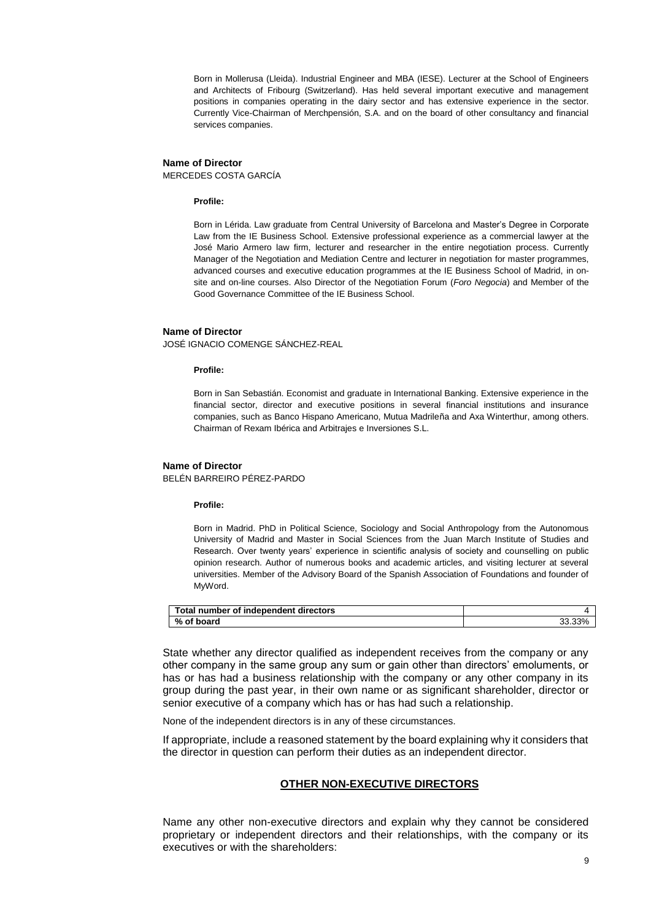Born in Mollerusa (Lleida). Industrial Engineer and MBA (IESE). Lecturer at the School of Engineers and Architects of Fribourg (Switzerland). Has held several important executive and management positions in companies operating in the dairy sector and has extensive experience in the sector. Currently Vice-Chairman of Merchpensión, S.A. and on the board of other consultancy and financial services companies.

**Name of Director**
MERCEDES COSTA GARCÍA

**Profile:**

Born in Lérida. Law graduate from Central University of Barcelona and Master's Degree in Corporate Law from the IE Business School. Extensive professional experience as a commercial lawyer at the José Mario Armero law firm, lecturer and researcher in the entire negotiation process. Currently Manager of the Negotiation and Mediation Centre and lecturer in negotiation for master programmes, advanced courses and executive education programmes at the IE Business School of Madrid, in on-site and on-line courses. Also Director of the Negotiation Forum (*Foro Negocia*) and Member of the Good Governance Committee of the IE Business School.

**Name of Director**
JOSÉ IGNACIO COMENGE SÁNCHEZ-REAL

**Profile:**

Born in San Sebastián. Economist and graduate in International Banking. Extensive experience in the financial sector, director and executive positions in several financial institutions and insurance companies, such as Banco Hispano Americano, Mutua Madrileña and Axa Winterthur, among others. Chairman of Rexam Ibérica and Arbitrajes e Inversiones S.L.

**Name of Director**
BELÉN BARREIRO PÉREZ-PARDO

**Profile:**

Born in Madrid. PhD in Political Science, Sociology and Social Anthropology from the Autonomous University of Madrid and Master in Social Sciences from the Juan March Institute of Studies and Research. Over twenty years' experience in scientific analysis of society and counselling on public opinion research. Author of numerous books and academic articles, and visiting lecturer at several universities. Member of the Advisory Board of the Spanish Association of Foundations and founder of MyWord.

| **Total number of independent directors** | 4 |
|---|---|
| **% of board** | 33.33% |

State whether any director qualified as independent receives from the company or any other company in the same group any sum or gain other than directors' emoluments, or has or has had a business relationship with the company or any other company in its group during the past year, in their own name or as significant shareholder, director or senior executive of a company which has or has had such a relationship.

None of the independent directors is in any of these circumstances.

If appropriate, include a reasoned statement by the board explaining why it considers that the director in question can perform their duties as an independent director.

## OTHER NON-EXECUTIVE DIRECTORS

Name any other non-executive directors and explain why they cannot be considered proprietary or independent directors and their relationships, with the company or its executives or with the shareholders: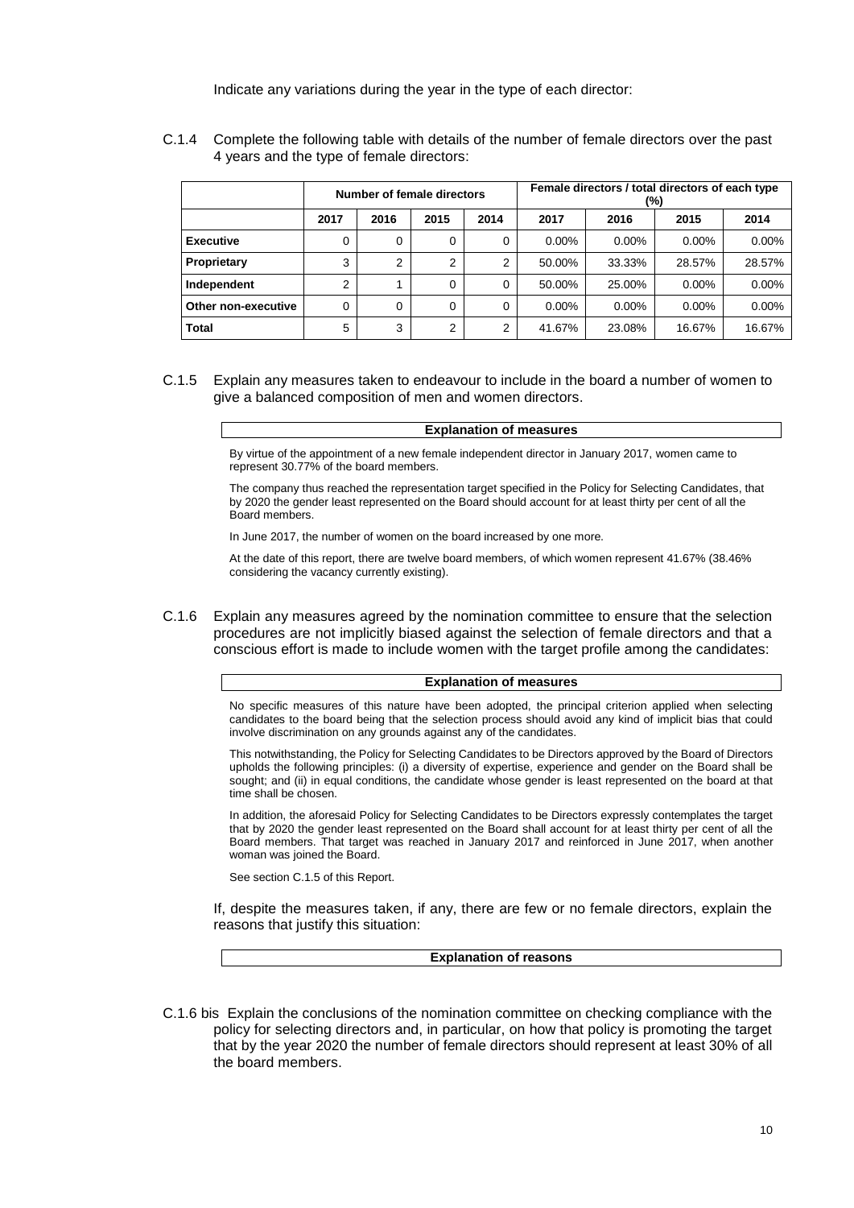Indicate any variations during the year in the type of each director:

C.1.4 Complete the following table with details of the number of female directors over the past 4 years and the type of female directors:

| | Number of female directors | | | | Female directors / total directors of each type (%) | | | |
|---|---|---|---|---|---|---|---|---|
| | 2017 | 2016 | 2015 | 2014 | 2017 | 2016 | 2015 | 2014 |
| **Executive** | 0 | 0 | 0 | 0 | 0.00% | 0.00% | 0.00% | 0.00% |
| **Proprietary** | 3 | 2 | 2 | 2 | 50.00% | 33.33% | 28.57% | 28.57% |
| **Independent** | 2 | 1 | 0 | 0 | 50.00% | 25.00% | 0.00% | 0.00% |
| **Other non-executive** | 0 | 0 | 0 | 0 | 0.00% | 0.00% | 0.00% | 0.00% |
| **Total** | 5 | 3 | 2 | 2 | 41.67% | 23.08% | 16.67% | 16.67% |

C.1.5 Explain any measures taken to endeavour to include in the board a number of women to give a balanced composition of men and women directors.

| Explanation of measures |
|---|

By virtue of the appointment of a new female independent director in January 2017, women came to represent 30.77% of the board members.

The company thus reached the representation target specified in the Policy for Selecting Candidates, that by 2020 the gender least represented on the Board should account for at least thirty per cent of all the Board members.

In June 2017, the number of women on the board increased by one more.

At the date of this report, there are twelve board members, of which women represent 41.67% (38.46% considering the vacancy currently existing).

C.1.6 Explain any measures agreed by the nomination committee to ensure that the selection procedures are not implicitly biased against the selection of female directors and that a conscious effort is made to include women with the target profile among the candidates:

| Explanation of measures |
|---|

No specific measures of this nature have been adopted, the principal criterion applied when selecting candidates to the board being that the selection process should avoid any kind of implicit bias that could involve discrimination on any grounds against any of the candidates.

This notwithstanding, the Policy for Selecting Candidates to be Directors approved by the Board of Directors upholds the following principles: (i) a diversity of expertise, experience and gender on the Board shall be sought; and (ii) in equal conditions, the candidate whose gender is least represented on the board at that time shall be chosen.

In addition, the aforesaid Policy for Selecting Candidates to be Directors expressly contemplates the target that by 2020 the gender least represented on the Board shall account for at least thirty per cent of all the Board members. That target was reached in January 2017 and reinforced in June 2017, when another woman was joined the Board.

See section C.1.5 of this Report.

If, despite the measures taken, if any, there are few or no female directors, explain the reasons that justify this situation:

| Explanation of reasons |
|---|

C.1.6 bis Explain the conclusions of the nomination committee on checking compliance with the policy for selecting directors and, in particular, on how that policy is promoting the target that by the year 2020 the number of female directors should represent at least 30% of all the board members.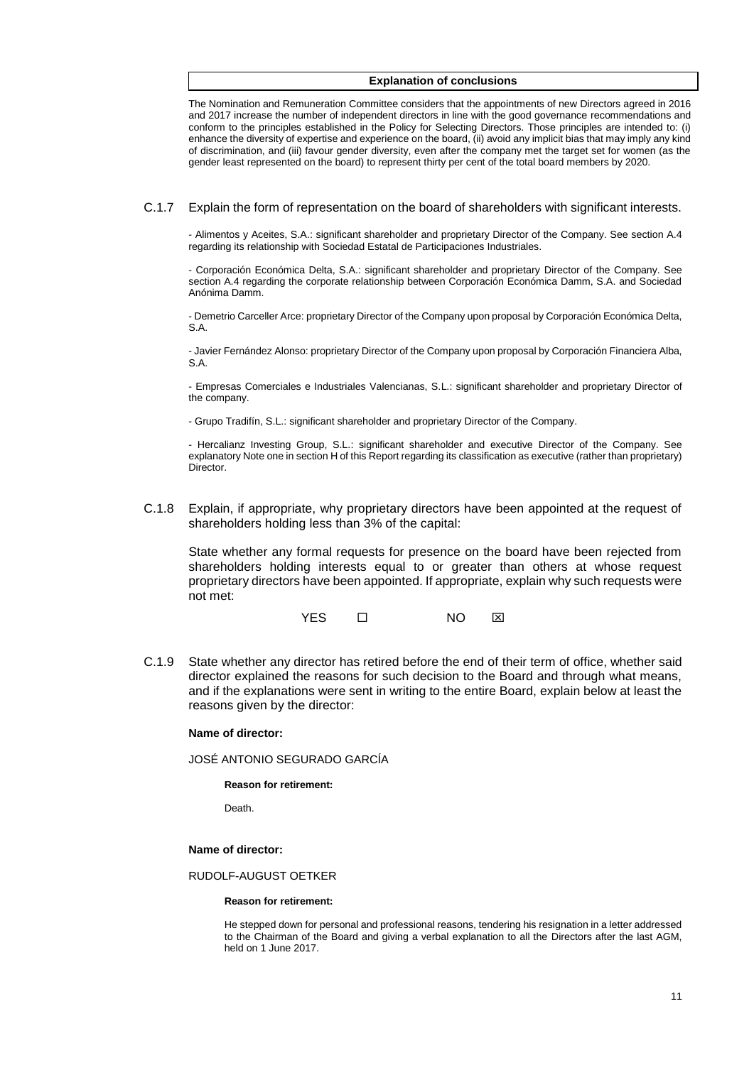| Explanation of conclusions |
|---|

The Nomination and Remuneration Committee considers that the appointments of new Directors agreed in 2016 and 2017 increase the number of independent directors in line with the good governance recommendations and conform to the principles established in the Policy for Selecting Directors. Those principles are intended to: (i) enhance the diversity of expertise and experience on the board, (ii) avoid any implicit bias that may imply any kind of discrimination, and (iii) favour gender diversity, even after the company met the target set for women (as the gender least represented on the board) to represent thirty per cent of the total board members by 2020.

C.1.7 Explain the form of representation on the board of shareholders with significant interests.

- Alimentos y Aceites, S.A.: significant shareholder and proprietary Director of the Company. See section A.4 regarding its relationship with Sociedad Estatal de Participaciones Industriales.

- Corporación Económica Delta, S.A.: significant shareholder and proprietary Director of the Company. See section A.4 regarding the corporate relationship between Corporación Económica Damm, S.A. and Sociedad Anónima Damm.

- Demetrio Carceller Arce: proprietary Director of the Company upon proposal by Corporación Económica Delta, S.A.

- Javier Fernández Alonso: proprietary Director of the Company upon proposal by Corporación Financiera Alba, S.A.

- Empresas Comerciales e Industriales Valencianas, S.L.: significant shareholder and proprietary Director of the company.

- Grupo Tradifín, S.L.: significant shareholder and proprietary Director of the Company.

- Hercalianz Investing Group, S.L.: significant shareholder and executive Director of the Company. See explanatory Note one in section H of this Report regarding its classification as executive (rather than proprietary) Director.

C.1.8 Explain, if appropriate, why proprietary directors have been appointed at the request of shareholders holding less than 3% of the capital:

State whether any formal requests for presence on the board have been rejected from shareholders holding interests equal to or greater than others at whose request proprietary directors have been appointed. If appropriate, explain why such requests were not met:

YES ☐ NO ☒

C.1.9 State whether any director has retired before the end of their term of office, whether said director explained the reasons for such decision to the Board and through what means, and if the explanations were sent in writing to the entire Board, explain below at least the reasons given by the director:

**Name of director:**

JOSÉ ANTONIO SEGURADO GARCÍA

**Reason for retirement:**

Death.

**Name of director:**

RUDOLF-AUGUST OETKER

**Reason for retirement:**

He stepped down for personal and professional reasons, tendering his resignation in a letter addressed to the Chairman of the Board and giving a verbal explanation to all the Directors after the last AGM, held on 1 June 2017.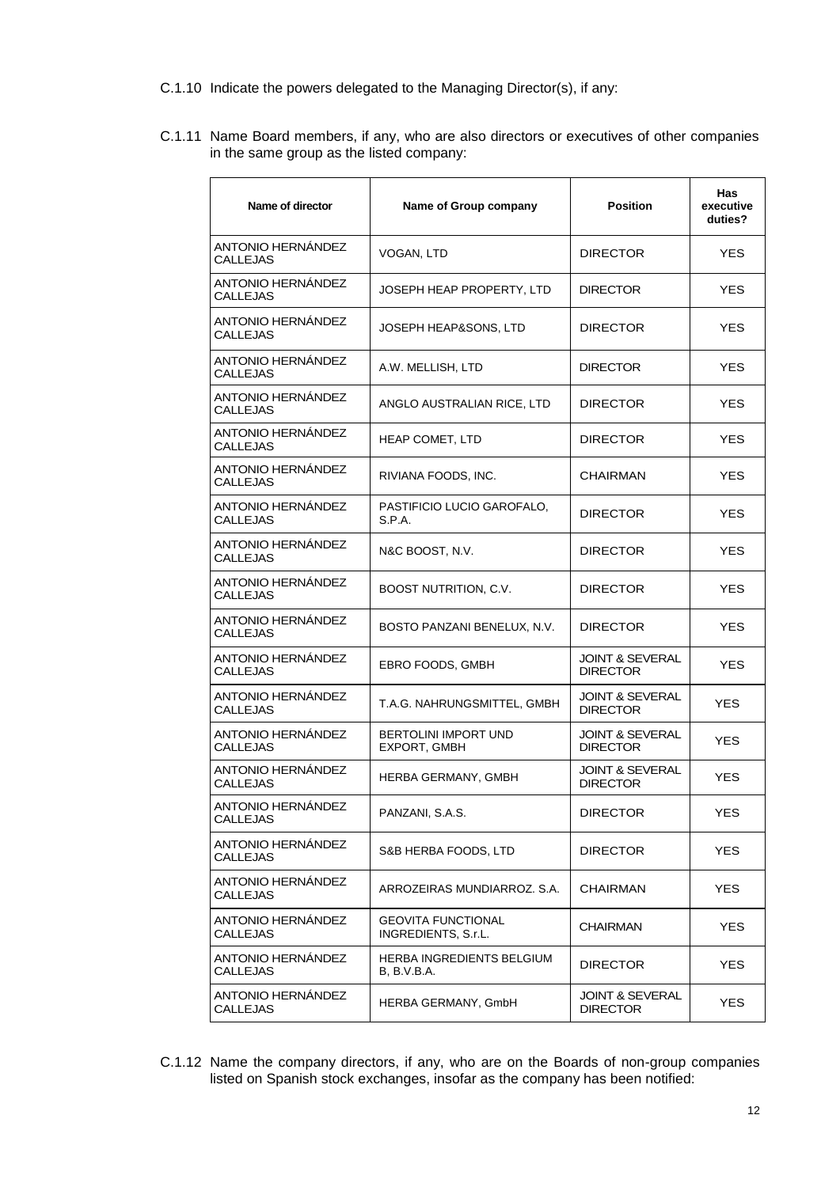C.1.10 Indicate the powers delegated to the Managing Director(s), if any:

C.1.11 Name Board members, if any, who are also directors or executives of other companies in the same group as the listed company:

| Name of director | Name of Group company | Position | Has executive duties? |
|---|---|---|---|
| ANTONIO HERNÁNDEZ CALLEJAS | VOGAN, LTD | DIRECTOR | YES |
| ANTONIO HERNÁNDEZ CALLEJAS | JOSEPH HEAP PROPERTY, LTD | DIRECTOR | YES |
| ANTONIO HERNÁNDEZ CALLEJAS | JOSEPH HEAP&SONS, LTD | DIRECTOR | YES |
| ANTONIO HERNÁNDEZ CALLEJAS | A.W. MELLISH, LTD | DIRECTOR | YES |
| ANTONIO HERNÁNDEZ CALLEJAS | ANGLO AUSTRALIAN RICE, LTD | DIRECTOR | YES |
| ANTONIO HERNÁNDEZ CALLEJAS | HEAP COMET, LTD | DIRECTOR | YES |
| ANTONIO HERNÁNDEZ CALLEJAS | RIVIANA FOODS, INC. | CHAIRMAN | YES |
| ANTONIO HERNÁNDEZ CALLEJAS | PASTIFICIO LUCIO GAROFALO, S.P.A. | DIRECTOR | YES |
| ANTONIO HERNÁNDEZ CALLEJAS | N&C BOOST, N.V. | DIRECTOR | YES |
| ANTONIO HERNÁNDEZ CALLEJAS | BOOST NUTRITION, C.V. | DIRECTOR | YES |
| ANTONIO HERNÁNDEZ CALLEJAS | BOSTO PANZANI BENELUX, N.V. | DIRECTOR | YES |
| ANTONIO HERNÁNDEZ CALLEJAS | EBRO FOODS, GMBH | JOINT & SEVERAL DIRECTOR | YES |
| ANTONIO HERNÁNDEZ CALLEJAS | T.A.G. NAHRUNGSMITTEL, GMBH | JOINT & SEVERAL DIRECTOR | YES |
| ANTONIO HERNÁNDEZ CALLEJAS | BERTOLINI IMPORT UND EXPORT, GMBH | JOINT & SEVERAL DIRECTOR | YES |
| ANTONIO HERNÁNDEZ CALLEJAS | HERBA GERMANY, GMBH | JOINT & SEVERAL DIRECTOR | YES |
| ANTONIO HERNÁNDEZ CALLEJAS | PANZANI, S.A.S. | DIRECTOR | YES |
| ANTONIO HERNÁNDEZ CALLEJAS | S&B HERBA FOODS, LTD | DIRECTOR | YES |
| ANTONIO HERNÁNDEZ CALLEJAS | ARROZEIRAS MUNDIARROZ. S.A. | CHAIRMAN | YES |
| ANTONIO HERNÁNDEZ CALLEJAS | GEOVITA FUNCTIONAL INGREDIENTS, S.r.L. | CHAIRMAN | YES |
| ANTONIO HERNÁNDEZ CALLEJAS | HERBA INGREDIENTS BELGIUM B, B.V.B.A. | DIRECTOR | YES |
| ANTONIO HERNÁNDEZ CALLEJAS | HERBA GERMANY, GmbH | JOINT & SEVERAL DIRECTOR | YES |

C.1.12 Name the company directors, if any, who are on the Boards of non-group companies listed on Spanish stock exchanges, insofar as the company has been notified: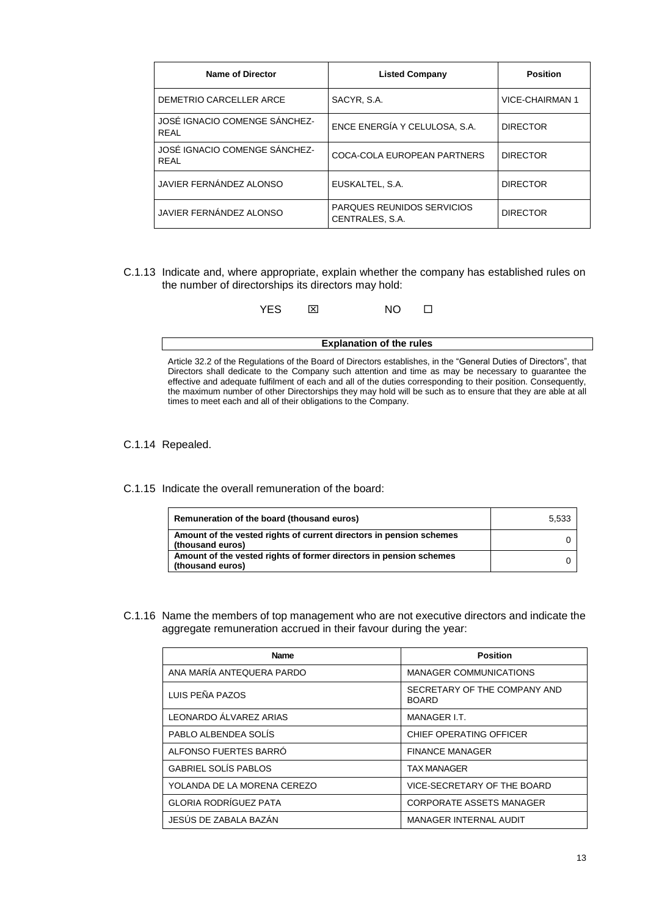| Name of Director | Listed Company | Position |
|---|---|---|
| DEMETRIO CARCELLER ARCE | SACYR, S.A. | VICE-CHAIRMAN 1 |
| JOSÉ IGNACIO COMENGE SÁNCHEZ-REAL | ENCE ENERGÍA Y CELULOSA, S.A. | DIRECTOR |
| JOSÉ IGNACIO COMENGE SÁNCHEZ-REAL | COCA-COLA EUROPEAN PARTNERS | DIRECTOR |
| JAVIER FERNÁNDEZ ALONSO | EUSKALTEL, S.A. | DIRECTOR |
| JAVIER FERNÁNDEZ ALONSO | PARQUES REUNIDOS SERVICIOS CENTRALES, S.A. | DIRECTOR |

C.1.13 Indicate and, where appropriate, explain whether the company has established rules on the number of directorships its directors may hold:

YES ☒ NO ☐

| Explanation of the rules |
|---|
| Article 32.2 of the Regulations of the Board of Directors establishes, in the "General Duties of Directors", that Directors shall dedicate to the Company such attention and time as may be necessary to guarantee the effective and adequate fulfilment of each and all of the duties corresponding to their position. Consequently, the maximum number of other Directorships they may hold will be such as to ensure that they are able at all times to meet each and all of their obligations to the Company. |

C.1.14 Repealed.

C.1.15 Indicate the overall remuneration of the board:

| | |
|---|---|
| **Remuneration of the board (thousand euros)** | 5,533 |
| **Amount of the vested rights of current directors in pension schemes (thousand euros)** | 0 |
| **Amount of the vested rights of former directors in pension schemes (thousand euros)** | 0 |

C.1.16 Name the members of top management who are not executive directors and indicate the aggregate remuneration accrued in their favour during the year:

| Name | Position |
|---|---|
| ANA MARÍA ANTEQUERA PARDO | MANAGER COMMUNICATIONS |
| LUIS PEÑA PAZOS | SECRETARY OF THE COMPANY AND BOARD |
| LEONARDO ÁLVAREZ ARIAS | MANAGER I.T. |
| PABLO ALBENDEA SOLÍS | CHIEF OPERATING OFFICER |
| ALFONSO FUERTES BARRÓ | FINANCE MANAGER |
| GABRIEL SOLÍS PABLOS | TAX MANAGER |
| YOLANDA DE LA MORENA CEREZO | VICE-SECRETARY OF THE BOARD |
| GLORIA RODRÍGUEZ PATA | CORPORATE ASSETS MANAGER |
| JESÚS DE ZABALA BAZÁN | MANAGER INTERNAL AUDIT |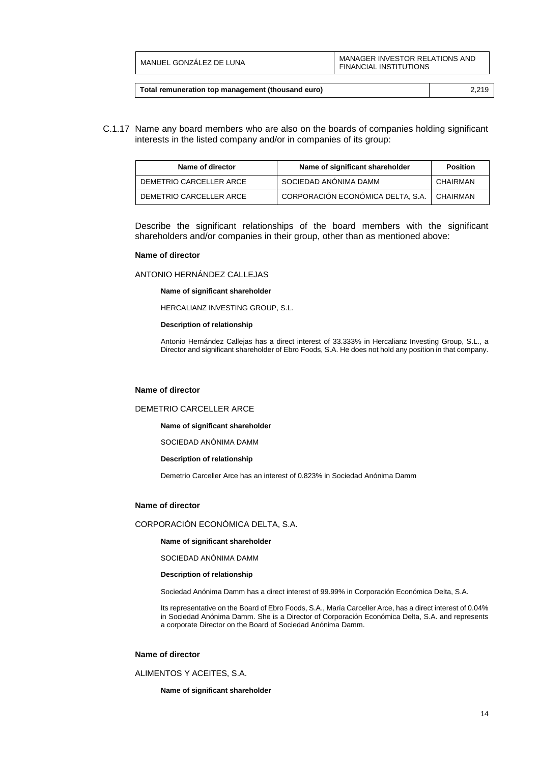| | |
|---|---|
| MANUEL GONZÁLEZ DE LUNA | MANAGER INVESTOR RELATIONS AND FINANCIAL INSTITUTIONS |

| Total remuneration top management (thousand euro) | 2,219 |
|---|---|

C.1.17 Name any board members who are also on the boards of companies holding significant interests in the listed company and/or in companies of its group:

| Name of director | Name of significant shareholder | Position |
|---|---|---|
| DEMETRIO CARCELLER ARCE | SOCIEDAD ANÓNIMA DAMM | CHAIRMAN |
| DEMETRIO CARCELLER ARCE | CORPORACIÓN ECONÓMICA DELTA, S.A. | CHAIRMAN |

Describe the significant relationships of the board members with the significant shareholders and/or companies in their group, other than as mentioned above:

**Name of director**

ANTONIO HERNÁNDEZ CALLEJAS

**Name of significant shareholder**

HERCALIANZ INVESTING GROUP, S.L.

**Description of relationship**

Antonio Hernández Callejas has a direct interest of 33.333% in Hercalianz Investing Group, S.L., a Director and significant shareholder of Ebro Foods, S.A. He does not hold any position in that company.

**Name of director**

DEMETRIO CARCELLER ARCE

**Name of significant shareholder**

SOCIEDAD ANÓNIMA DAMM

**Description of relationship**

Demetrio Carceller Arce has an interest of 0.823% in Sociedad Anónima Damm

**Name of director**

CORPORACIÓN ECONÓMICA DELTA, S.A.

**Name of significant shareholder**

SOCIEDAD ANÓNIMA DAMM

**Description of relationship**

Sociedad Anónima Damm has a direct interest of 99.99% in Corporación Económica Delta, S.A.

Its representative on the Board of Ebro Foods, S.A., María Carceller Arce, has a direct interest of 0.04% in Sociedad Anónima Damm. She is a Director of Corporación Económica Delta, S.A. and represents a corporate Director on the Board of Sociedad Anónima Damm.

**Name of director**

ALIMENTOS Y ACEITES, S.A.

**Name of significant shareholder**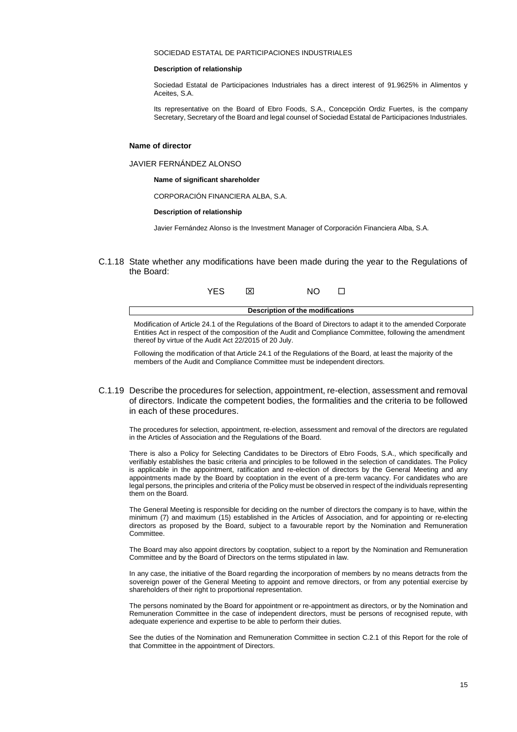SOCIEDAD ESTATAL DE PARTICIPACIONES INDUSTRIALES

**Description of relationship**

Sociedad Estatal de Participaciones Industriales has a direct interest of 91.9625% in Alimentos y Aceites, S.A.

Its representative on the Board of Ebro Foods, S.A., Concepción Ordiz Fuertes, is the company Secretary, Secretary of the Board and legal counsel of Sociedad Estatal de Participaciones Industriales.

**Name of director**

JAVIER FERNÁNDEZ ALONSO

**Name of significant shareholder**

CORPORACIÓN FINANCIERA ALBA, S.A.

**Description of relationship**

Javier Fernández Alonso is the Investment Manager of Corporación Financiera Alba, S.A.

C.1.18 State whether any modifications have been made during the year to the Regulations of the Board:

YES ☒ NO ☐

| Description of the modifications |
|---|
| Modification of Article 24.1 of the Regulations of the Board of Directors to adapt it to the amended Corporate Entities Act in respect of the composition of the Audit and Compliance Committee, following the amendment thereof by virtue of the Audit Act 22/2015 of 20 July.<br><br>Following the modification of that Article 24.1 of the Regulations of the Board, at least the majority of the members of the Audit and Compliance Committee must be independent directors. |

C.1.19 Describe the procedures for selection, appointment, re-election, assessment and removal of directors. Indicate the competent bodies, the formalities and the criteria to be followed in each of these procedures.

The procedures for selection, appointment, re-election, assessment and removal of the directors are regulated in the Articles of Association and the Regulations of the Board.

There is also a Policy for Selecting Candidates to be Directors of Ebro Foods, S.A., which specifically and verifiably establishes the basic criteria and principles to be followed in the selection of candidates. The Policy is applicable in the appointment, ratification and re-election of directors by the General Meeting and any appointments made by the Board by cooptation in the event of a pre-term vacancy. For candidates who are legal persons, the principles and criteria of the Policy must be observed in respect of the individuals representing them on the Board.

The General Meeting is responsible for deciding on the number of directors the company is to have, within the minimum (7) and maximum (15) established in the Articles of Association, and for appointing or re-electing directors as proposed by the Board, subject to a favourable report by the Nomination and Remuneration Committee.

The Board may also appoint directors by cooptation, subject to a report by the Nomination and Remuneration Committee and by the Board of Directors on the terms stipulated in law.

In any case, the initiative of the Board regarding the incorporation of members by no means detracts from the sovereign power of the General Meeting to appoint and remove directors, or from any potential exercise by shareholders of their right to proportional representation.

The persons nominated by the Board for appointment or re-appointment as directors, or by the Nomination and Remuneration Committee in the case of independent directors, must be persons of recognised repute, with adequate experience and expertise to be able to perform their duties.

See the duties of the Nomination and Remuneration Committee in section C.2.1 of this Report for the role of that Committee in the appointment of Directors.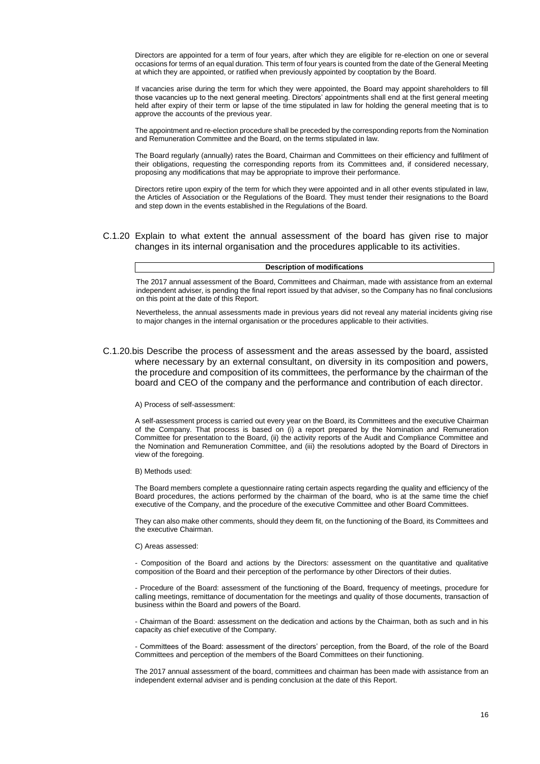Directors are appointed for a term of four years, after which they are eligible for re-election on one or several occasions for terms of an equal duration. This term of four years is counted from the date of the General Meeting at which they are appointed, or ratified when previously appointed by cooptation by the Board.

If vacancies arise during the term for which they were appointed, the Board may appoint shareholders to fill those vacancies up to the next general meeting. Directors' appointments shall end at the first general meeting held after expiry of their term or lapse of the time stipulated in law for holding the general meeting that is to approve the accounts of the previous year.

The appointment and re-election procedure shall be preceded by the corresponding reports from the Nomination and Remuneration Committee and the Board, on the terms stipulated in law.

The Board regularly (annually) rates the Board, Chairman and Committees on their efficiency and fulfilment of their obligations, requesting the corresponding reports from its Committees and, if considered necessary, proposing any modifications that may be appropriate to improve their performance.

Directors retire upon expiry of the term for which they were appointed and in all other events stipulated in law, the Articles of Association or the Regulations of the Board. They must tender their resignations to the Board and step down in the events established in the Regulations of the Board.

## C.1.20 Explain to what extent the annual assessment of the board has given rise to major changes in its internal organisation and the procedures applicable to its activities.

| **Description of modifications** |
| --- |

The 2017 annual assessment of the Board, Committees and Chairman, made with assistance from an external independent adviser, is pending the final report issued by that adviser, so the Company has no final conclusions on this point at the date of this Report.

Nevertheless, the annual assessments made in previous years did not reveal any material incidents giving rise to major changes in the internal organisation or the procedures applicable to their activities.

## C.1.20.bis Describe the process of assessment and the areas assessed by the board, assisted where necessary by an external consultant, on diversity in its composition and powers, the procedure and composition of its committees, the performance by the chairman of the board and CEO of the company and the performance and contribution of each director.

A) Process of self-assessment:

A self-assessment process is carried out every year on the Board, its Committees and the executive Chairman of the Company. That process is based on (i) a report prepared by the Nomination and Remuneration Committee for presentation to the Board, (ii) the activity reports of the Audit and Compliance Committee and the Nomination and Remuneration Committee, and (iii) the resolutions adopted by the Board of Directors in view of the foregoing.

B) Methods used:

The Board members complete a questionnaire rating certain aspects regarding the quality and efficiency of the Board procedures, the actions performed by the chairman of the board, who is at the same time the chief executive of the Company, and the procedure of the executive Committee and other Board Committees.

They can also make other comments, should they deem fit, on the functioning of the Board, its Committees and the executive Chairman.

C) Areas assessed:

- Composition of the Board and actions by the Directors: assessment on the quantitative and qualitative composition of the Board and their perception of the performance by other Directors of their duties.

- Procedure of the Board: assessment of the functioning of the Board, frequency of meetings, procedure for calling meetings, remittance of documentation for the meetings and quality of those documents, transaction of business within the Board and powers of the Board.

- Chairman of the Board: assessment on the dedication and actions by the Chairman, both as such and in his capacity as chief executive of the Company.

- Committees of the Board: assessment of the directors' perception, from the Board, of the role of the Board Committees and perception of the members of the Board Committees on their functioning.

The 2017 annual assessment of the board, committees and chairman has been made with assistance from an independent external adviser and is pending conclusion at the date of this Report.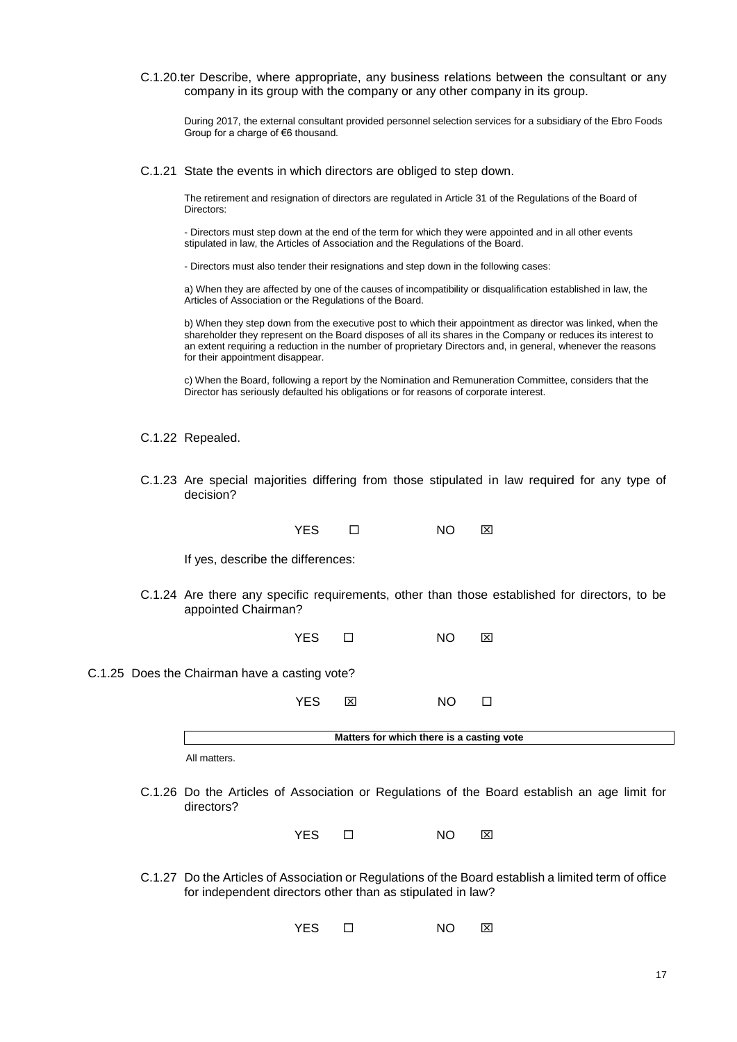C.1.20.ter Describe, where appropriate, any business relations between the consultant or any company in its group with the company or any other company in its group.

During 2017, the external consultant provided personnel selection services for a subsidiary of the Ebro Foods Group for a charge of €6 thousand.

C.1.21 State the events in which directors are obliged to step down.

The retirement and resignation of directors are regulated in Article 31 of the Regulations of the Board of Directors:

- Directors must step down at the end of the term for which they were appointed and in all other events stipulated in law, the Articles of Association and the Regulations of the Board.

- Directors must also tender their resignations and step down in the following cases:

a) When they are affected by one of the causes of incompatibility or disqualification established in law, the Articles of Association or the Regulations of the Board.

b) When they step down from the executive post to which their appointment as director was linked, when the shareholder they represent on the Board disposes of all its shares in the Company or reduces its interest to an extent requiring a reduction in the number of proprietary Directors and, in general, whenever the reasons for their appointment disappear.

c) When the Board, following a report by the Nomination and Remuneration Committee, considers that the Director has seriously defaulted his obligations or for reasons of corporate interest.

C.1.22 Repealed.

C.1.23 Are special majorities differing from those stipulated in law required for any type of decision?

YES ☐ NO ☒

If yes, describe the differences:

C.1.24 Are there any specific requirements, other than those established for directors, to be appointed Chairman?

YES ☐ NO ☒

C.1.25 Does the Chairman have a casting vote?

YES ☒ NO ☐

| Matters for which there is a casting vote |
| --- |
| All matters. |

C.1.26 Do the Articles of Association or Regulations of the Board establish an age limit for directors?

YES ☐ NO ☒

C.1.27 Do the Articles of Association or Regulations of the Board establish a limited term of office for independent directors other than as stipulated in law?

YES ☐ NO ☒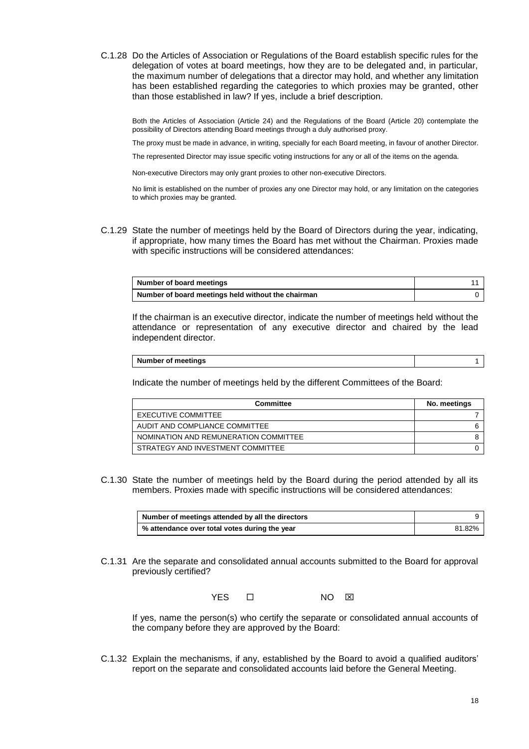C.1.28 Do the Articles of Association or Regulations of the Board establish specific rules for the delegation of votes at board meetings, how they are to be delegated and, in particular, the maximum number of delegations that a director may hold, and whether any limitation has been established regarding the categories to which proxies may be granted, other than those established in law? If yes, include a brief description.

Both the Articles of Association (Article 24) and the Regulations of the Board (Article 20) contemplate the possibility of Directors attending Board meetings through a duly authorised proxy.

The proxy must be made in advance, in writing, specially for each Board meeting, in favour of another Director.

The represented Director may issue specific voting instructions for any or all of the items on the agenda.

Non-executive Directors may only grant proxies to other non-executive Directors.

No limit is established on the number of proxies any one Director may hold, or any limitation on the categories to which proxies may be granted.

C.1.29 State the number of meetings held by the Board of Directors during the year, indicating, if appropriate, how many times the Board has met without the Chairman. Proxies made with specific instructions will be considered attendances:

| **Number of board meetings** | 11 |
|---|---|
| **Number of board meetings held without the chairman** | 0 |

If the chairman is an executive director, indicate the number of meetings held without the attendance or representation of any executive director and chaired by the lead independent director.

| **Number of meetings** | 1 |
|---|---|

Indicate the number of meetings held by the different Committees of the Board:

| Committee | No. meetings |
|---|---|
| EXECUTIVE COMMITTEE | 7 |
| AUDIT AND COMPLIANCE COMMITTEE | 6 |
| NOMINATION AND REMUNERATION COMMITTEE | 8 |
| STRATEGY AND INVESTMENT COMMITTEE | 0 |

C.1.30 State the number of meetings held by the Board during the period attended by all its members. Proxies made with specific instructions will be considered attendances:

| **Number of meetings attended by all the directors** | 9 |
|---|---|
| **% attendance over total votes during the year** | 81.82% |

C.1.31 Are the separate and consolidated annual accounts submitted to the Board for approval previously certified?

YES ☐ NO ☒

If yes, name the person(s) who certify the separate or consolidated annual accounts of the company before they are approved by the Board:

C.1.32 Explain the mechanisms, if any, established by the Board to avoid a qualified auditors' report on the separate and consolidated accounts laid before the General Meeting.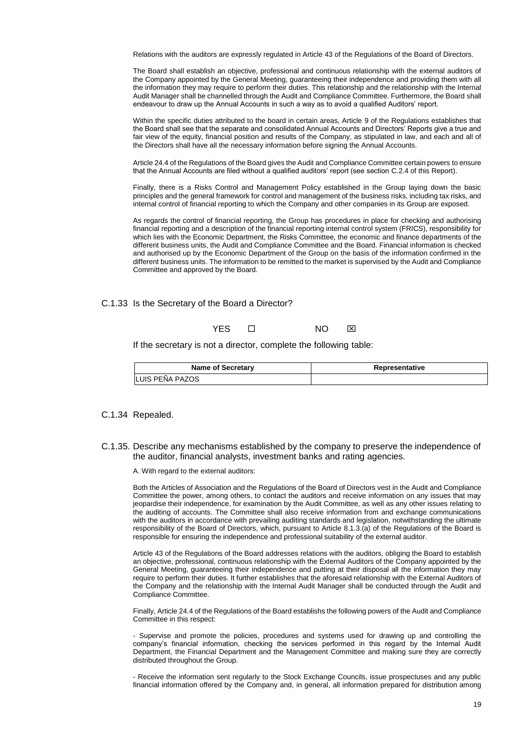Relations with the auditors are expressly regulated in Article 43 of the Regulations of the Board of Directors.

The Board shall establish an objective, professional and continuous relationship with the external auditors of the Company appointed by the General Meeting, guaranteeing their independence and providing them with all the information they may require to perform their duties. This relationship and the relationship with the Internal Audit Manager shall be channelled through the Audit and Compliance Committee. Furthermore, the Board shall endeavour to draw up the Annual Accounts in such a way as to avoid a qualified Auditors' report.

Within the specific duties attributed to the board in certain areas, Article 9 of the Regulations establishes that the Board shall see that the separate and consolidated Annual Accounts and Directors' Reports give a true and fair view of the equity, financial position and results of the Company, as stipulated in law, and each and all of the Directors shall have all the necessary information before signing the Annual Accounts.

Article 24.4 of the Regulations of the Board gives the Audit and Compliance Committee certain powers to ensure that the Annual Accounts are filed without a qualified auditors' report (see section C.2.4 of this Report).

Finally, there is a Risks Control and Management Policy established in the Group laying down the basic principles and the general framework for control and management of the business risks, including tax risks, and internal control of financial reporting to which the Company and other companies in its Group are exposed.

As regards the control of financial reporting, the Group has procedures in place for checking and authorising financial reporting and a description of the financial reporting internal control system (FRICS), responsibility for which lies with the Economic Department, the Risks Committee, the economic and finance departments of the different business units, the Audit and Compliance Committee and the Board. Financial information is checked and authorised up by the Economic Department of the Group on the basis of the information confirmed in the different business units. The information to be remitted to the market is supervised by the Audit and Compliance Committee and approved by the Board.

C.1.33 Is the Secretary of the Board a Director?

YES ☐ NO ☒

If the secretary is not a director, complete the following table:

| Name of Secretary | Representative |
|---|---|
| LUIS PEÑA PAZOS | |

C.1.34 Repealed.

C.1.35. Describe any mechanisms established by the company to preserve the independence of the auditor, financial analysts, investment banks and rating agencies.

A. With regard to the external auditors:

Both the Articles of Association and the Regulations of the Board of Directors vest in the Audit and Compliance Committee the power, among others, to contact the auditors and receive information on any issues that may jeopardise their independence, for examination by the Audit Committee, as well as any other issues relating to the auditing of accounts. The Committee shall also receive information from and exchange communications with the auditors in accordance with prevailing auditing standards and legislation, notwithstanding the ultimate responsibility of the Board of Directors, which, pursuant to Article 8.1.3.(a) of the Regulations of the Board is responsible for ensuring the independence and professional suitability of the external auditor.

Article 43 of the Regulations of the Board addresses relations with the auditors, obliging the Board to establish an objective, professional, continuous relationship with the External Auditors of the Company appointed by the General Meeting, guaranteeing their independence and putting at their disposal all the information they may require to perform their duties. It further establishes that the aforesaid relationship with the External Auditors of the Company and the relationship with the Internal Audit Manager shall be conducted through the Audit and Compliance Committee.

Finally, Article 24.4 of the Regulations of the Board establishs the following powers of the Audit and Compliance Committee in this respect:

- Supervise and promote the policies, procedures and systems used for drawing up and controlling the company's financial information, checking the services performed in this regard by the Internal Audit Department, the Financial Department and the Management Committee and making sure they are correctly distributed throughout the Group.

- Receive the information sent regularly to the Stock Exchange Councils, issue prospectuses and any public financial information offered by the Company and, in general, all information prepared for distribution among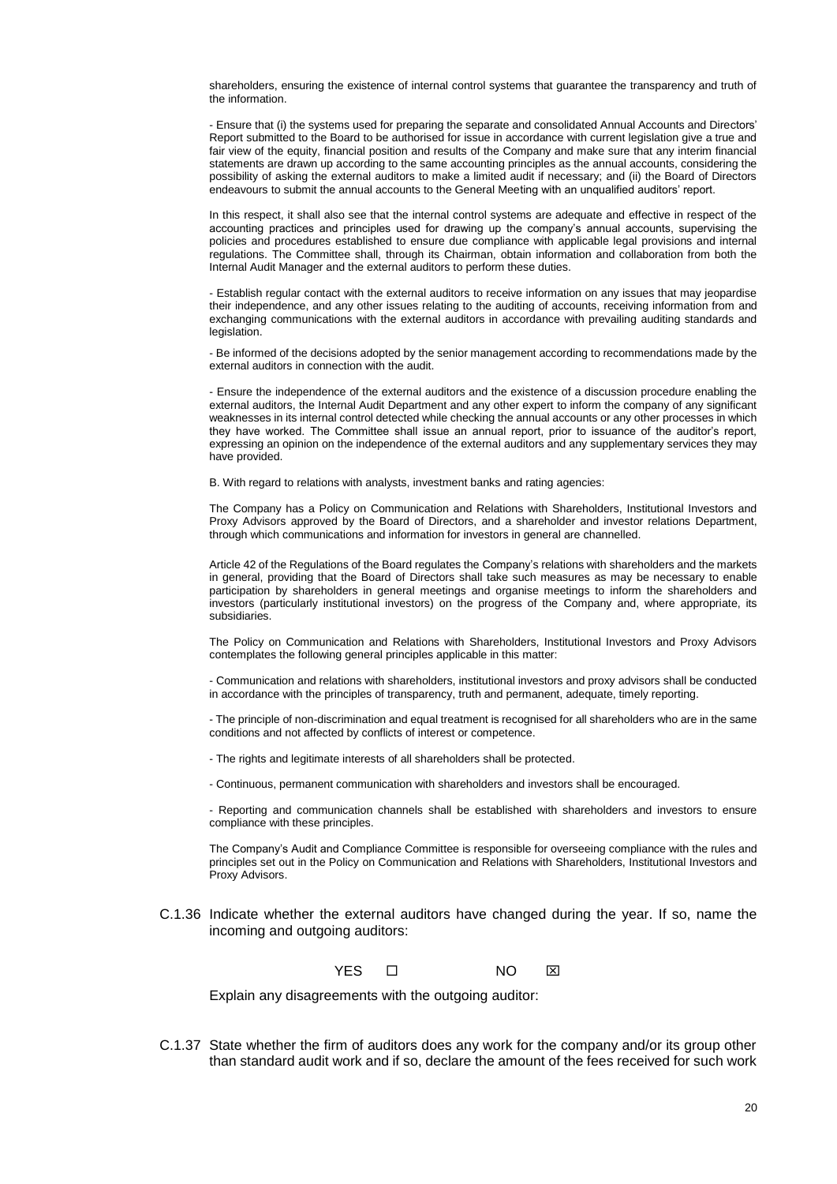shareholders, ensuring the existence of internal control systems that guarantee the transparency and truth of the information.

- Ensure that (i) the systems used for preparing the separate and consolidated Annual Accounts and Directors' Report submitted to the Board to be authorised for issue in accordance with current legislation give a true and fair view of the equity, financial position and results of the Company and make sure that any interim financial statements are drawn up according to the same accounting principles as the annual accounts, considering the possibility of asking the external auditors to make a limited audit if necessary; and (ii) the Board of Directors endeavours to submit the annual accounts to the General Meeting with an unqualified auditors' report.

In this respect, it shall also see that the internal control systems are adequate and effective in respect of the accounting practices and principles used for drawing up the company's annual accounts, supervising the policies and procedures established to ensure due compliance with applicable legal provisions and internal regulations. The Committee shall, through its Chairman, obtain information and collaboration from both the Internal Audit Manager and the external auditors to perform these duties.

- Establish regular contact with the external auditors to receive information on any issues that may jeopardise their independence, and any other issues relating to the auditing of accounts, receiving information from and exchanging communications with the external auditors in accordance with prevailing auditing standards and legislation.

- Be informed of the decisions adopted by the senior management according to recommendations made by the external auditors in connection with the audit.

- Ensure the independence of the external auditors and the existence of a discussion procedure enabling the external auditors, the Internal Audit Department and any other expert to inform the company of any significant weaknesses in its internal control detected while checking the annual accounts or any other processes in which they have worked. The Committee shall issue an annual report, prior to issuance of the auditor's report, expressing an opinion on the independence of the external auditors and any supplementary services they may have provided.

B. With regard to relations with analysts, investment banks and rating agencies:

The Company has a Policy on Communication and Relations with Shareholders, Institutional Investors and Proxy Advisors approved by the Board of Directors, and a shareholder and investor relations Department, through which communications and information for investors in general are channelled.

Article 42 of the Regulations of the Board regulates the Company's relations with shareholders and the markets in general, providing that the Board of Directors shall take such measures as may be necessary to enable participation by shareholders in general meetings and organise meetings to inform the shareholders and investors (particularly institutional investors) on the progress of the Company and, where appropriate, its subsidiaries.

The Policy on Communication and Relations with Shareholders, Institutional Investors and Proxy Advisors contemplates the following general principles applicable in this matter:

- Communication and relations with shareholders, institutional investors and proxy advisors shall be conducted in accordance with the principles of transparency, truth and permanent, adequate, timely reporting.

- The principle of non-discrimination and equal treatment is recognised for all shareholders who are in the same conditions and not affected by conflicts of interest or competence.

- The rights and legitimate interests of all shareholders shall be protected.

- Continuous, permanent communication with shareholders and investors shall be encouraged.

- Reporting and communication channels shall be established with shareholders and investors to ensure compliance with these principles.

The Company's Audit and Compliance Committee is responsible for overseeing compliance with the rules and principles set out in the Policy on Communication and Relations with Shareholders, Institutional Investors and Proxy Advisors.

C.1.36 Indicate whether the external auditors have changed during the year. If so, name the incoming and outgoing auditors:

YES ☐ NO ☒

Explain any disagreements with the outgoing auditor:

C.1.37 State whether the firm of auditors does any work for the company and/or its group other than standard audit work and if so, declare the amount of the fees received for such work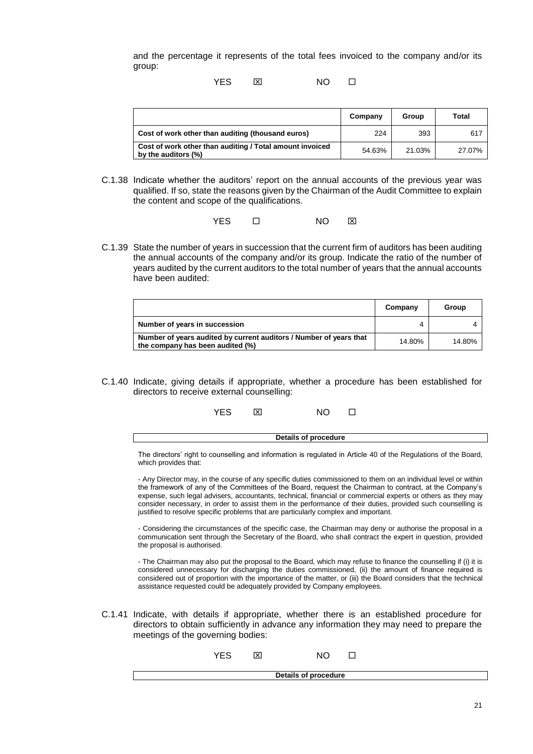and the percentage it represents of the total fees invoiced to the company and/or its group:

YES ☒ NO ☐

| | Company | Group | Total |
|---|---|---|---|
| Cost of work other than auditing (thousand euros) | 224 | 393 | 617 |
| Cost of work other than auditing / Total amount invoiced by the auditors (%) | 54.63% | 21.03% | 27.07% |

C.1.38 Indicate whether the auditors' report on the annual accounts of the previous year was qualified. If so, state the reasons given by the Chairman of the Audit Committee to explain the content and scope of the qualifications.

YES ☐ NO ☒

C.1.39 State the number of years in succession that the current firm of auditors has been auditing the annual accounts of the company and/or its group. Indicate the ratio of the number of years audited by the current auditors to the total number of years that the annual accounts have been audited:

| | Company | Group |
|---|---|---|
| Number of years in succession | 4 | 4 |
| Number of years audited by current auditors / Number of years that the company has been audited (%) | 14.80% | 14.80% |

C.1.40 Indicate, giving details if appropriate, whether a procedure has been established for directors to receive external counselling:

YES ☒ NO ☐

**Details of procedure**

The directors' right to counselling and information is regulated in Article 40 of the Regulations of the Board, which provides that:

- Any Director may, in the course of any specific duties commissioned to them on an individual level or within the framework of any of the Committees of the Board, request the Chairman to contract, at the Company's expense, such legal advisers, accountants, technical, financial or commercial experts or others as they may consider necessary, in order to assist them in the performance of their duties, provided such counselling is justified to resolve specific problems that are particularly complex and important.

- Considering the circumstances of the specific case, the Chairman may deny or authorise the proposal in a communication sent through the Secretary of the Board, who shall contract the expert in question, provided the proposal is authorised.

- The Chairman may also put the proposal to the Board, which may refuse to finance the counselling if (i) it is considered unnecessary for discharging the duties commissioned, (ii) the amount of finance required is considered out of proportion with the importance of the matter, or (iii) the Board considers that the technical assistance requested could be adequately provided by Company employees.

C.1.41 Indicate, with details if appropriate, whether there is an established procedure for directors to obtain sufficiently in advance any information they may need to prepare the meetings of the governing bodies:

YES ☒ NO ☐

**Details of procedure**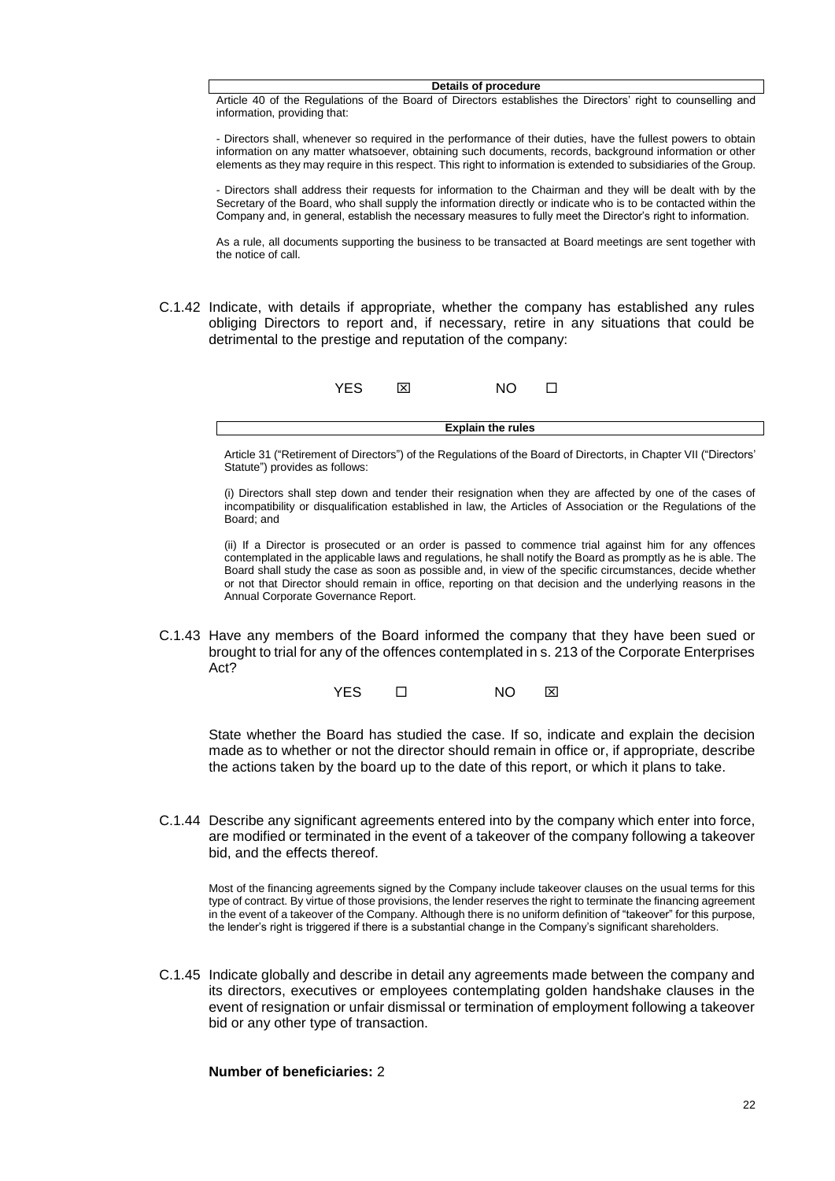**Details of procedure**

Article 40 of the Regulations of the Board of Directors establishes the Directors' right to counselling and information, providing that:

- Directors shall, whenever so required in the performance of their duties, have the fullest powers to obtain information on any matter whatsoever, obtaining such documents, records, background information or other elements as they may require in this respect. This right to information is extended to subsidiaries of the Group.

- Directors shall address their requests for information to the Chairman and they will be dealt with by the Secretary of the Board, who shall supply the information directly or indicate who is to be contacted within the Company and, in general, establish the necessary measures to fully meet the Director's right to information.

As a rule, all documents supporting the business to be transacted at Board meetings are sent together with the notice of call.

C.1.42 Indicate, with details if appropriate, whether the company has established any rules obliging Directors to report and, if necessary, retire in any situations that could be detrimental to the prestige and reputation of the company:

YES ☒ NO ☐

**Explain the rules**

Article 31 ("Retirement of Directors") of the Regulations of the Board of Directorts, in Chapter VII ("Directors' Statute") provides as follows:

(i) Directors shall step down and tender their resignation when they are affected by one of the cases of incompatibility or disqualification established in law, the Articles of Association or the Regulations of the Board; and

(ii) If a Director is prosecuted or an order is passed to commence trial against him for any offences contemplated in the applicable laws and regulations, he shall notify the Board as promptly as he is able. The Board shall study the case as soon as possible and, in view of the specific circumstances, decide whether or not that Director should remain in office, reporting on that decision and the underlying reasons in the Annual Corporate Governance Report.

C.1.43 Have any members of the Board informed the company that they have been sued or brought to trial for any of the offences contemplated in s. 213 of the Corporate Enterprises Act?

YES ☐ NO ☒

State whether the Board has studied the case. If so, indicate and explain the decision made as to whether or not the director should remain in office or, if appropriate, describe the actions taken by the board up to the date of this report, or which it plans to take.

C.1.44 Describe any significant agreements entered into by the company which enter into force, are modified or terminated in the event of a takeover of the company following a takeover bid, and the effects thereof.

Most of the financing agreements signed by the Company include takeover clauses on the usual terms for this type of contract. By virtue of those provisions, the lender reserves the right to terminate the financing agreement in the event of a takeover of the Company. Although there is no uniform definition of "takeover" for this purpose, the lender's right is triggered if there is a substantial change in the Company's significant shareholders.

C.1.45 Indicate globally and describe in detail any agreements made between the company and its directors, executives or employees contemplating golden handshake clauses in the event of resignation or unfair dismissal or termination of employment following a takeover bid or any other type of transaction.

**Number of beneficiaries:** 2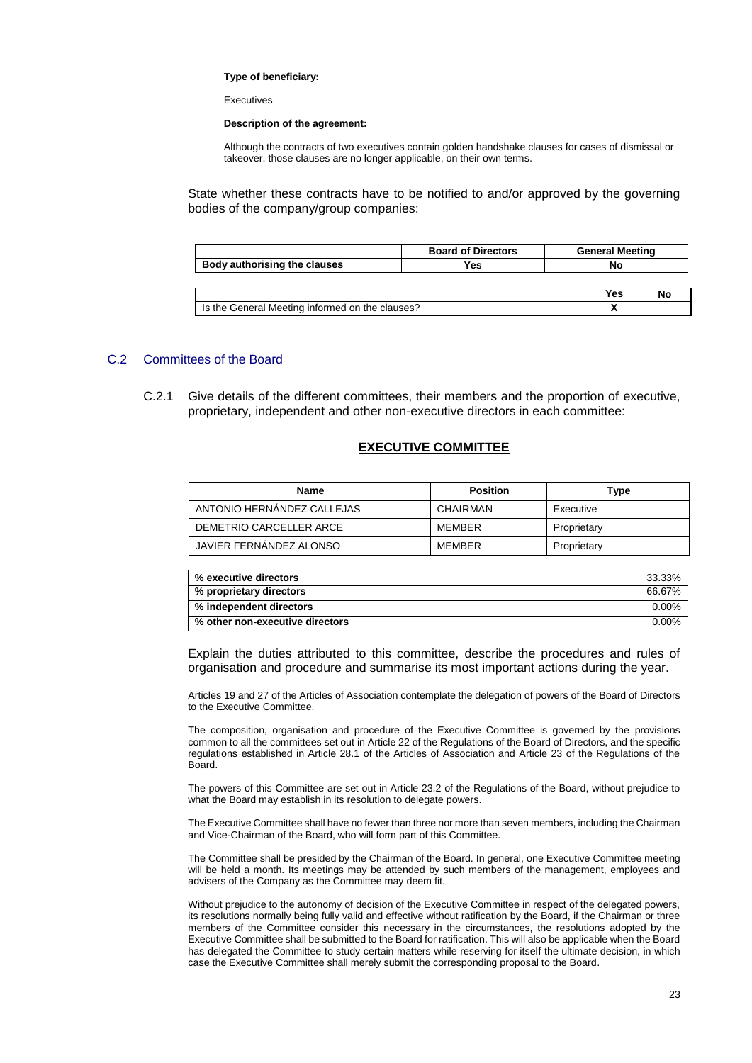**Type of beneficiary:**

Executives

**Description of the agreement:**

Although the contracts of two executives contain golden handshake clauses for cases of dismissal or takeover, those clauses are no longer applicable, on their own terms.

State whether these contracts have to be notified to and/or approved by the governing bodies of the company/group companies:

| | Board of Directors | General Meeting |
|---|---|---|
| Body authorising the clauses | Yes | No |

| | Yes | No |
|---|---|---|
| Is the General Meeting informed on the clauses? | X | |

## C.2 Committees of the Board

C.2.1 Give details of the different committees, their members and the proportion of executive, proprietary, independent and other non-executive directors in each committee:

### EXECUTIVE COMMITTEE

| Name | Position | Type |
|---|---|---|
| ANTONIO HERNÁNDEZ CALLEJAS | CHAIRMAN | Executive |
| DEMETRIO CARCELLER ARCE | MEMBER | Proprietary |
| JAVIER FERNÁNDEZ ALONSO | MEMBER | Proprietary |

| | |
|---|---|
| % executive directors | 33.33% |
| % proprietary directors | 66.67% |
| % independent directors | 0.00% |
| % other non-executive directors | 0.00% |

Explain the duties attributed to this committee, describe the procedures and rules of organisation and procedure and summarise its most important actions during the year.

Articles 19 and 27 of the Articles of Association contemplate the delegation of powers of the Board of Directors to the Executive Committee.

The composition, organisation and procedure of the Executive Committee is governed by the provisions common to all the committees set out in Article 22 of the Regulations of the Board of Directors, and the specific regulations established in Article 28.1 of the Articles of Association and Article 23 of the Regulations of the Board.

The powers of this Committee are set out in Article 23.2 of the Regulations of the Board, without prejudice to what the Board may establish in its resolution to delegate powers.

The Executive Committee shall have no fewer than three nor more than seven members, including the Chairman and Vice-Chairman of the Board, who will form part of this Committee.

The Committee shall be presided by the Chairman of the Board. In general, one Executive Committee meeting will be held a month. Its meetings may be attended by such members of the management, employees and advisers of the Company as the Committee may deem fit.

Without prejudice to the autonomy of decision of the Executive Committee in respect of the delegated powers, its resolutions normally being fully valid and effective without ratification by the Board, if the Chairman or three members of the Committee consider this necessary in the circumstances, the resolutions adopted by the Executive Committee shall be submitted to the Board for ratification. This will also be applicable when the Board has delegated the Committee to study certain matters while reserving for itself the ultimate decision, in which case the Executive Committee shall merely submit the corresponding proposal to the Board.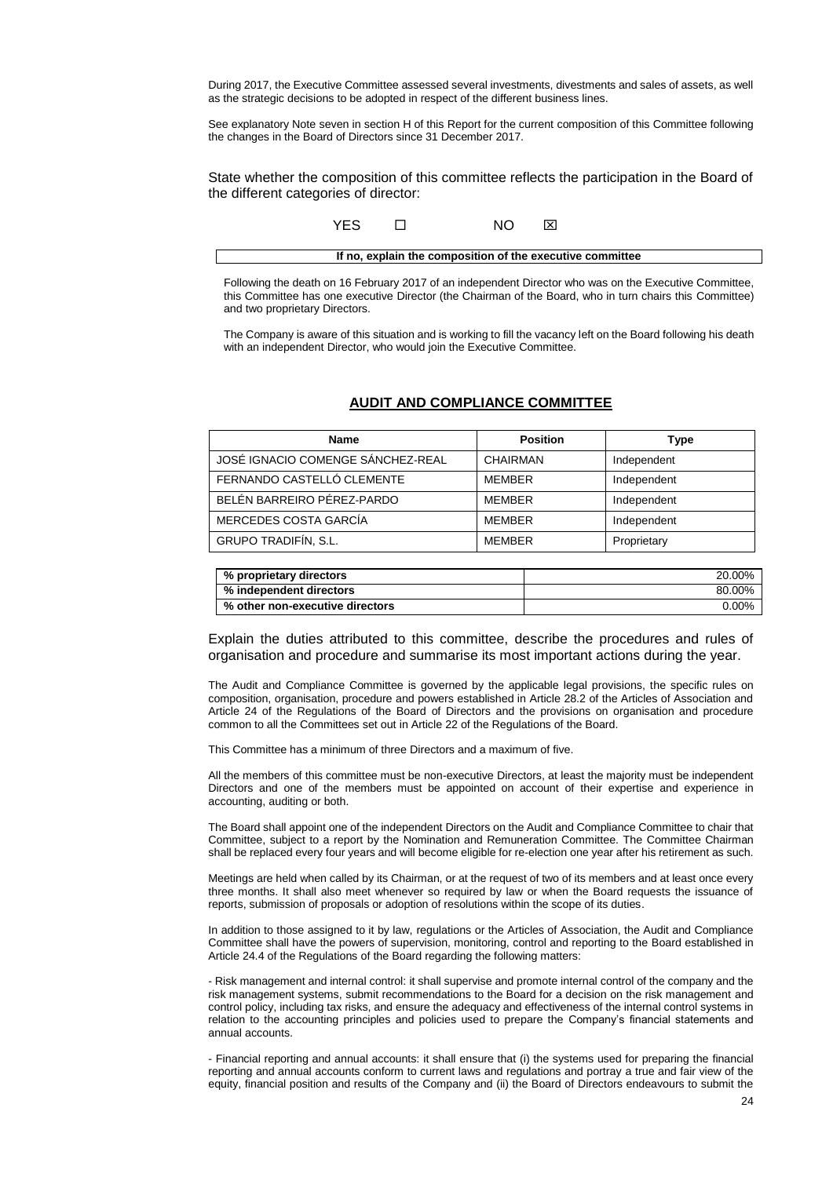During 2017, the Executive Committee assessed several investments, divestments and sales of assets, as well as the strategic decisions to be adopted in respect of the different business lines.

See explanatory Note seven in section H of this Report for the current composition of this Committee following the changes in the Board of Directors since 31 December 2017.

State whether the composition of this committee reflects the participation in the Board of the different categories of director:

YES ☐ NO ☒

| If no, explain the composition of the executive committee |
|---|

Following the death on 16 February 2017 of an independent Director who was on the Executive Committee, this Committee has one executive Director (the Chairman of the Board, who in turn chairs this Committee) and two proprietary Directors.

The Company is aware of this situation and is working to fill the vacancy left on the Board following his death with an independent Director, who would join the Executive Committee.

## AUDIT AND COMPLIANCE COMMITTEE

| Name | Position | Type |
|---|---|---|
| JOSÉ IGNACIO COMENGE SÁNCHEZ-REAL | CHAIRMAN | Independent |
| FERNANDO CASTELLÓ CLEMENTE | MEMBER | Independent |
| BELÉN BARREIRO PÉREZ-PARDO | MEMBER | Independent |
| MERCEDES COSTA GARCÍA | MEMBER | Independent |
| GRUPO TRADIFÍN, S.L. | MEMBER | Proprietary |

| | |
|---|---|
| **% proprietary directors** | 20.00% |
| **% independent directors** | 80.00% |
| **% other non-executive directors** | 0.00% |

Explain the duties attributed to this committee, describe the procedures and rules of organisation and procedure and summarise its most important actions during the year.

The Audit and Compliance Committee is governed by the applicable legal provisions, the specific rules on composition, organisation, procedure and powers established in Article 28.2 of the Articles of Association and Article 24 of the Regulations of the Board of Directors and the provisions on organisation and procedure common to all the Committees set out in Article 22 of the Regulations of the Board.

This Committee has a minimum of three Directors and a maximum of five.

All the members of this committee must be non-executive Directors, at least the majority must be independent Directors and one of the members must be appointed on account of their expertise and experience in accounting, auditing or both.

The Board shall appoint one of the independent Directors on the Audit and Compliance Committee to chair that Committee, subject to a report by the Nomination and Remuneration Committee. The Committee Chairman shall be replaced every four years and will become eligible for re-election one year after his retirement as such.

Meetings are held when called by its Chairman, or at the request of two of its members and at least once every three months. It shall also meet whenever so required by law or when the Board requests the issuance of reports, submission of proposals or adoption of resolutions within the scope of its duties.

In addition to those assigned to it by law, regulations or the Articles of Association, the Audit and Compliance Committee shall have the powers of supervision, monitoring, control and reporting to the Board established in Article 24.4 of the Regulations of the Board regarding the following matters:

- Risk management and internal control: it shall supervise and promote internal control of the company and the risk management systems, submit recommendations to the Board for a decision on the risk management and control policy, including tax risks, and ensure the adequacy and effectiveness of the internal control systems in relation to the accounting principles and policies used to prepare the Company's financial statements and annual accounts.

- Financial reporting and annual accounts: it shall ensure that (i) the systems used for preparing the financial reporting and annual accounts conform to current laws and regulations and portray a true and fair view of the equity, financial position and results of the Company and (ii) the Board of Directors endeavours to submit the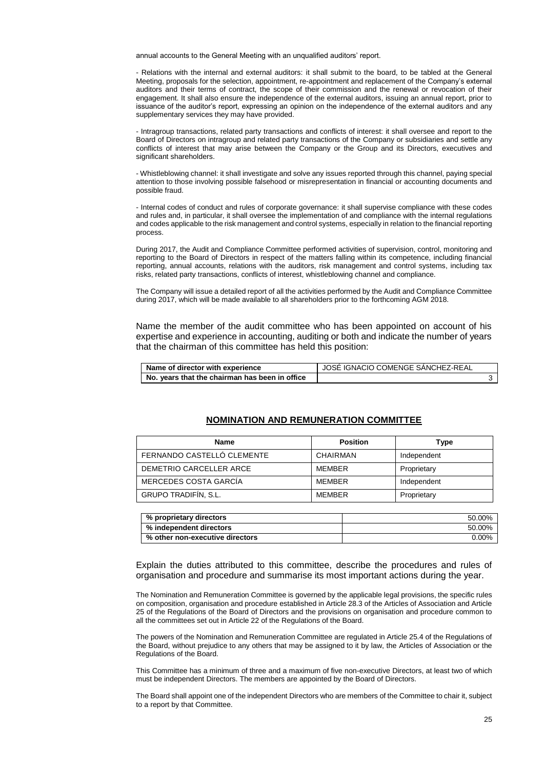annual accounts to the General Meeting with an unqualified auditors' report.

- Relations with the internal and external auditors: it shall submit to the board, to be tabled at the General Meeting, proposals for the selection, appointment, re-appointment and replacement of the Company's external auditors and their terms of contract, the scope of their commission and the renewal or revocation of their engagement. It shall also ensure the independence of the external auditors, issuing an annual report, prior to issuance of the auditor's report, expressing an opinion on the independence of the external auditors and any supplementary services they may have provided.

- Intragroup transactions, related party transactions and conflicts of interest: it shall oversee and report to the Board of Directors on intragroup and related party transactions of the Company or subsidiaries and settle any conflicts of interest that may arise between the Company or the Group and its Directors, executives and significant shareholders.

- Whistleblowing channel: it shall investigate and solve any issues reported through this channel, paying special attention to those involving possible falsehood or misrepresentation in financial or accounting documents and possible fraud.

- Internal codes of conduct and rules of corporate governance: it shall supervise compliance with these codes and rules and, in particular, it shall oversee the implementation of and compliance with the internal regulations and codes applicable to the risk management and control systems, especially in relation to the financial reporting process.

During 2017, the Audit and Compliance Committee performed activities of supervision, control, monitoring and reporting to the Board of Directors in respect of the matters falling within its competence, including financial reporting, annual accounts, relations with the auditors, risk management and control systems, including tax risks, related party transactions, conflicts of interest, whistleblowing channel and compliance.

The Company will issue a detailed report of all the activities performed by the Audit and Compliance Committee during 2017, which will be made available to all shareholders prior to the forthcoming AGM 2018.

Name the member of the audit committee who has been appointed on account of his expertise and experience in accounting, auditing or both and indicate the number of years that the chairman of this committee has held this position:

| **Name of director with experience** | JOSÉ IGNACIO COMENGE SÁNCHEZ-REAL |
|---|---|
| **No. years that the chairman has been in office** | 3 |

## NOMINATION AND REMUNERATION COMMITTEE

| Name | Position | Type |
|---|---|---|
| FERNANDO CASTELLÓ CLEMENTE | CHAIRMAN | Independent |
| DEMETRIO CARCELLER ARCE | MEMBER | Proprietary |
| MERCEDES COSTA GARCÍA | MEMBER | Independent |
| GRUPO TRADIFÍN, S.L. | MEMBER | Proprietary |

| **% proprietary directors** | 50.00% |
|---|---|
| **% independent directors** | 50.00% |
| **% other non-executive directors** | 0.00% |

Explain the duties attributed to this committee, describe the procedures and rules of organisation and procedure and summarise its most important actions during the year.

The Nomination and Remuneration Committee is governed by the applicable legal provisions, the specific rules on composition, organisation and procedure established in Article 28.3 of the Articles of Association and Article 25 of the Regulations of the Board of Directors and the provisions on organisation and procedure common to all the committees set out in Article 22 of the Regulations of the Board.

The powers of the Nomination and Remuneration Committee are regulated in Article 25.4 of the Regulations of the Board, without prejudice to any others that may be assigned to it by law, the Articles of Association or the Regulations of the Board.

This Committee has a minimum of three and a maximum of five non-executive Directors, at least two of which must be independent Directors. The members are appointed by the Board of Directors.

The Board shall appoint one of the independent Directors who are members of the Committee to chair it, subject to a report by that Committee.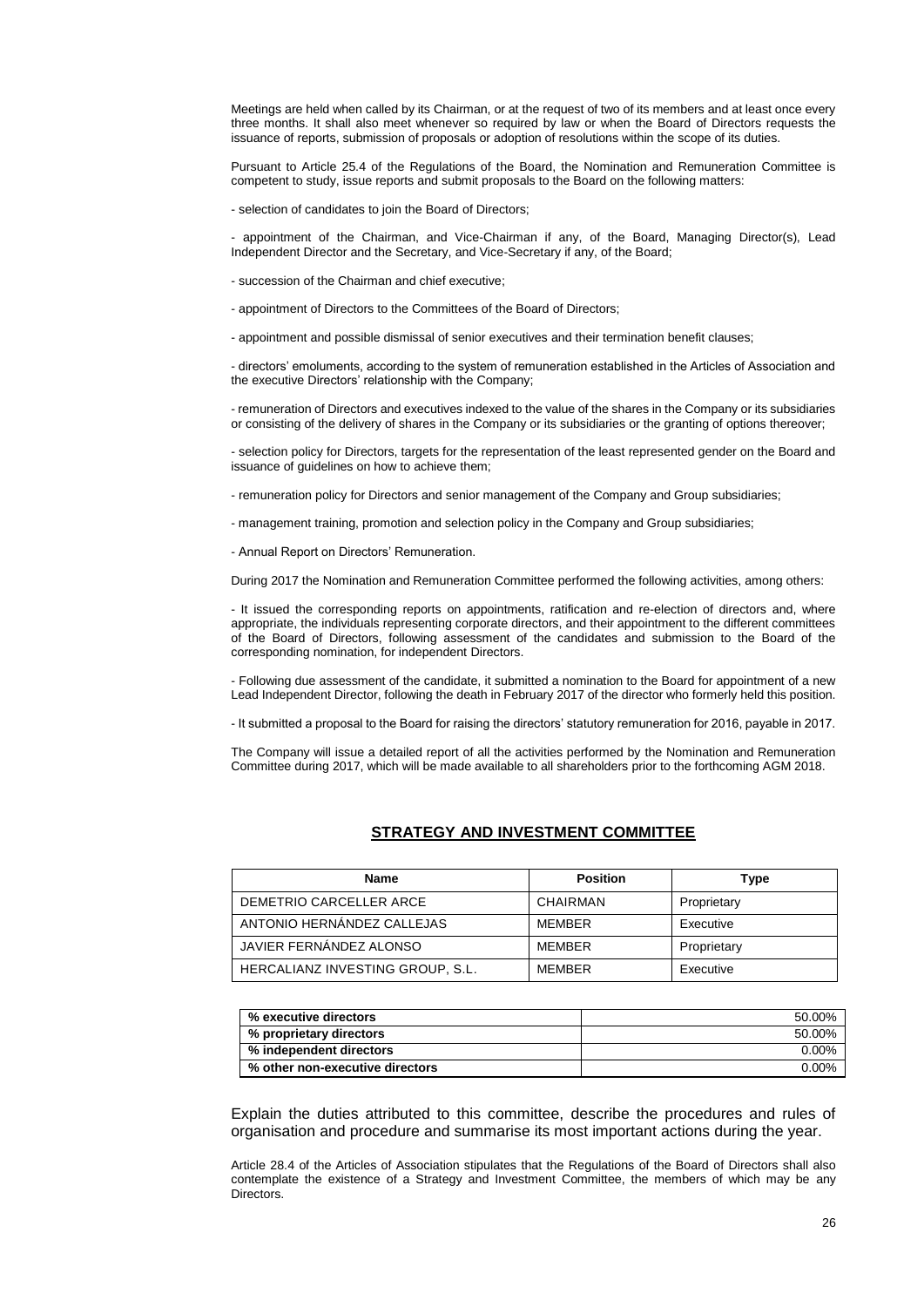Meetings are held when called by its Chairman, or at the request of two of its members and at least once every three months. It shall also meet whenever so required by law or when the Board of Directors requests the issuance of reports, submission of proposals or adoption of resolutions within the scope of its duties.

Pursuant to Article 25.4 of the Regulations of the Board, the Nomination and Remuneration Committee is competent to study, issue reports and submit proposals to the Board on the following matters:

- selection of candidates to join the Board of Directors;

- appointment of the Chairman, and Vice-Chairman if any, of the Board, Managing Director(s), Lead Independent Director and the Secretary, and Vice-Secretary if any, of the Board;

- succession of the Chairman and chief executive;

- appointment of Directors to the Committees of the Board of Directors;

- appointment and possible dismissal of senior executives and their termination benefit clauses;

- directors' emoluments, according to the system of remuneration established in the Articles of Association and the executive Directors' relationship with the Company;

- remuneration of Directors and executives indexed to the value of the shares in the Company or its subsidiaries or consisting of the delivery of shares in the Company or its subsidiaries or the granting of options thereover;

- selection policy for Directors, targets for the representation of the least represented gender on the Board and issuance of guidelines on how to achieve them;

- remuneration policy for Directors and senior management of the Company and Group subsidiaries;

- management training, promotion and selection policy in the Company and Group subsidiaries;

- Annual Report on Directors' Remuneration.

During 2017 the Nomination and Remuneration Committee performed the following activities, among others:

- It issued the corresponding reports on appointments, ratification and re-election of directors and, where appropriate, the individuals representing corporate directors, and their appointment to the different committees of the Board of Directors, following assessment of the candidates and submission to the Board of the corresponding nomination, for independent Directors.

- Following due assessment of the candidate, it submitted a nomination to the Board for appointment of a new Lead Independent Director, following the death in February 2017 of the director who formerly held this position.

- It submitted a proposal to the Board for raising the directors' statutory remuneration for 2016, payable in 2017.

The Company will issue a detailed report of all the activities performed by the Nomination and Remuneration Committee during 2017, which will be made available to all shareholders prior to the forthcoming AGM 2018.

## STRATEGY AND INVESTMENT COMMITTEE

| Name | Position | Type |
|---|---|---|
| DEMETRIO CARCELLER ARCE | CHAIRMAN | Proprietary |
| ANTONIO HERNÁNDEZ CALLEJAS | MEMBER | Executive |
| JAVIER FERNÁNDEZ ALONSO | MEMBER | Proprietary |
| HERCALIANZ INVESTING GROUP, S.L. | MEMBER | Executive |

| | |
|---|---|
| **% executive directors** | 50.00% |
| **% proprietary directors** | 50.00% |
| **% independent directors** | 0.00% |
| **% other non-executive directors** | 0.00% |

Explain the duties attributed to this committee, describe the procedures and rules of organisation and procedure and summarise its most important actions during the year.

Article 28.4 of the Articles of Association stipulates that the Regulations of the Board of Directors shall also contemplate the existence of a Strategy and Investment Committee, the members of which may be any Directors.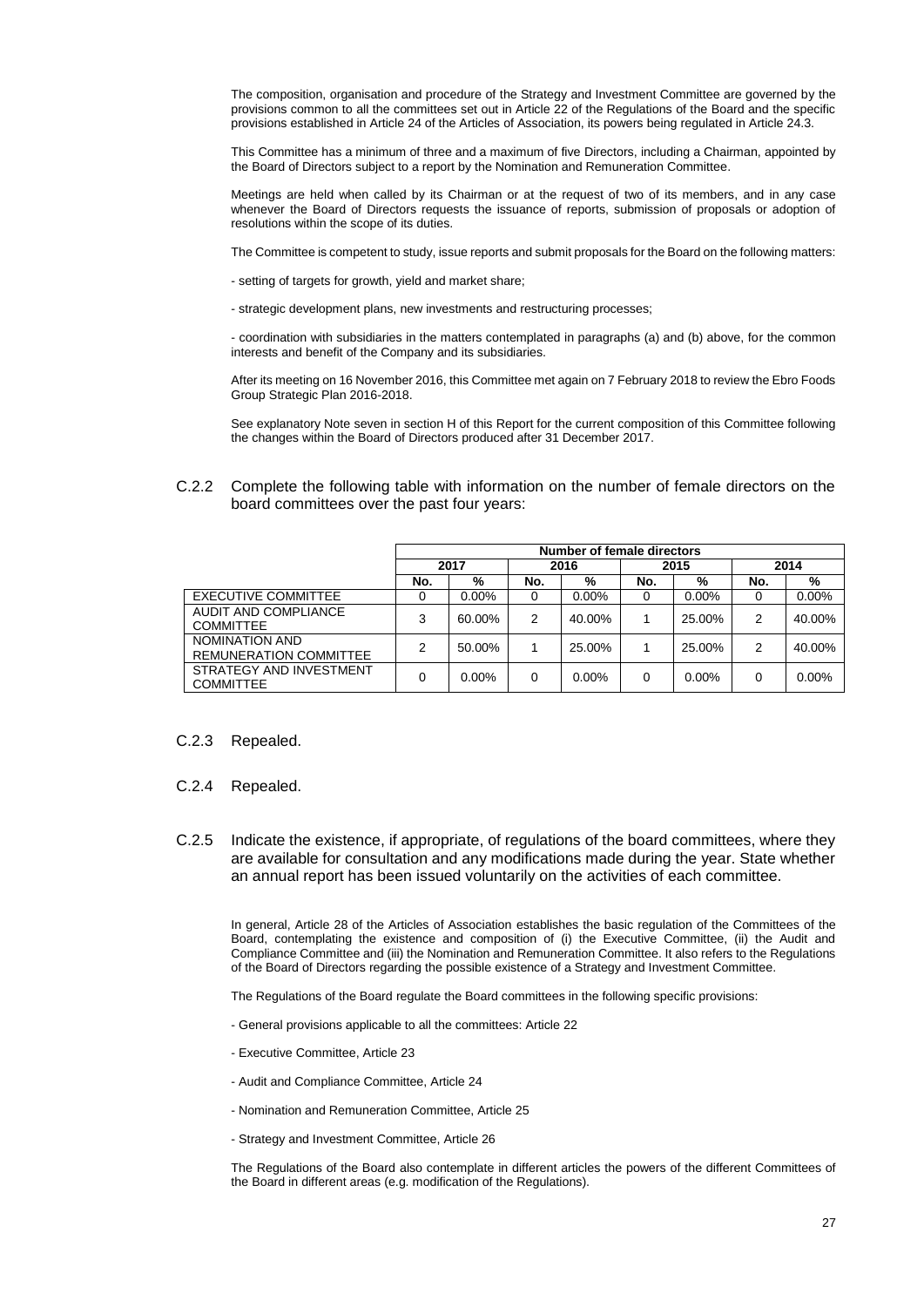The composition, organisation and procedure of the Strategy and Investment Committee are governed by the provisions common to all the committees set out in Article 22 of the Regulations of the Board and the specific provisions established in Article 24 of the Articles of Association, its powers being regulated in Article 24.3.

This Committee has a minimum of three and a maximum of five Directors, including a Chairman, appointed by the Board of Directors subject to a report by the Nomination and Remuneration Committee.

Meetings are held when called by its Chairman or at the request of two of its members, and in any case whenever the Board of Directors requests the issuance of reports, submission of proposals or adoption of resolutions within the scope of its duties.

The Committee is competent to study, issue reports and submit proposals for the Board on the following matters:

- setting of targets for growth, yield and market share;

- strategic development plans, new investments and restructuring processes;

- coordination with subsidiaries in the matters contemplated in paragraphs (a) and (b) above, for the common interests and benefit of the Company and its subsidiaries.

After its meeting on 16 November 2016, this Committee met again on 7 February 2018 to review the Ebro Foods Group Strategic Plan 2016-2018.

See explanatory Note seven in section H of this Report for the current composition of this Committee following the changes within the Board of Directors produced after 31 December 2017.

## C.2.2 Complete the following table with information on the number of female directors on the board committees over the past four years:

| | Number of female directors | | | | | | | |
|---|---|---|---|---|---|---|---|---|
| | 2017 | | 2016 | | 2015 | | 2014 | |
| | No. | % | No. | % | No. | % | No. | % |
| EXECUTIVE COMMITTEE | 0 | 0.00% | 0 | 0.00% | 0 | 0.00% | 0 | 0.00% |
| AUDIT AND COMPLIANCE COMMITTEE | 3 | 60.00% | 2 | 40.00% | 1 | 25.00% | 2 | 40.00% |
| NOMINATION AND REMUNERATION COMMITTEE | 2 | 50.00% | 1 | 25.00% | 1 | 25.00% | 2 | 40.00% |
| STRATEGY AND INVESTMENT COMMITTEE | 0 | 0.00% | 0 | 0.00% | 0 | 0.00% | 0 | 0.00% |

## C.2.3 Repealed.

## C.2.4 Repealed.

## C.2.5 Indicate the existence, if appropriate, of regulations of the board committees, where they are available for consultation and any modifications made during the year. State whether an annual report has been issued voluntarily on the activities of each committee.

In general, Article 28 of the Articles of Association establishes the basic regulation of the Committees of the Board, contemplating the existence and composition of (i) the Executive Committee, (ii) the Audit and Compliance Committee and (iii) the Nomination and Remuneration Committee. It also refers to the Regulations of the Board of Directors regarding the possible existence of a Strategy and Investment Committee.

The Regulations of the Board regulate the Board committees in the following specific provisions:

- General provisions applicable to all the committees: Article 22

- Executive Committee, Article 23

- Audit and Compliance Committee, Article 24

- Nomination and Remuneration Committee, Article 25

- Strategy and Investment Committee, Article 26

The Regulations of the Board also contemplate in different articles the powers of the different Committees of the Board in different areas (e.g. modification of the Regulations).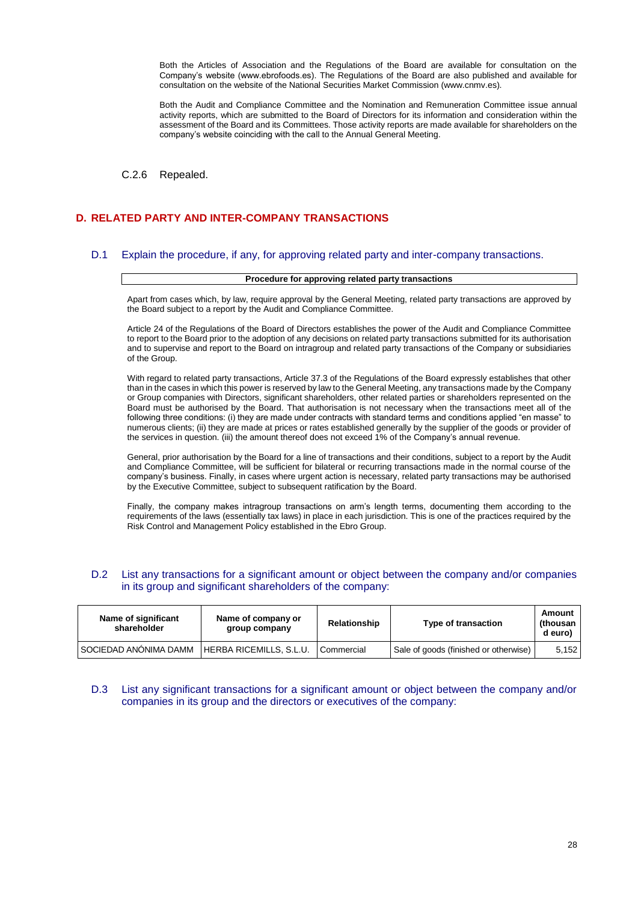Both the Articles of Association and the Regulations of the Board are available for consultation on the Company's website (www.ebrofoods.es). The Regulations of the Board are also published and available for consultation on the website of the National Securities Market Commission (www.cnmv.es).

Both the Audit and Compliance Committee and the Nomination and Remuneration Committee issue annual activity reports, which are submitted to the Board of Directors for its information and consideration within the assessment of the Board and its Committees. Those activity reports are made available for shareholders on the company's website coinciding with the call to the Annual General Meeting.

C.2.6 Repealed.

## D. RELATED PARTY AND INTER-COMPANY TRANSACTIONS

### D.1 Explain the procedure, if any, for approving related party and inter-company transactions.

| Procedure for approving related party transactions |
|---|

Apart from cases which, by law, require approval by the General Meeting, related party transactions are approved by the Board subject to a report by the Audit and Compliance Committee.

Article 24 of the Regulations of the Board of Directors establishes the power of the Audit and Compliance Committee to report to the Board prior to the adoption of any decisions on related party transactions submitted for its authorisation and to supervise and report to the Board on intragroup and related party transactions of the Company or subsidiaries of the Group.

With regard to related party transactions, Article 37.3 of the Regulations of the Board expressly establishes that other than in the cases in which this power is reserved by law to the General Meeting, any transactions made by the Company or Group companies with Directors, significant shareholders, other related parties or shareholders represented on the Board must be authorised by the Board. That authorisation is not necessary when the transactions meet all of the following three conditions: (i) they are made under contracts with standard terms and conditions applied "en masse" to numerous clients; (ii) they are made at prices or rates established generally by the supplier of the goods or provider of the services in question. (iii) the amount thereof does not exceed 1% of the Company's annual revenue.

General, prior authorisation by the Board for a line of transactions and their conditions, subject to a report by the Audit and Compliance Committee, will be sufficient for bilateral or recurring transactions made in the normal course of the company's business. Finally, in cases where urgent action is necessary, related party transactions may be authorised by the Executive Committee, subject to subsequent ratification by the Board.

Finally, the company makes intragroup transactions on arm's length terms, documenting them according to the requirements of the laws (essentially tax laws) in place in each jurisdiction. This is one of the practices required by the Risk Control and Management Policy established in the Ebro Group.

### D.2 List any transactions for a significant amount or object between the company and/or companies in its group and significant shareholders of the company:

| Name of significant shareholder | Name of company or group company | Relationship | Type of transaction | Amount (thousand euro) |
|---|---|---|---|---|
| SOCIEDAD ANÓNIMA DAMM | HERBA RICEMILLS, S.L.U. | Commercial | Sale of goods (finished or otherwise) | 5,152 |

### D.3 List any significant transactions for a significant amount or object between the company and/or companies in its group and the directors or executives of the company: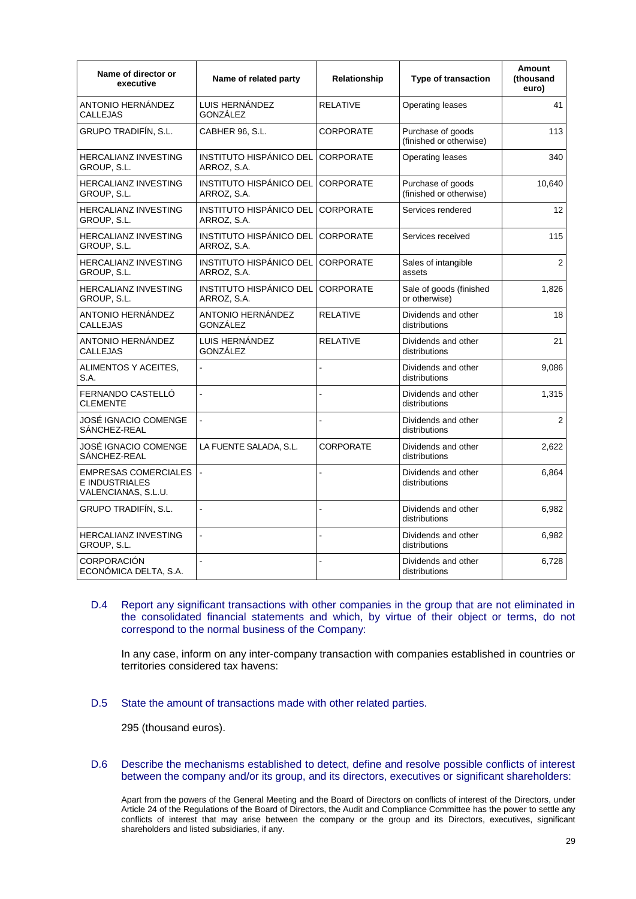| Name of director or executive | Name of related party | Relationship | Type of transaction | Amount (thousand euro) |
|---|---|---|---|---|
| ANTONIO HERNÁNDEZ CALLEJAS | LUIS HERNÁNDEZ GONZÁLEZ | RELATIVE | Operating leases | 41 |
| GRUPO TRADIFÍN, S.L. | CABHER 96, S.L. | CORPORATE | Purchase of goods (finished or otherwise) | 113 |
| HERCALIANZ INVESTING GROUP, S.L. | INSTITUTO HISPÁNICO DEL ARROZ, S.A. | CORPORATE | Operating leases | 340 |
| HERCALIANZ INVESTING GROUP, S.L. | INSTITUTO HISPÁNICO DEL ARROZ, S.A. | CORPORATE | Purchase of goods (finished or otherwise) | 10,640 |
| HERCALIANZ INVESTING GROUP, S.L. | INSTITUTO HISPÁNICO DEL ARROZ, S.A. | CORPORATE | Services rendered | 12 |
| HERCALIANZ INVESTING GROUP, S.L. | INSTITUTO HISPÁNICO DEL ARROZ, S.A. | CORPORATE | Services received | 115 |
| HERCALIANZ INVESTING GROUP, S.L. | INSTITUTO HISPÁNICO DEL ARROZ, S.A. | CORPORATE | Sales of intangible assets | 2 |
| HERCALIANZ INVESTING GROUP, S.L. | INSTITUTO HISPÁNICO DEL ARROZ, S.A. | CORPORATE | Sale of goods (finished or otherwise) | 1,826 |
| ANTONIO HERNÁNDEZ CALLEJAS | ANTONIO HERNÁNDEZ GONZÁLEZ | RELATIVE | Dividends and other distributions | 18 |
| ANTONIO HERNÁNDEZ CALLEJAS | LUIS HERNÁNDEZ GONZÁLEZ | RELATIVE | Dividends and other distributions | 21 |
| ALIMENTOS Y ACEITES, S.A. | - | - | Dividends and other distributions | 9,086 |
| FERNANDO CASTELLÓ CLEMENTE | - | - | Dividends and other distributions | 1,315 |
| JOSÉ IGNACIO COMENGE SÁNCHEZ-REAL | - | - | Dividends and other distributions | 2 |
| JOSÉ IGNACIO COMENGE SÁNCHEZ-REAL | LA FUENTE SALADA, S.L. | CORPORATE | Dividends and other distributions | 2,622 |
| EMPRESAS COMERCIALES E INDUSTRIALES VALENCIANAS, S.L.U. | - | - | Dividends and other distributions | 6,864 |
| GRUPO TRADIFÍN, S.L. | - | - | Dividends and other distributions | 6,982 |
| HERCALIANZ INVESTING GROUP, S.L. | - | - | Dividends and other distributions | 6,982 |
| CORPORACIÓN ECONÓMICA DELTA, S.A. | - | - | Dividends and other distributions | 6,728 |

**D.4** Report any significant transactions with other companies in the group that are not eliminated in the consolidated financial statements and which, by virtue of their object or terms, do not correspond to the normal business of the Company:

In any case, inform on any inter-company transaction with companies established in countries or territories considered tax havens:

**D.5** State the amount of transactions made with other related parties.

295 (thousand euros).

**D.6** Describe the mechanisms established to detect, define and resolve possible conflicts of interest between the company and/or its group, and its directors, executives or significant shareholders:

Apart from the powers of the General Meeting and the Board of Directors on conflicts of interest of the Directors, under Article 24 of the Regulations of the Board of Directors, the Audit and Compliance Committee has the power to settle any conflicts of interest that may arise between the company or the group and its Directors, executives, significant shareholders and listed subsidiaries, if any.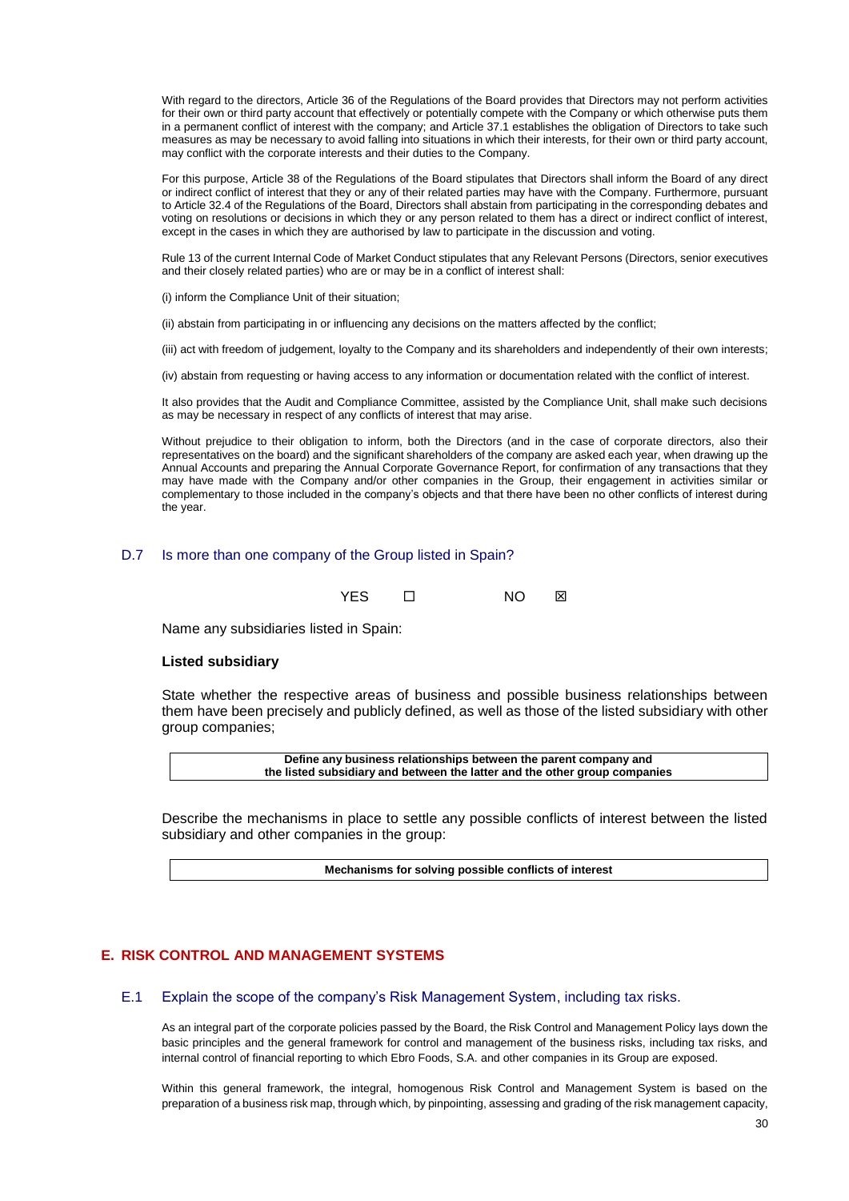With regard to the directors, Article 36 of the Regulations of the Board provides that Directors may not perform activities for their own or third party account that effectively or potentially compete with the Company or which otherwise puts them in a permanent conflict of interest with the company; and Article 37.1 establishes the obligation of Directors to take such measures as may be necessary to avoid falling into situations in which their interests, for their own or third party account, may conflict with the corporate interests and their duties to the Company.

For this purpose, Article 38 of the Regulations of the Board stipulates that Directors shall inform the Board of any direct or indirect conflict of interest that they or any of their related parties may have with the Company. Furthermore, pursuant to Article 32.4 of the Regulations of the Board, Directors shall abstain from participating in the corresponding debates and voting on resolutions or decisions in which they or any person related to them has a direct or indirect conflict of interest, except in the cases in which they are authorised by law to participate in the discussion and voting.

Rule 13 of the current Internal Code of Market Conduct stipulates that any Relevant Persons (Directors, senior executives and their closely related parties) who are or may be in a conflict of interest shall:

(i) inform the Compliance Unit of their situation;

(ii) abstain from participating in or influencing any decisions on the matters affected by the conflict;

(iii) act with freedom of judgement, loyalty to the Company and its shareholders and independently of their own interests;

(iv) abstain from requesting or having access to any information or documentation related with the conflict of interest.

It also provides that the Audit and Compliance Committee, assisted by the Compliance Unit, shall make such decisions as may be necessary in respect of any conflicts of interest that may arise.

Without prejudice to their obligation to inform, both the Directors (and in the case of corporate directors, also their representatives on the board) and the significant shareholders of the company are asked each year, when drawing up the Annual Accounts and preparing the Annual Corporate Governance Report, for confirmation of any transactions that they may have made with the Company and/or other companies in the Group, their engagement in activities similar or complementary to those included in the company's objects and that there have been no other conflicts of interest during the year.

### D.7 Is more than one company of the Group listed in Spain?

YES ☐ NO ☒

Name any subsidiaries listed in Spain:

**Listed subsidiary**

State whether the respective areas of business and possible business relationships between them have been precisely and publicly defined, as well as those of the listed subsidiary with other group companies;

| Define any business relationships between the parent company and the listed subsidiary and between the latter and the other group companies |
|---|

Describe the mechanisms in place to settle any possible conflicts of interest between the listed subsidiary and other companies in the group:

| Mechanisms for solving possible conflicts of interest |
|---|

## E. RISK CONTROL AND MANAGEMENT SYSTEMS

### E.1 Explain the scope of the company's Risk Management System, including tax risks.

As an integral part of the corporate policies passed by the Board, the Risk Control and Management Policy lays down the basic principles and the general framework for control and management of the business risks, including tax risks, and internal control of financial reporting to which Ebro Foods, S.A. and other companies in its Group are exposed.

Within this general framework, the integral, homogenous Risk Control and Management System is based on the preparation of a business risk map, through which, by pinpointing, assessing and grading of the risk management capacity,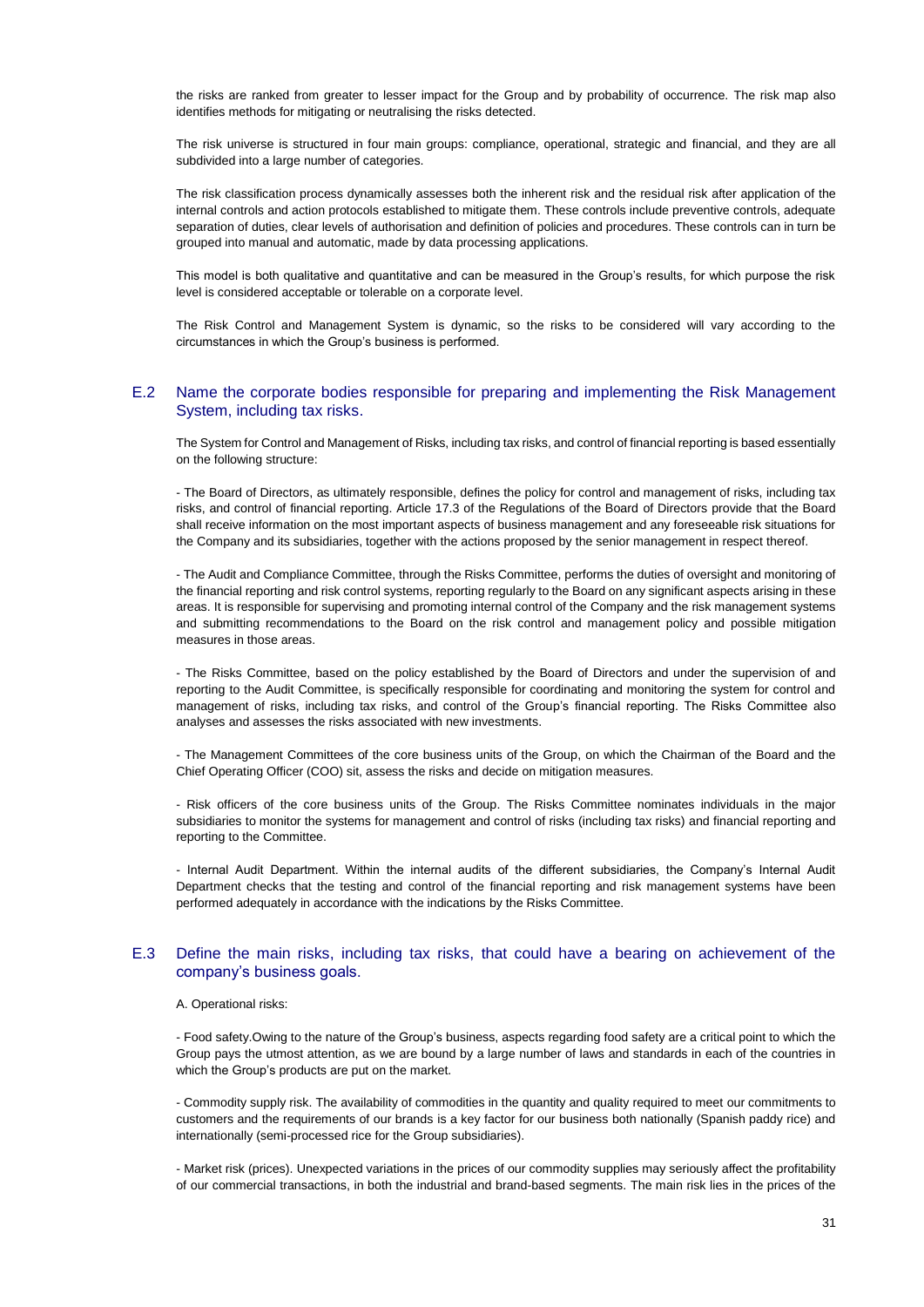the risks are ranked from greater to lesser impact for the Group and by probability of occurrence. The risk map also identifies methods for mitigating or neutralising the risks detected.

The risk universe is structured in four main groups: compliance, operational, strategic and financial, and they are all subdivided into a large number of categories.

The risk classification process dynamically assesses both the inherent risk and the residual risk after application of the internal controls and action protocols established to mitigate them. These controls include preventive controls, adequate separation of duties, clear levels of authorisation and definition of policies and procedures. These controls can in turn be grouped into manual and automatic, made by data processing applications.

This model is both qualitative and quantitative and can be measured in the Group's results, for which purpose the risk level is considered acceptable or tolerable on a corporate level.

The Risk Control and Management System is dynamic, so the risks to be considered will vary according to the circumstances in which the Group's business is performed.

## E.2 Name the corporate bodies responsible for preparing and implementing the Risk Management System, including tax risks.

The System for Control and Management of Risks, including tax risks, and control of financial reporting is based essentially on the following structure:

- The Board of Directors, as ultimately responsible, defines the policy for control and management of risks, including tax risks, and control of financial reporting. Article 17.3 of the Regulations of the Board of Directors provide that the Board shall receive information on the most important aspects of business management and any foreseeable risk situations for the Company and its subsidiaries, together with the actions proposed by the senior management in respect thereof.

- The Audit and Compliance Committee, through the Risks Committee, performs the duties of oversight and monitoring of the financial reporting and risk control systems, reporting regularly to the Board on any significant aspects arising in these areas. It is responsible for supervising and promoting internal control of the Company and the risk management systems and submitting recommendations to the Board on the risk control and management policy and possible mitigation measures in those areas.

- The Risks Committee, based on the policy established by the Board of Directors and under the supervision of and reporting to the Audit Committee, is specifically responsible for coordinating and monitoring the system for control and management of risks, including tax risks, and control of the Group's financial reporting. The Risks Committee also analyses and assesses the risks associated with new investments.

- The Management Committees of the core business units of the Group, on which the Chairman of the Board and the Chief Operating Officer (COO) sit, assess the risks and decide on mitigation measures.

- Risk officers of the core business units of the Group. The Risks Committee nominates individuals in the major subsidiaries to monitor the systems for management and control of risks (including tax risks) and financial reporting and reporting to the Committee.

- Internal Audit Department. Within the internal audits of the different subsidiaries, the Company's Internal Audit Department checks that the testing and control of the financial reporting and risk management systems have been performed adequately in accordance with the indications by the Risks Committee.

## E.3 Define the main risks, including tax risks, that could have a bearing on achievement of the company's business goals.

A. Operational risks:

- Food safety.Owing to the nature of the Group's business, aspects regarding food safety are a critical point to which the Group pays the utmost attention, as we are bound by a large number of laws and standards in each of the countries in which the Group's products are put on the market.

- Commodity supply risk. The availability of commodities in the quantity and quality required to meet our commitments to customers and the requirements of our brands is a key factor for our business both nationally (Spanish paddy rice) and internationally (semi-processed rice for the Group subsidiaries).

- Market risk (prices). Unexpected variations in the prices of our commodity supplies may seriously affect the profitability of our commercial transactions, in both the industrial and brand-based segments. The main risk lies in the prices of the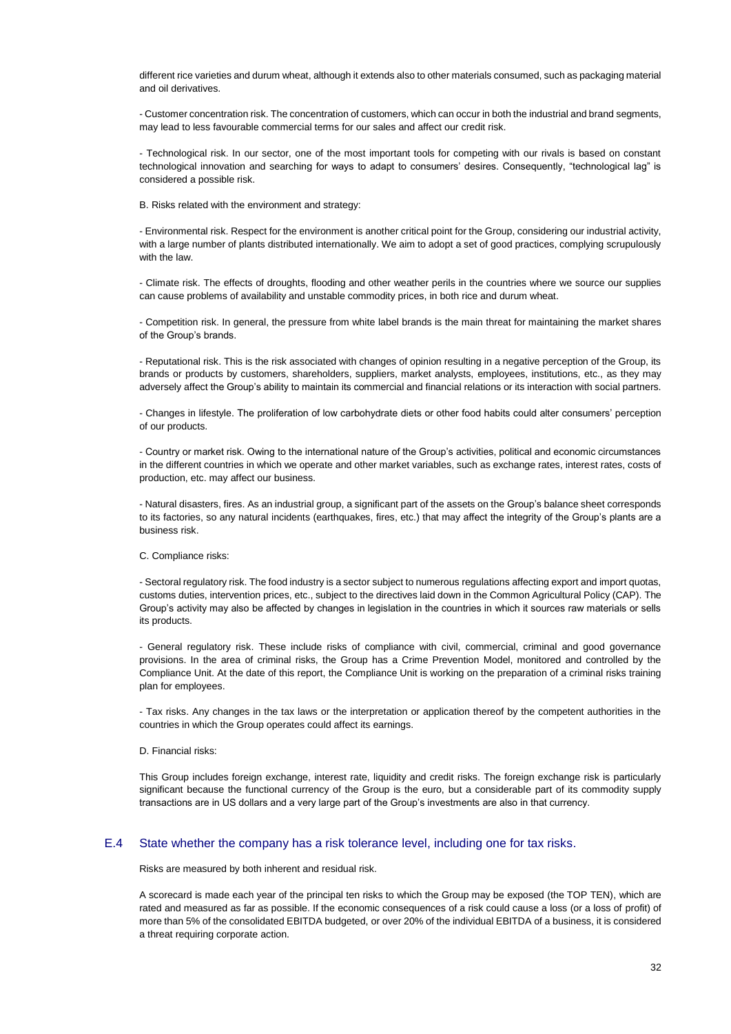different rice varieties and durum wheat, although it extends also to other materials consumed, such as packaging material and oil derivatives.

- Customer concentration risk. The concentration of customers, which can occur in both the industrial and brand segments, may lead to less favourable commercial terms for our sales and affect our credit risk.

- Technological risk. In our sector, one of the most important tools for competing with our rivals is based on constant technological innovation and searching for ways to adapt to consumers' desires. Consequently, "technological lag" is considered a possible risk.

B. Risks related with the environment and strategy:

- Environmental risk. Respect for the environment is another critical point for the Group, considering our industrial activity, with a large number of plants distributed internationally. We aim to adopt a set of good practices, complying scrupulously with the law.

- Climate risk. The effects of droughts, flooding and other weather perils in the countries where we source our supplies can cause problems of availability and unstable commodity prices, in both rice and durum wheat.

- Competition risk. In general, the pressure from white label brands is the main threat for maintaining the market shares of the Group's brands.

- Reputational risk. This is the risk associated with changes of opinion resulting in a negative perception of the Group, its brands or products by customers, shareholders, suppliers, market analysts, employees, institutions, etc., as they may adversely affect the Group's ability to maintain its commercial and financial relations or its interaction with social partners.

- Changes in lifestyle. The proliferation of low carbohydrate diets or other food habits could alter consumers' perception of our products.

- Country or market risk. Owing to the international nature of the Group's activities, political and economic circumstances in the different countries in which we operate and other market variables, such as exchange rates, interest rates, costs of production, etc. may affect our business.

- Natural disasters, fires. As an industrial group, a significant part of the assets on the Group's balance sheet corresponds to its factories, so any natural incidents (earthquakes, fires, etc.) that may affect the integrity of the Group's plants are a business risk.

C. Compliance risks:

- Sectoral regulatory risk. The food industry is a sector subject to numerous regulations affecting export and import quotas, customs duties, intervention prices, etc., subject to the directives laid down in the Common Agricultural Policy (CAP). The Group's activity may also be affected by changes in legislation in the countries in which it sources raw materials or sells its products.

- General regulatory risk. These include risks of compliance with civil, commercial, criminal and good governance provisions. In the area of criminal risks, the Group has a Crime Prevention Model, monitored and controlled by the Compliance Unit. At the date of this report, the Compliance Unit is working on the preparation of a criminal risks training plan for employees.

- Tax risks. Any changes in the tax laws or the interpretation or application thereof by the competent authorities in the countries in which the Group operates could affect its earnings.

D. Financial risks:

This Group includes foreign exchange, interest rate, liquidity and credit risks. The foreign exchange risk is particularly significant because the functional currency of the Group is the euro, but a considerable part of its commodity supply transactions are in US dollars and a very large part of the Group's investments are also in that currency.

## E.4 State whether the company has a risk tolerance level, including one for tax risks.

Risks are measured by both inherent and residual risk.

A scorecard is made each year of the principal ten risks to which the Group may be exposed (the TOP TEN), which are rated and measured as far as possible. If the economic consequences of a risk could cause a loss (or a loss of profit) of more than 5% of the consolidated EBITDA budgeted, or over 20% of the individual EBITDA of a business, it is considered a threat requiring corporate action.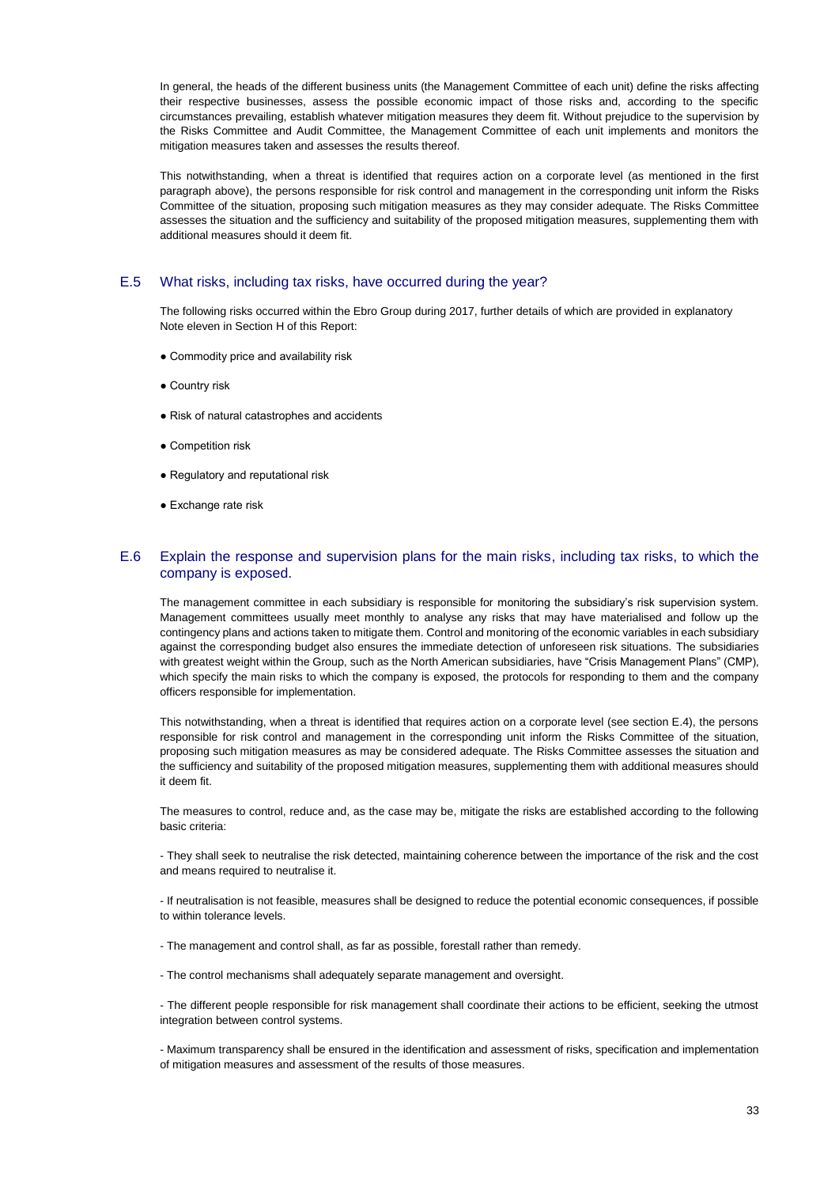In general, the heads of the different business units (the Management Committee of each unit) define the risks affecting their respective businesses, assess the possible economic impact of those risks and, according to the specific circumstances prevailing, establish whatever mitigation measures they deem fit. Without prejudice to the supervision by the Risks Committee and Audit Committee, the Management Committee of each unit implements and monitors the mitigation measures taken and assesses the results thereof.

This notwithstanding, when a threat is identified that requires action on a corporate level (as mentioned in the first paragraph above), the persons responsible for risk control and management in the corresponding unit inform the Risks Committee of the situation, proposing such mitigation measures as they may consider adequate. The Risks Committee assesses the situation and the sufficiency and suitability of the proposed mitigation measures, supplementing them with additional measures should it deem fit.

## E.5 What risks, including tax risks, have occurred during the year?

The following risks occurred within the Ebro Group during 2017, further details of which are provided in explanatory Note eleven in Section H of this Report:

- Commodity price and availability risk
- Country risk
- Risk of natural catastrophes and accidents
- Competition risk
- Regulatory and reputational risk
- Exchange rate risk

## E.6 Explain the response and supervision plans for the main risks, including tax risks, to which the company is exposed.

The management committee in each subsidiary is responsible for monitoring the subsidiary's risk supervision system. Management committees usually meet monthly to analyse any risks that may have materialised and follow up the contingency plans and actions taken to mitigate them. Control and monitoring of the economic variables in each subsidiary against the corresponding budget also ensures the immediate detection of unforeseen risk situations. The subsidiaries with greatest weight within the Group, such as the North American subsidiaries, have "Crisis Management Plans" (CMP), which specify the main risks to which the company is exposed, the protocols for responding to them and the company officers responsible for implementation.

This notwithstanding, when a threat is identified that requires action on a corporate level (see section E.4), the persons responsible for risk control and management in the corresponding unit inform the Risks Committee of the situation, proposing such mitigation measures as may be considered adequate. The Risks Committee assesses the situation and the sufficiency and suitability of the proposed mitigation measures, supplementing them with additional measures should it deem fit.

The measures to control, reduce and, as the case may be, mitigate the risks are established according to the following basic criteria:

- They shall seek to neutralise the risk detected, maintaining coherence between the importance of the risk and the cost and means required to neutralise it.

- If neutralisation is not feasible, measures shall be designed to reduce the potential economic consequences, if possible to within tolerance levels.

- The management and control shall, as far as possible, forestall rather than remedy.

- The control mechanisms shall adequately separate management and oversight.

- The different people responsible for risk management shall coordinate their actions to be efficient, seeking the utmost integration between control systems.

- Maximum transparency shall be ensured in the identification and assessment of risks, specification and implementation of mitigation measures and assessment of the results of those measures.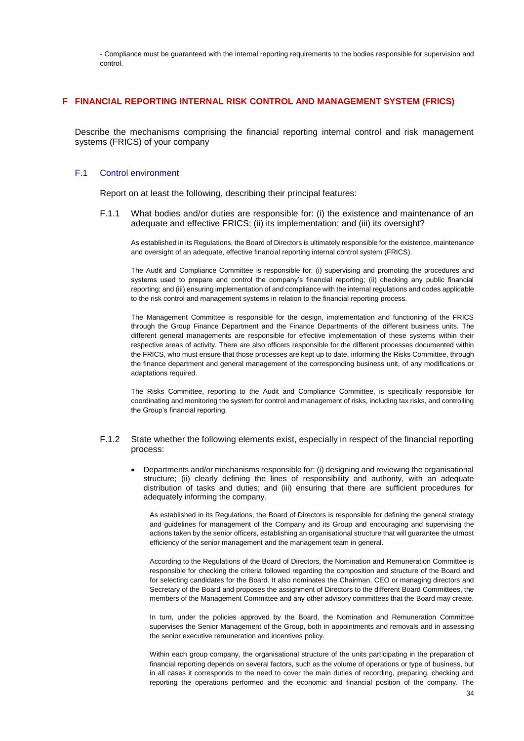- Compliance must be guaranteed with the internal reporting requirements to the bodies responsible for supervision and control.

# F FINANCIAL REPORTING INTERNAL RISK CONTROL AND MANAGEMENT SYSTEM (FRICS)

Describe the mechanisms comprising the financial reporting internal control and risk management systems (FRICS) of your company

## F.1 Control environment

Report on at least the following, describing their principal features:

### F.1.1 What bodies and/or duties are responsible for: (i) the existence and maintenance of an adequate and effective FRICS; (ii) its implementation; and (iii) its oversight?

As established in its Regulations, the Board of Directors is ultimately responsible for the existence, maintenance and oversight of an adequate, effective financial reporting internal control system (FRICS).

The Audit and Compliance Committee is responsible for: (i) supervising and promoting the procedures and systems used to prepare and control the company's financial reporting; (ii) checking any public financial reporting; and (iii) ensuring implementation of and compliance with the internal regulations and codes applicable to the risk control and management systems in relation to the financial reporting process.

The Management Committee is responsible for the design, implementation and functioning of the FRICS through the Group Finance Department and the Finance Departments of the different business units. The different general managements are responsible for effective implementation of these systems within their respective areas of activity. There are also officers responsible for the different processes documented within the FRICS, who must ensure that those processes are kept up to date, informing the Risks Committee, through the finance department and general management of the corresponding business unit, of any modifications or adaptations required.

The Risks Committee, reporting to the Audit and Compliance Committee, is specifically responsible for coordinating and monitoring the system for control and management of risks, including tax risks, and controlling the Group's financial reporting.

### F.1.2 State whether the following elements exist, especially in respect of the financial reporting process:

- Departments and/or mechanisms responsible for: (i) designing and reviewing the organisational structure; (ii) clearly defining the lines of responsibility and authority, with an adequate distribution of tasks and duties; and (iii) ensuring that there are sufficient procedures for adequately informing the company.

  As established in its Regulations, the Board of Directors is responsible for defining the general strategy and guidelines for management of the Company and its Group and encouraging and supervising the actions taken by the senior officers, establishing an organisational structure that will guarantee the utmost efficiency of the senior management and the management team in general.

  According to the Regulations of the Board of Directors, the Nomination and Remuneration Committee is responsible for checking the criteria followed regarding the composition and structure of the Board and for selecting candidates for the Board. It also nominates the Chairman, CEO or managing directors and Secretary of the Board and proposes the assignment of Directors to the different Board Committees, the members of the Management Committee and any other advisory committees that the Board may create.

  In turn, under the policies approved by the Board, the Nomination and Remuneration Committee supervises the Senior Management of the Group, both in appointments and removals and in assessing the senior executive remuneration and incentives policy.

  Within each group company, the organisational structure of the units participating in the preparation of financial reporting depends on several factors, such as the volume of operations or type of business, but in all cases it corresponds to the need to cover the main duties of recording, preparing, checking and reporting the operations performed and the economic and financial position of the company. The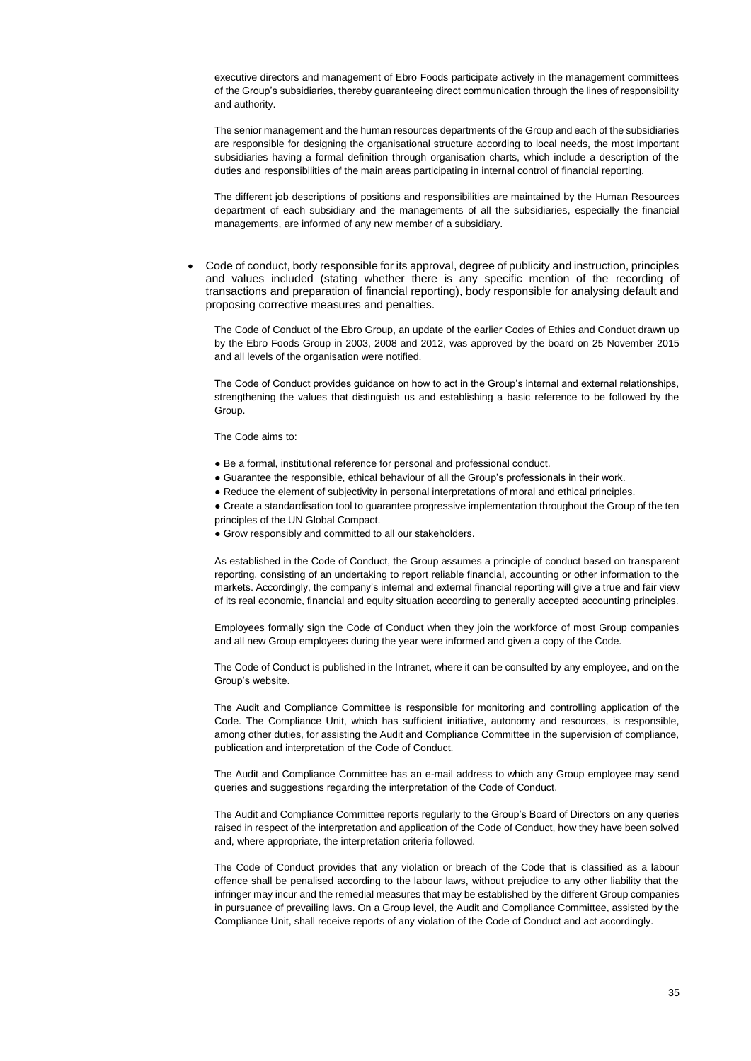executive directors and management of Ebro Foods participate actively in the management committees of the Group's subsidiaries, thereby guaranteeing direct communication through the lines of responsibility and authority.

The senior management and the human resources departments of the Group and each of the subsidiaries are responsible for designing the organisational structure according to local needs, the most important subsidiaries having a formal definition through organisation charts, which include a description of the duties and responsibilities of the main areas participating in internal control of financial reporting.

The different job descriptions of positions and responsibilities are maintained by the Human Resources department of each subsidiary and the managements of all the subsidiaries, especially the financial managements, are informed of any new member of a subsidiary.

- Code of conduct, body responsible for its approval, degree of publicity and instruction, principles and values included (stating whether there is any specific mention of the recording of transactions and preparation of financial reporting), body responsible for analysing default and proposing corrective measures and penalties.

The Code of Conduct of the Ebro Group, an update of the earlier Codes of Ethics and Conduct drawn up by the Ebro Foods Group in 2003, 2008 and 2012, was approved by the board on 25 November 2015 and all levels of the organisation were notified.

The Code of Conduct provides guidance on how to act in the Group's internal and external relationships, strengthening the values that distinguish us and establishing a basic reference to be followed by the Group.

The Code aims to:

- Be a formal, institutional reference for personal and professional conduct.
- Guarantee the responsible, ethical behaviour of all the Group's professionals in their work.
- Reduce the element of subjectivity in personal interpretations of moral and ethical principles.
- Create a standardisation tool to guarantee progressive implementation throughout the Group of the ten principles of the UN Global Compact.
- Grow responsibly and committed to all our stakeholders.

As established in the Code of Conduct, the Group assumes a principle of conduct based on transparent reporting, consisting of an undertaking to report reliable financial, accounting or other information to the markets. Accordingly, the company's internal and external financial reporting will give a true and fair view of its real economic, financial and equity situation according to generally accepted accounting principles.

Employees formally sign the Code of Conduct when they join the workforce of most Group companies and all new Group employees during the year were informed and given a copy of the Code.

The Code of Conduct is published in the Intranet, where it can be consulted by any employee, and on the Group's website.

The Audit and Compliance Committee is responsible for monitoring and controlling application of the Code. The Compliance Unit, which has sufficient initiative, autonomy and resources, is responsible, among other duties, for assisting the Audit and Compliance Committee in the supervision of compliance, publication and interpretation of the Code of Conduct.

The Audit and Compliance Committee has an e-mail address to which any Group employee may send queries and suggestions regarding the interpretation of the Code of Conduct.

The Audit and Compliance Committee reports regularly to the Group's Board of Directors on any queries raised in respect of the interpretation and application of the Code of Conduct, how they have been solved and, where appropriate, the interpretation criteria followed.

The Code of Conduct provides that any violation or breach of the Code that is classified as a labour offence shall be penalised according to the labour laws, without prejudice to any other liability that the infringer may incur and the remedial measures that may be established by the different Group companies in pursuance of prevailing laws. On a Group level, the Audit and Compliance Committee, assisted by the Compliance Unit, shall receive reports of any violation of the Code of Conduct and act accordingly.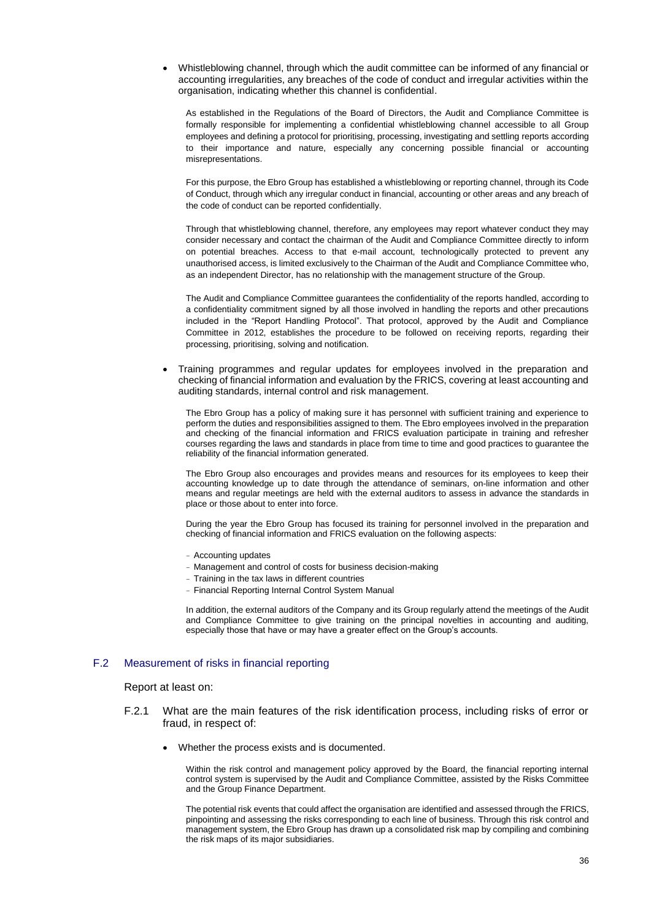- Whistleblowing channel, through which the audit committee can be informed of any financial or accounting irregularities, any breaches of the code of conduct and irregular activities within the organisation, indicating whether this channel is confidential.

  As established in the Regulations of the Board of Directors, the Audit and Compliance Committee is formally responsible for implementing a confidential whistleblowing channel accessible to all Group employees and defining a protocol for prioritising, processing, investigating and settling reports according to their importance and nature, especially any concerning possible financial or accounting misrepresentations.

  For this purpose, the Ebro Group has established a whistleblowing or reporting channel, through its Code of Conduct, through which any irregular conduct in financial, accounting or other areas and any breach of the code of conduct can be reported confidentially.

  Through that whistleblowing channel, therefore, any employees may report whatever conduct they may consider necessary and contact the chairman of the Audit and Compliance Committee directly to inform on potential breaches. Access to that e-mail account, technologically protected to prevent any unauthorised access, is limited exclusively to the Chairman of the Audit and Compliance Committee who, as an independent Director, has no relationship with the management structure of the Group.

  The Audit and Compliance Committee guarantees the confidentiality of the reports handled, according to a confidentiality commitment signed by all those involved in handling the reports and other precautions included in the "Report Handling Protocol". That protocol, approved by the Audit and Compliance Committee in 2012, establishes the procedure to be followed on receiving reports, regarding their processing, prioritising, solving and notification.

- Training programmes and regular updates for employees involved in the preparation and checking of financial information and evaluation by the FRICS, covering at least accounting and auditing standards, internal control and risk management.

  The Ebro Group has a policy of making sure it has personnel with sufficient training and experience to perform the duties and responsibilities assigned to them. The Ebro employees involved in the preparation and checking of the financial information and FRICS evaluation participate in training and refresher courses regarding the laws and standards in place from time to time and good practices to guarantee the reliability of the financial information generated.

  The Ebro Group also encourages and provides means and resources for its employees to keep their accounting knowledge up to date through the attendance of seminars, on-line information and other means and regular meetings are held with the external auditors to assess in advance the standards in place or those about to enter into force.

  During the year the Ebro Group has focused its training for personnel involved in the preparation and checking of financial information and FRICS evaluation on the following aspects:

  - Accounting updates
  - Management and control of costs for business decision-making
  - Training in the tax laws in different countries
  - Financial Reporting Internal Control System Manual

  In addition, the external auditors of the Company and its Group regularly attend the meetings of the Audit and Compliance Committee to give training on the principal novelties in accounting and auditing, especially those that have or may have a greater effect on the Group's accounts.

## F.2 Measurement of risks in financial reporting

Report at least on:

F.2.1 What are the main features of the risk identification process, including risks of error or fraud, in respect of:

- Whether the process exists and is documented.

  Within the risk control and management policy approved by the Board, the financial reporting internal control system is supervised by the Audit and Compliance Committee, assisted by the Risks Committee and the Group Finance Department.

  The potential risk events that could affect the organisation are identified and assessed through the FRICS, pinpointing and assessing the risks corresponding to each line of business. Through this risk control and management system, the Ebro Group has drawn up a consolidated risk map by compiling and combining the risk maps of its major subsidiaries.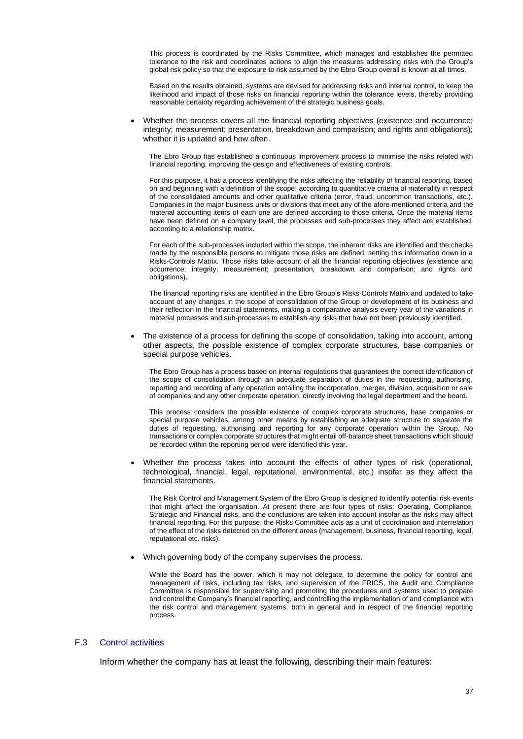This process is coordinated by the Risks Committee, which manages and establishes the permitted tolerance to the risk and coordinates actions to align the measures addressing risks with the Group's global risk policy so that the exposure to risk assumed by the Ebro Group overall is known at all times.

Based on the results obtained, systems are devised for addressing risks and internal control, to keep the likelihood and impact of those risks on financial reporting within the tolerance levels, thereby providing reasonable certainty regarding achievement of the strategic business goals.

- Whether the process covers all the financial reporting objectives (existence and occurrence; integrity; measurement; presentation, breakdown and comparison; and rights and obligations); whether it is updated and how often.

  The Ebro Group has established a continuous improvement process to minimise the risks related with financial reporting, improving the design and effectiveness of existing controls.

  For this purpose, it has a process identifying the risks affecting the reliability of financial reporting, based on and beginning with a definition of the scope, according to quantitative criteria of materiality in respect of the consolidated amounts and other qualitative criteria (error, fraud, uncommon transactions, etc.). Companies in the major business units or divisions that meet any of the afore-mentioned criteria and the material accounting items of each one are defined according to those criteria. Once the material items have been defined on a company level, the processes and sub-processes they affect are established, according to a relationship matrix.

  For each of the sub-processes included within the scope, the inherent risks are identified and the checks made by the responsible persons to mitigate those risks are defined, setting this information down in a Risks-Controls Matrix. Those risks take account of all the financial reporting objectives (existence and occurrence; integrity; measurement; presentation, breakdown and comparison; and rights and obligations).

  The financial reporting risks are identified in the Ebro Group's Risks-Controls Matrix and updated to take account of any changes in the scope of consolidation of the Group or development of its business and their reflection in the financial statements, making a comparative analysis every year of the variations in material processes and sub-processes to establish any risks that have not been previously identified.

- The existence of a process for defining the scope of consolidation, taking into account, among other aspects, the possible existence of complex corporate structures, base companies or special purpose vehicles.

  The Ebro Group has a process based on internal regulations that guarantees the correct identification of the scope of consolidation through an adequate separation of duties in the requesting, authorising, reporting and recording of any operation entailing the incorporation, merger, division, acquisition or sale of companies and any other corporate operation, directly involving the legal department and the board.

  This process considers the possible existence of complex corporate structures, base companies or special purpose vehicles, among other means by establishing an adequate structure to separate the duties of requesting, authorising and reporting for any corporate operation within the Group. No transactions or complex corporate structures that might entail off-balance sheet transactions which should be recorded within the reporting period were identified this year.

- Whether the process takes into account the effects of other types of risk (operational, technological, financial, legal, reputational, environmental, etc.) insofar as they affect the financial statements.

  The Risk Control and Management System of the Ebro Group is designed to identify potential risk events that might affect the organisation. At present there are four types of risks: Operating, Compliance, Strategic and Financial risks, and the conclusions are taken into account insofar as the risks may affect financial reporting. For this purpose, the Risks Committee acts as a unit of coordination and interrelation of the effect of the risks detected on the different areas (management, business, financial reporting, legal, reputational etc. risks).

- Which governing body of the company supervises the process.

  While the Board has the power, which it may not delegate, to determine the policy for control and management of risks, including tax risks, and supervision of the FRICS, the Audit and Compliance Committee is responsible for supervising and promoting the procedures and systems used to prepare and control the Company's financial reporting, and controlling the implementation of and compliance with the risk control and management systems, both in general and in respect of the financial reporting process.

## F.3 Control activities

Inform whether the company has at least the following, describing their main features: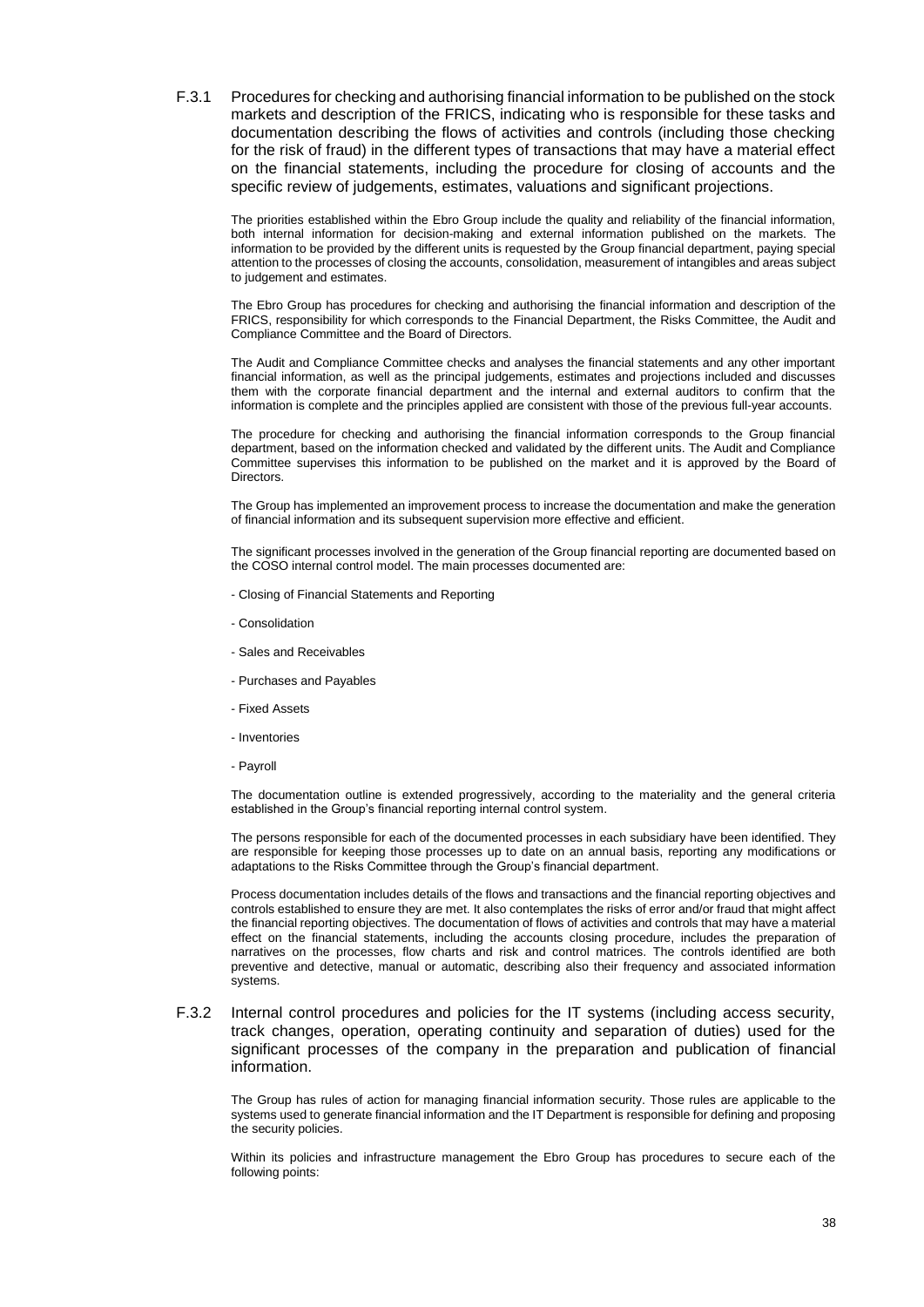### F.3.1 Procedures for checking and authorising financial information to be published on the stock markets and description of the FRICS, indicating who is responsible for these tasks and documentation describing the flows of activities and controls (including those checking for the risk of fraud) in the different types of transactions that may have a material effect on the financial statements, including the procedure for closing of accounts and the specific review of judgements, estimates, valuations and significant projections.

The priorities established within the Ebro Group include the quality and reliability of the financial information, both internal information for decision-making and external information published on the markets. The information to be provided by the different units is requested by the Group financial department, paying special attention to the processes of closing the accounts, consolidation, measurement of intangibles and areas subject to judgement and estimates.

The Ebro Group has procedures for checking and authorising the financial information and description of the FRICS, responsibility for which corresponds to the Financial Department, the Risks Committee, the Audit and Compliance Committee and the Board of Directors.

The Audit and Compliance Committee checks and analyses the financial statements and any other important financial information, as well as the principal judgements, estimates and projections included and discusses them with the corporate financial department and the internal and external auditors to confirm that the information is complete and the principles applied are consistent with those of the previous full-year accounts.

The procedure for checking and authorising the financial information corresponds to the Group financial department, based on the information checked and validated by the different units. The Audit and Compliance Committee supervises this information to be published on the market and it is approved by the Board of Directors.

The Group has implemented an improvement process to increase the documentation and make the generation of financial information and its subsequent supervision more effective and efficient.

The significant processes involved in the generation of the Group financial reporting are documented based on the COSO internal control model. The main processes documented are:

- Closing of Financial Statements and Reporting
- Consolidation
- Sales and Receivables
- Purchases and Payables
- Fixed Assets
- Inventories
- Payroll

The documentation outline is extended progressively, according to the materiality and the general criteria established in the Group's financial reporting internal control system.

The persons responsible for each of the documented processes in each subsidiary have been identified. They are responsible for keeping those processes up to date on an annual basis, reporting any modifications or adaptations to the Risks Committee through the Group's financial department.

Process documentation includes details of the flows and transactions and the financial reporting objectives and controls established to ensure they are met. It also contemplates the risks of error and/or fraud that might affect the financial reporting objectives. The documentation of flows of activities and controls that may have a material effect on the financial statements, including the accounts closing procedure, includes the preparation of narratives on the processes, flow charts and risk and control matrices. The controls identified are both preventive and detective, manual or automatic, describing also their frequency and associated information systems.

### F.3.2 Internal control procedures and policies for the IT systems (including access security, track changes, operation, operating continuity and separation of duties) used for the significant processes of the company in the preparation and publication of financial information.

The Group has rules of action for managing financial information security. Those rules are applicable to the systems used to generate financial information and the IT Department is responsible for defining and proposing the security policies.

Within its policies and infrastructure management the Ebro Group has procedures to secure each of the following points: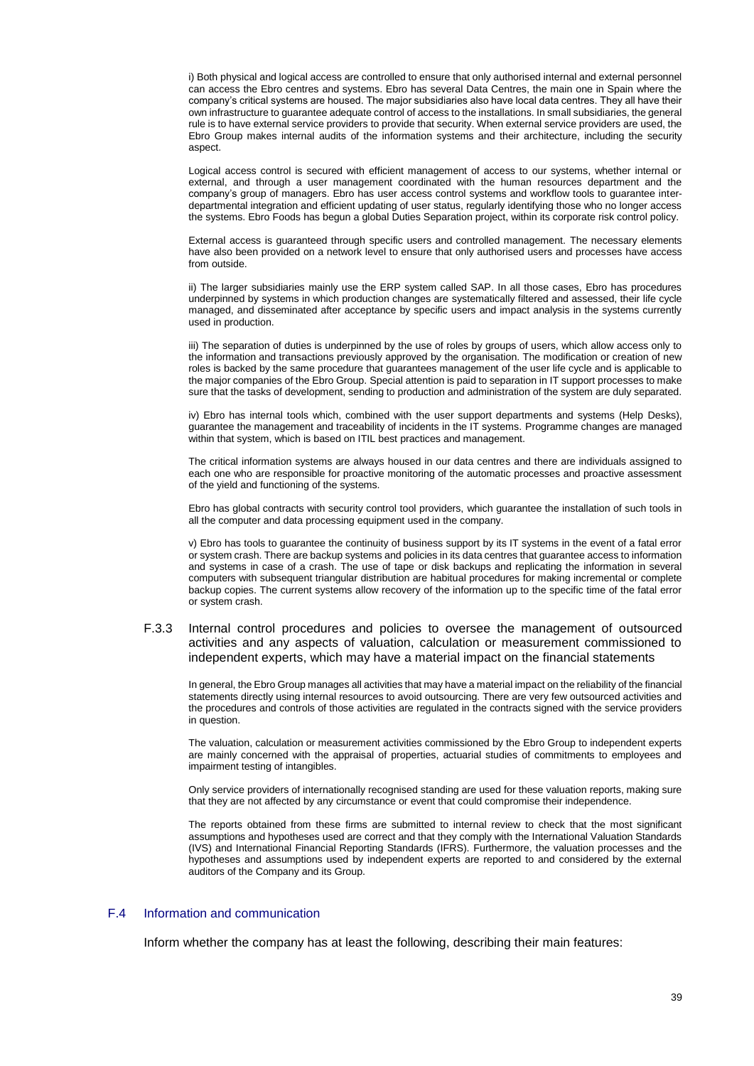i) Both physical and logical access are controlled to ensure that only authorised internal and external personnel can access the Ebro centres and systems. Ebro has several Data Centres, the main one in Spain where the company's critical systems are housed. The major subsidiaries also have local data centres. They all have their own infrastructure to guarantee adequate control of access to the installations. In small subsidiaries, the general rule is to have external service providers to provide that security. When external service providers are used, the Ebro Group makes internal audits of the information systems and their architecture, including the security aspect.

Logical access control is secured with efficient management of access to our systems, whether internal or external, and through a user management coordinated with the human resources department and the company's group of managers. Ebro has user access control systems and workflow tools to guarantee inter-departmental integration and efficient updating of user status, regularly identifying those who no longer access the systems. Ebro Foods has begun a global Duties Separation project, within its corporate risk control policy.

External access is guaranteed through specific users and controlled management. The necessary elements have also been provided on a network level to ensure that only authorised users and processes have access from outside.

ii) The larger subsidiaries mainly use the ERP system called SAP. In all those cases, Ebro has procedures underpinned by systems in which production changes are systematically filtered and assessed, their life cycle managed, and disseminated after acceptance by specific users and impact analysis in the systems currently used in production.

iii) The separation of duties is underpinned by the use of roles by groups of users, which allow access only to the information and transactions previously approved by the organisation. The modification or creation of new roles is backed by the same procedure that guarantees management of the user life cycle and is applicable to the major companies of the Ebro Group. Special attention is paid to separation in IT support processes to make sure that the tasks of development, sending to production and administration of the system are duly separated.

iv) Ebro has internal tools which, combined with the user support departments and systems (Help Desks), guarantee the management and traceability of incidents in the IT systems. Programme changes are managed within that system, which is based on ITIL best practices and management.

The critical information systems are always housed in our data centres and there are individuals assigned to each one who are responsible for proactive monitoring of the automatic processes and proactive assessment of the yield and functioning of the systems.

Ebro has global contracts with security control tool providers, which guarantee the installation of such tools in all the computer and data processing equipment used in the company.

v) Ebro has tools to guarantee the continuity of business support by its IT systems in the event of a fatal error or system crash. There are backup systems and policies in its data centres that guarantee access to information and systems in case of a crash. The use of tape or disk backups and replicating the information in several computers with subsequent triangular distribution are habitual procedures for making incremental or complete backup copies. The current systems allow recovery of the information up to the specific time of the fatal error or system crash.

### F.3.3 Internal control procedures and policies to oversee the management of outsourced activities and any aspects of valuation, calculation or measurement commissioned to independent experts, which may have a material impact on the financial statements

In general, the Ebro Group manages all activities that may have a material impact on the reliability of the financial statements directly using internal resources to avoid outsourcing. There are very few outsourced activities and the procedures and controls of those activities are regulated in the contracts signed with the service providers in question.

The valuation, calculation or measurement activities commissioned by the Ebro Group to independent experts are mainly concerned with the appraisal of properties, actuarial studies of commitments to employees and impairment testing of intangibles.

Only service providers of internationally recognised standing are used for these valuation reports, making sure that they are not affected by any circumstance or event that could compromise their independence.

The reports obtained from these firms are submitted to internal review to check that the most significant assumptions and hypotheses used are correct and that they comply with the International Valuation Standards (IVS) and International Financial Reporting Standards (IFRS). Furthermore, the valuation processes and the hypotheses and assumptions used by independent experts are reported to and considered by the external auditors of the Company and its Group.

## F.4 Information and communication

Inform whether the company has at least the following, describing their main features: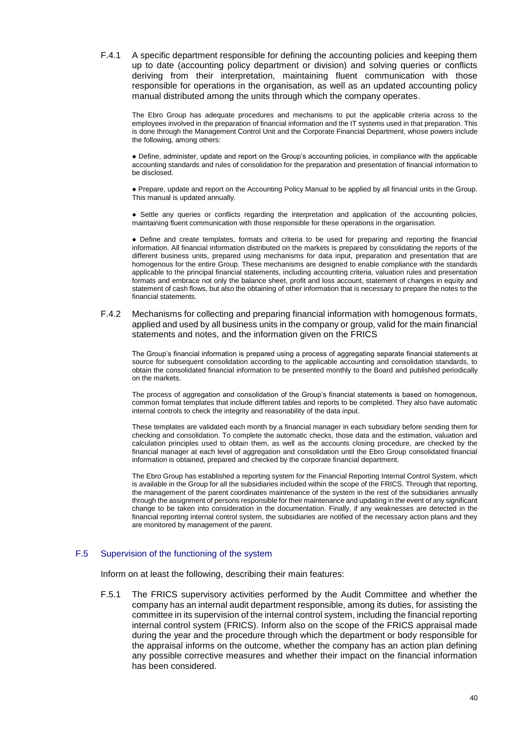F.4.1 A specific department responsible for defining the accounting policies and keeping them up to date (accounting policy department or division) and solving queries or conflicts deriving from their interpretation, maintaining fluent communication with those responsible for operations in the organisation, as well as an updated accounting policy manual distributed among the units through which the company operates.

The Ebro Group has adequate procedures and mechanisms to put the applicable criteria across to the employees involved in the preparation of financial information and the IT systems used in that preparation. This is done through the Management Control Unit and the Corporate Financial Department, whose powers include the following, among others:

- Define, administer, update and report on the Group's accounting policies, in compliance with the applicable accounting standards and rules of consolidation for the preparation and presentation of financial information to be disclosed.

- Prepare, update and report on the Accounting Policy Manual to be applied by all financial units in the Group. This manual is updated annually.

- Settle any queries or conflicts regarding the interpretation and application of the accounting policies, maintaining fluent communication with those responsible for these operations in the organisation.

- Define and create templates, formats and criteria to be used for preparing and reporting the financial information. All financial information distributed on the markets is prepared by consolidating the reports of the different business units, prepared using mechanisms for data input, preparation and presentation that are homogenous for the entire Group. These mechanisms are designed to enable compliance with the standards applicable to the principal financial statements, including accounting criteria, valuation rules and presentation formats and embrace not only the balance sheet, profit and loss account, statement of changes in equity and statement of cash flows, but also the obtaining of other information that is necessary to prepare the notes to the financial statements.

F.4.2 Mechanisms for collecting and preparing financial information with homogenous formats, applied and used by all business units in the company or group, valid for the main financial statements and notes, and the information given on the FRICS

The Group's financial information is prepared using a process of aggregating separate financial statements at source for subsequent consolidation according to the applicable accounting and consolidation standards, to obtain the consolidated financial information to be presented monthly to the Board and published periodically on the markets.

The process of aggregation and consolidation of the Group's financial statements is based on homogenous, common format templates that include different tables and reports to be completed. They also have automatic internal controls to check the integrity and reasonability of the data input.

These templates are validated each month by a financial manager in each subsidiary before sending them for checking and consolidation. To complete the automatic checks, those data and the estimation, valuation and calculation principles used to obtain them, as well as the accounts closing procedure, are checked by the financial manager at each level of aggregation and consolidation until the Ebro Group consolidated financial information is obtained, prepared and checked by the corporate financial department.

The Ebro Group has established a reporting system for the Financial Reporting Internal Control System, which is available in the Group for all the subsidiaries included within the scope of the FRICS. Through that reporting, the management of the parent coordinates maintenance of the system in the rest of the subsidiaries annually through the assignment of persons responsible for their maintenance and updating in the event of any significant change to be taken into consideration in the documentation. Finally, if any weaknesses are detected in the financial reporting internal control system, the subsidiaries are notified of the necessary action plans and they are monitored by management of the parent.

## F.5 Supervision of the functioning of the system

Inform on at least the following, describing their main features:

F.5.1 The FRICS supervisory activities performed by the Audit Committee and whether the company has an internal audit department responsible, among its duties, for assisting the committee in its supervision of the internal control system, including the financial reporting internal control system (FRICS). Inform also on the scope of the FRICS appraisal made during the year and the procedure through which the department or body responsible for the appraisal informs on the outcome, whether the company has an action plan defining any possible corrective measures and whether their impact on the financial information has been considered.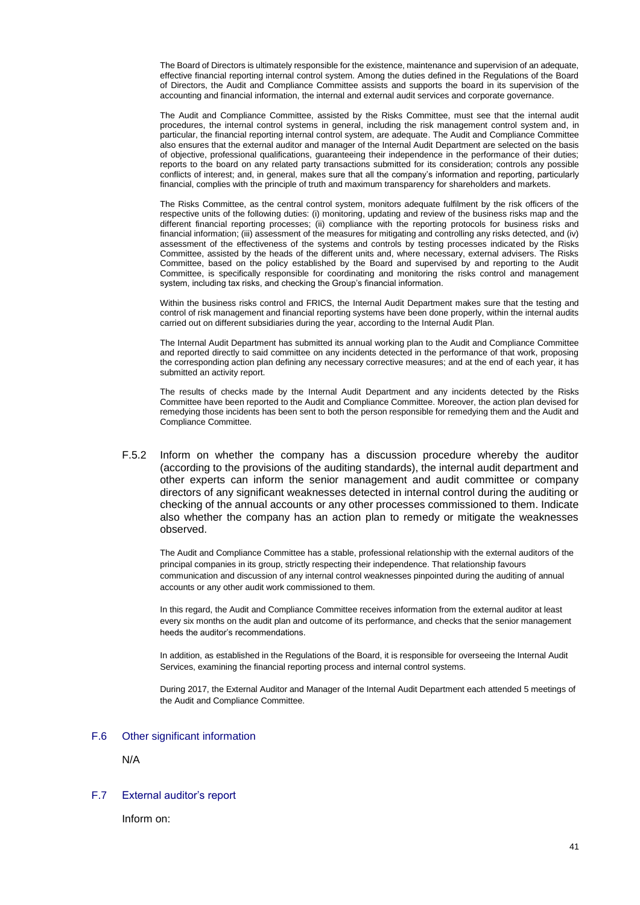The Board of Directors is ultimately responsible for the existence, maintenance and supervision of an adequate, effective financial reporting internal control system. Among the duties defined in the Regulations of the Board of Directors, the Audit and Compliance Committee assists and supports the board in its supervision of the accounting and financial information, the internal and external audit services and corporate governance.

The Audit and Compliance Committee, assisted by the Risks Committee, must see that the internal audit procedures, the internal control systems in general, including the risk management control system and, in particular, the financial reporting internal control system, are adequate. The Audit and Compliance Committee also ensures that the external auditor and manager of the Internal Audit Department are selected on the basis of objective, professional qualifications, guaranteeing their independence in the performance of their duties; reports to the board on any related party transactions submitted for its consideration; controls any possible conflicts of interest; and, in general, makes sure that all the company's information and reporting, particularly financial, complies with the principle of truth and maximum transparency for shareholders and markets.

The Risks Committee, as the central control system, monitors adequate fulfilment by the risk officers of the respective units of the following duties: (i) monitoring, updating and review of the business risks map and the different financial reporting processes; (ii) compliance with the reporting protocols for business risks and financial information; (iii) assessment of the measures for mitigating and controlling any risks detected, and (iv) assessment of the effectiveness of the systems and controls by testing processes indicated by the Risks Committee, assisted by the heads of the different units and, where necessary, external advisers. The Risks Committee, based on the policy established by the Board and supervised by and reporting to the Audit Committee, is specifically responsible for coordinating and monitoring the risks control and management system, including tax risks, and checking the Group's financial information.

Within the business risks control and FRICS, the Internal Audit Department makes sure that the testing and control of risk management and financial reporting systems have been done properly, within the internal audits carried out on different subsidiaries during the year, according to the Internal Audit Plan.

The Internal Audit Department has submitted its annual working plan to the Audit and Compliance Committee and reported directly to said committee on any incidents detected in the performance of that work, proposing the corresponding action plan defining any necessary corrective measures; and at the end of each year, it has submitted an activity report.

The results of checks made by the Internal Audit Department and any incidents detected by the Risks Committee have been reported to the Audit and Compliance Committee. Moreover, the action plan devised for remedying those incidents has been sent to both the person responsible for remedying them and the Audit and Compliance Committee.

F.5.2 Inform on whether the company has a discussion procedure whereby the auditor (according to the provisions of the auditing standards), the internal audit department and other experts can inform the senior management and audit committee or company directors of any significant weaknesses detected in internal control during the auditing or checking of the annual accounts or any other processes commissioned to them. Indicate also whether the company has an action plan to remedy or mitigate the weaknesses observed.

The Audit and Compliance Committee has a stable, professional relationship with the external auditors of the principal companies in its group, strictly respecting their independence. That relationship favours communication and discussion of any internal control weaknesses pinpointed during the auditing of annual accounts or any other audit work commissioned to them.

In this regard, the Audit and Compliance Committee receives information from the external auditor at least every six months on the audit plan and outcome of its performance, and checks that the senior management heeds the auditor's recommendations.

In addition, as established in the Regulations of the Board, it is responsible for overseeing the Internal Audit Services, examining the financial reporting process and internal control systems.

During 2017, the External Auditor and Manager of the Internal Audit Department each attended 5 meetings of the Audit and Compliance Committee.

### F.6 Other significant information

N/A

### F.7 External auditor's report

Inform on: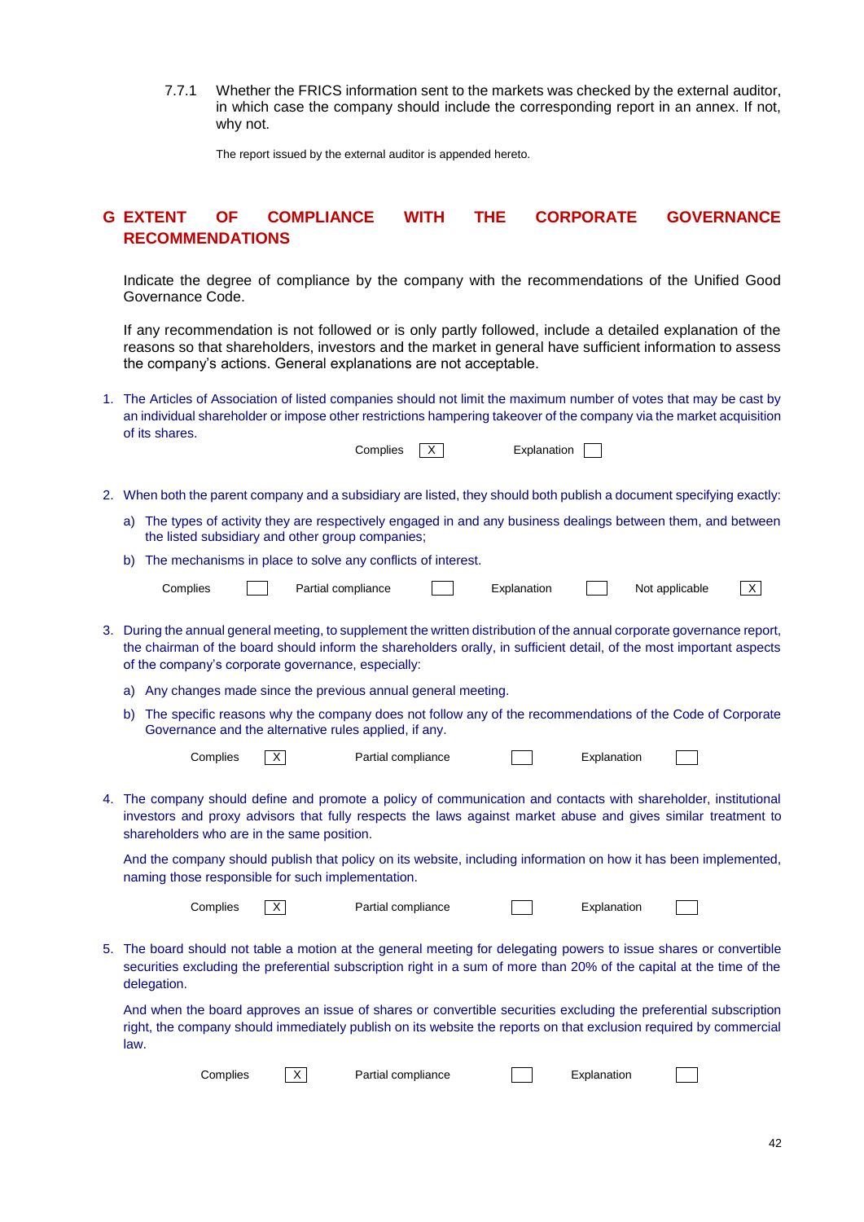7.7.1 Whether the FRICS information sent to the markets was checked by the external auditor, in which case the company should include the corresponding report in an annex. If not, why not.

The report issued by the external auditor is appended hereto.

## G EXTENT OF COMPLIANCE WITH THE CORPORATE GOVERNANCE RECOMMENDATIONS

Indicate the degree of compliance by the company with the recommendations of the Unified Good Governance Code.

If any recommendation is not followed or is only partly followed, include a detailed explanation of the reasons so that shareholders, investors and the market in general have sufficient information to assess the company's actions. General explanations are not acceptable.

1. The Articles of Association of listed companies should not limit the maximum number of votes that may be cast by an individual shareholder or impose other restrictions hampering takeover of the company via the market acquisition of its shares.

Complies [X] Explanation [ ]

2. When both the parent company and a subsidiary are listed, they should both publish a document specifying exactly:

   a) The types of activity they are respectively engaged in and any business dealings between them, and between the listed subsidiary and other group companies;

   b) The mechanisms in place to solve any conflicts of interest.

Complies [ ] Partial compliance [ ] Explanation [ ] Not applicable [X]

3. During the annual general meeting, to supplement the written distribution of the annual corporate governance report, the chairman of the board should inform the shareholders orally, in sufficient detail, of the most important aspects of the company's corporate governance, especially:

   a) Any changes made since the previous annual general meeting.

   b) The specific reasons why the company does not follow any of the recommendations of the Code of Corporate Governance and the alternative rules applied, if any.

Complies [X] Partial compliance [ ] Explanation [ ]

4. The company should define and promote a policy of communication and contacts with shareholder, institutional investors and proxy advisors that fully respects the laws against market abuse and gives similar treatment to shareholders who are in the same position.

   And the company should publish that policy on its website, including information on how it has been implemented, naming those responsible for such implementation.

Complies [X] Partial compliance [ ] Explanation [ ]

5. The board should not table a motion at the general meeting for delegating powers to issue shares or convertible securities excluding the preferential subscription right in a sum of more than 20% of the capital at the time of the delegation.

   And when the board approves an issue of shares or convertible securities excluding the preferential subscription right, the company should immediately publish on its website the reports on that exclusion required by commercial law.

Complies [X] Partial compliance [ ] Explanation [ ]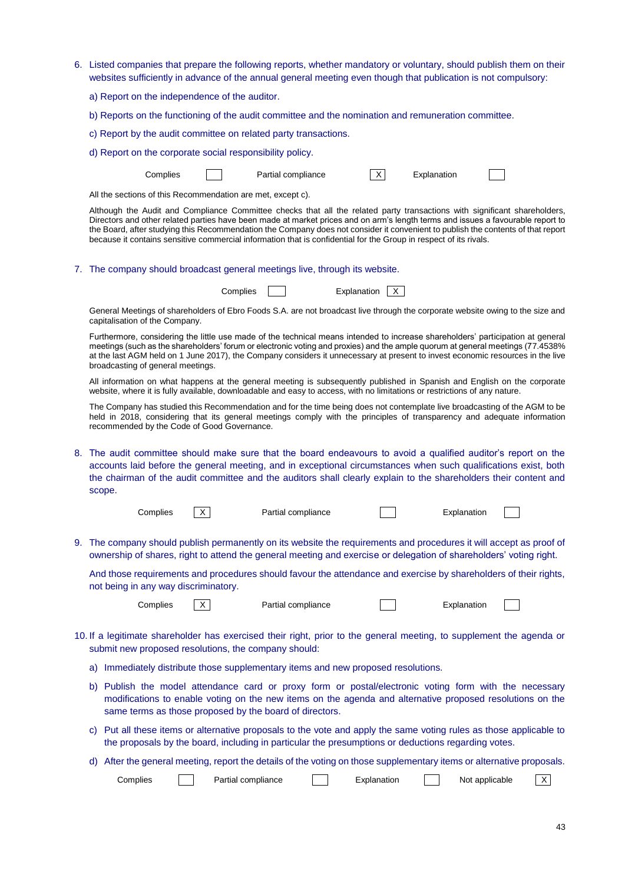6. Listed companies that prepare the following reports, whether mandatory or voluntary, should publish them on their websites sufficiently in advance of the annual general meeting even though that publication is not compulsory:

   a) Report on the independence of the auditor.

   b) Reports on the functioning of the audit committee and the nomination and remuneration committee.

   c) Report by the audit committee on related party transactions.

   d) Report on the corporate social responsibility policy.

   Complies [ ] Partial compliance [X] Explanation [ ]

   All the sections of this Recommendation are met, except c).

   Although the Audit and Compliance Committee checks that all the related party transactions with significant shareholders, Directors and other related parties have been made at market prices and on arm's length terms and issues a favourable report to the Board, after studying this Recommendation the Company does not consider it convenient to publish the contents of that report because it contains sensitive commercial information that is confidential for the Group in respect of its rivals.

7. The company should broadcast general meetings live, through its website.

   Complies [ ] Explanation [X]

   General Meetings of shareholders of Ebro Foods S.A. are not broadcast live through the corporate website owing to the size and capitalisation of the Company.

   Furthermore, considering the little use made of the technical means intended to increase shareholders' participation at general meetings (such as the shareholders' forum or electronic voting and proxies) and the ample quorum at general meetings (77.4538% at the last AGM held on 1 June 2017), the Company considers it unnecessary at present to invest economic resources in the live broadcasting of general meetings.

   All information on what happens at the general meeting is subsequently published in Spanish and English on the corporate website, where it is fully available, downloadable and easy to access, with no limitations or restrictions of any nature.

   The Company has studied this Recommendation and for the time being does not contemplate live broadcasting of the AGM to be held in 2018, considering that its general meetings comply with the principles of transparency and adequate information recommended by the Code of Good Governance.

8. The audit committee should make sure that the board endeavours to avoid a qualified auditor's report on the accounts laid before the general meeting, and in exceptional circumstances when such qualifications exist, both the chairman of the audit committee and the auditors shall clearly explain to the shareholders their content and scope.

   Complies [X] Partial compliance [ ] Explanation [ ]

9. The company should publish permanently on its website the requirements and procedures it will accept as proof of ownership of shares, right to attend the general meeting and exercise or delegation of shareholders' voting right.

   And those requirements and procedures should favour the attendance and exercise by shareholders of their rights, not being in any way discriminatory.

   Complies [X] Partial compliance [ ] Explanation [ ]

10. If a legitimate shareholder has exercised their right, prior to the general meeting, to supplement the agenda or submit new proposed resolutions, the company should:

    a) Immediately distribute those supplementary items and new proposed resolutions.

    b) Publish the model attendance card or proxy form or postal/electronic voting form with the necessary modifications to enable voting on the new items on the agenda and alternative proposed resolutions on the same terms as those proposed by the board of directors.

    c) Put all these items or alternative proposals to the vote and apply the same voting rules as those applicable to the proposals by the board, including in particular the presumptions or deductions regarding votes.

    d) After the general meeting, report the details of the voting on those supplementary items or alternative proposals.

    Complies [ ] Partial compliance [ ] Explanation [ ] Not applicable [X]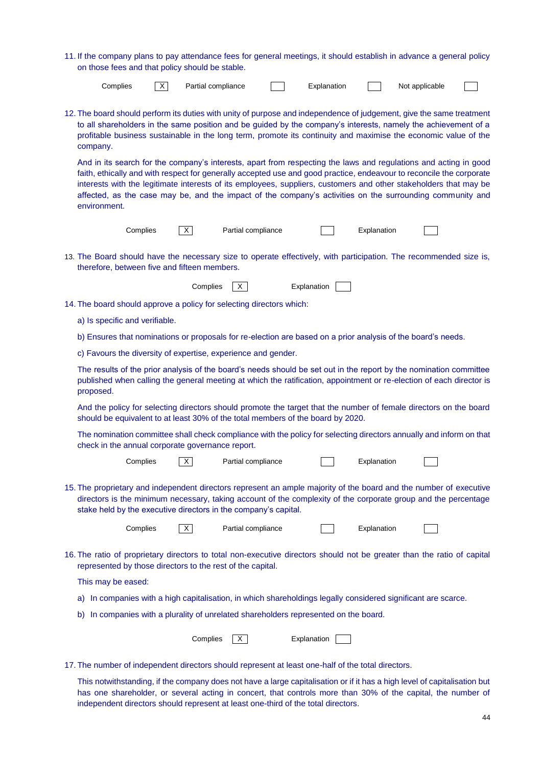11. If the company plans to pay attendance fees for general meetings, it should establish in advance a general policy on those fees and that policy should be stable.

| Complies | X | Partial compliance | | Explanation | | Not applicable | |
|---|---|---|---|---|---|---|---|

12. The board should perform its duties with unity of purpose and independence of judgement, give the same treatment to all shareholders in the same position and be guided by the company's interests, namely the achievement of a profitable business sustainable in the long term, promote its continuity and maximise the economic value of the company.

    And in its search for the company's interests, apart from respecting the laws and regulations and acting in good faith, ethically and with respect for generally accepted use and good practice, endeavour to reconcile the corporate interests with the legitimate interests of its employees, suppliers, customers and other stakeholders that may be affected, as the case may be, and the impact of the company's activities on the surrounding community and environment.

| Complies | X | Partial compliance | | Explanation | |
|---|---|---|---|---|---|

13. The Board should have the necessary size to operate effectively, with participation. The recommended size is, therefore, between five and fifteen members.

| Complies | X | Explanation | |
|---|---|---|---|

14. The board should approve a policy for selecting directors which:

    a) Is specific and verifiable.

    b) Ensures that nominations or proposals for re-election are based on a prior analysis of the board's needs.

    c) Favours the diversity of expertise, experience and gender.

    The results of the prior analysis of the board's needs should be set out in the report by the nomination committee published when calling the general meeting at which the ratification, appointment or re-election of each director is proposed.

    And the policy for selecting directors should promote the target that the number of female directors on the board should be equivalent to at least 30% of the total members of the board by 2020.

    The nomination committee shall check compliance with the policy for selecting directors annually and inform on that check in the annual corporate governance report.

| Complies | X | Partial compliance | | Explanation | |
|---|---|---|---|---|---|

15. The proprietary and independent directors represent an ample majority of the board and the number of executive directors is the minimum necessary, taking account of the complexity of the corporate group and the percentage stake held by the executive directors in the company's capital.

| Complies | X | Partial compliance | | Explanation | |
|---|---|---|---|---|---|

16. The ratio of proprietary directors to total non-executive directors should not be greater than the ratio of capital represented by those directors to the rest of the capital.

    This may be eased:

    a) In companies with a high capitalisation, in which shareholdings legally considered significant are scarce.

    b) In companies with a plurality of unrelated shareholders represented on the board.

| Complies | X | Explanation | |
|---|---|---|---|

17. The number of independent directors should represent at least one-half of the total directors.

    This notwithstanding, if the company does not have a large capitalisation or if it has a high level of capitalisation but has one shareholder, or several acting in concert, that controls more than 30% of the capital, the number of independent directors should represent at least one-third of the total directors.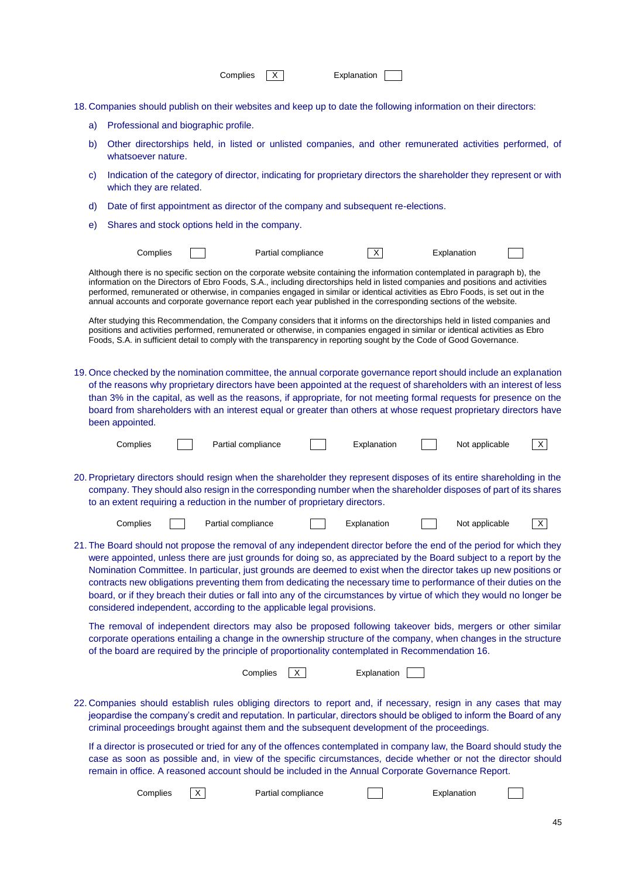Complies [X] Explanation [ ]

18. Companies should publish on their websites and keep up to date the following information on their directors:

   a) Professional and biographic profile.

   b) Other directorships held, in listed or unlisted companies, and other remunerated activities performed, of whatsoever nature.

   c) Indication of the category of director, indicating for proprietary directors the shareholder they represent or with which they are related.

   d) Date of first appointment as director of the company and subsequent re-elections.

   e) Shares and stock options held in the company.

Complies [ ] Partial compliance [X] Explanation [ ]

Although there is no specific section on the corporate website containing the information contemplated in paragraph b), the information on the Directors of Ebro Foods, S.A., including directorships held in listed companies and positions and activities performed, remunerated or otherwise, in companies engaged in similar or identical activities as Ebro Foods, is set out in the annual accounts and corporate governance report each year published in the corresponding sections of the website.

After studying this Recommendation, the Company considers that it informs on the directorships held in listed companies and positions and activities performed, remunerated or otherwise, in companies engaged in similar or identical activities as Ebro Foods, S.A. in sufficient detail to comply with the transparency in reporting sought by the Code of Good Governance.

19. Once checked by the nomination committee, the annual corporate governance report should include an explanation of the reasons why proprietary directors have been appointed at the request of shareholders with an interest of less than 3% in the capital, as well as the reasons, if appropriate, for not meeting formal requests for presence on the board from shareholders with an interest equal or greater than others at whose request proprietary directors have been appointed.

Complies [ ] Partial compliance [ ] Explanation [ ] Not applicable [X]

20. Proprietary directors should resign when the shareholder they represent disposes of its entire shareholding in the company. They should also resign in the corresponding number when the shareholder disposes of part of its shares to an extent requiring a reduction in the number of proprietary directors.

Complies [ ] Partial compliance [ ] Explanation [ ] Not applicable [X]

21. The Board should not propose the removal of any independent director before the end of the period for which they were appointed, unless there are just grounds for doing so, as appreciated by the Board subject to a report by the Nomination Committee. In particular, just grounds are deemed to exist when the director takes up new positions or contracts new obligations preventing them from dedicating the necessary time to performance of their duties on the board, or if they breach their duties or fall into any of the circumstances by virtue of which they would no longer be considered independent, according to the applicable legal provisions.

    The removal of independent directors may also be proposed following takeover bids, mergers or other similar corporate operations entailing a change in the ownership structure of the company, when changes in the structure of the board are required by the principle of proportionality contemplated in Recommendation 16.

Complies [X] Explanation [ ]

22. Companies should establish rules obliging directors to report and, if necessary, resign in any cases that may jeopardise the company's credit and reputation. In particular, directors should be obliged to inform the Board of any criminal proceedings brought against them and the subsequent development of the proceedings.

    If a director is prosecuted or tried for any of the offences contemplated in company law, the Board should study the case as soon as possible and, in view of the specific circumstances, decide whether or not the director should remain in office. A reasoned account should be included in the Annual Corporate Governance Report.

Complies [X] Partial compliance [ ] Explanation [ ]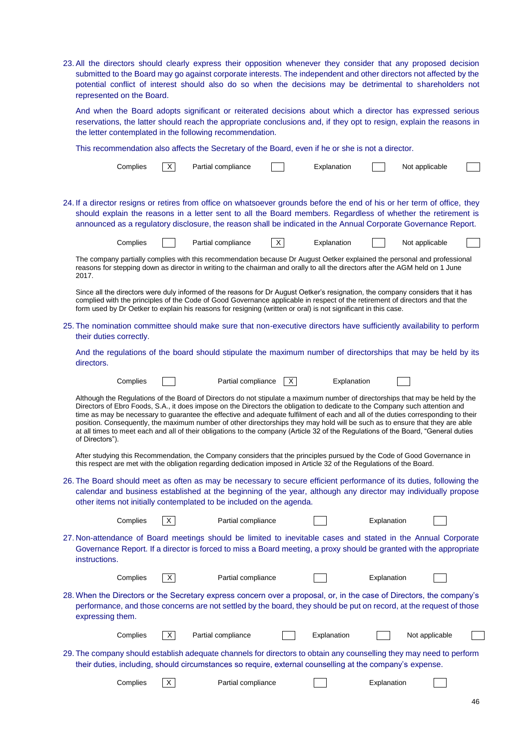23. All the directors should clearly express their opposition whenever they consider that any proposed decision submitted to the Board may go against corporate interests. The independent and other directors not affected by the potential conflict of interest should also do so when the decisions may be detrimental to shareholders not represented on the Board.

    And when the Board adopts significant or reiterated decisions about which a director has expressed serious reservations, the latter should reach the appropriate conclusions and, if they opt to resign, explain the reasons in the letter contemplated in the following recommendation.

    This recommendation also affects the Secretary of the Board, even if he or she is not a director.

| Complies | Partial compliance | Explanation | Not applicable |
|---|---|---|---|
| X | | | |

24. If a director resigns or retires from office on whatsoever grounds before the end of his or her term of office, they should explain the reasons in a letter sent to all the Board members. Regardless of whether the retirement is announced as a regulatory disclosure, the reason shall be indicated in the Annual Corporate Governance Report.

| Complies | Partial compliance | Explanation | Not applicable |
|---|---|---|---|
| | X | | |

The company partially complies with this recommendation because Dr August Oetker explained the personal and professional reasons for stepping down as director in writing to the chairman and orally to all the directors after the AGM held on 1 June 2017.

Since all the directors were duly informed of the reasons for Dr August Oetker's resignation, the company considers that it has complied with the principles of the Code of Good Governance applicable in respect of the retirement of directors and that the form used by Dr Oetker to explain his reasons for resigning (written or oral) is not significant in this case.

25. The nomination committee should make sure that non-executive directors have sufficiently availability to perform their duties correctly.

    And the regulations of the board should stipulate the maximum number of directorships that may be held by its directors.

| Complies | Partial compliance | Explanation |
|---|---|---|
| | X | |

Although the Regulations of the Board of Directors do not stipulate a maximum number of directorships that may be held by the Directors of Ebro Foods, S.A., it does impose on the Directors the obligation to dedicate to the Company such attention and time as may be necessary to guarantee the effective and adequate fulfilment of each and all of the duties corresponding to their position. Consequently, the maximum number of other directorships they may hold will be such as to ensure that they are able at all times to meet each and all of their obligations to the company (Article 32 of the Regulations of the Board, "General duties of Directors").

After studying this Recommendation, the Company considers that the principles pursued by the Code of Good Governance in this respect are met with the obligation regarding dedication imposed in Article 32 of the Regulations of the Board.

26. The Board should meet as often as may be necessary to secure efficient performance of its duties, following the calendar and business established at the beginning of the year, although any director may individually propose other items not initially contemplated to be included on the agenda.

| Complies | Partial compliance | Explanation |
|---|---|---|
| X | | |

27. Non-attendance of Board meetings should be limited to inevitable cases and stated in the Annual Corporate Governance Report. If a director is forced to miss a Board meeting, a proxy should be granted with the appropriate instructions.

| Complies | Partial compliance | Explanation |
|---|---|---|
| X | | |

28. When the Directors or the Secretary express concern over a proposal, or, in the case of Directors, the company's performance, and those concerns are not settled by the board, they should be put on record, at the request of those expressing them.

| Complies | Partial compliance | Explanation | Not applicable |
|---|---|---|---|
| X | | | |

29. The company should establish adequate channels for directors to obtain any counselling they may need to perform their duties, including, should circumstances so require, external counselling at the company's expense.

| Complies | Partial compliance | Explanation |
|---|---|---|
| X | | |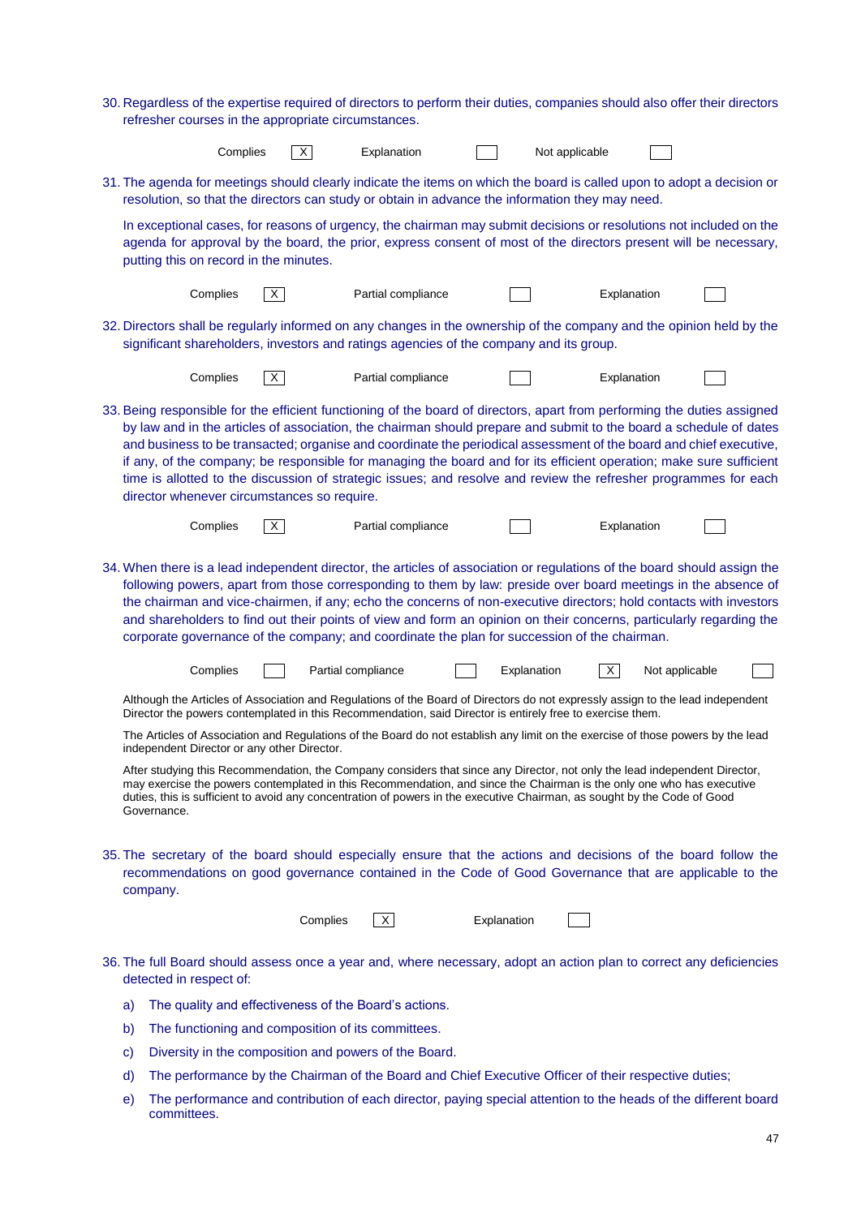30. Regardless of the expertise required of directors to perform their duties, companies should also offer their directors refresher courses in the appropriate circumstances.

| Complies | X | Explanation | | Not applicable | |
|---|---|---|---|---|---|

31. The agenda for meetings should clearly indicate the items on which the board is called upon to adopt a decision or resolution, so that the directors can study or obtain in advance the information they may need.

    In exceptional cases, for reasons of urgency, the chairman may submit decisions or resolutions not included on the agenda for approval by the board, the prior, express consent of most of the directors present will be necessary, putting this on record in the minutes.

| Complies | X | Partial compliance | | Explanation | |
|---|---|---|---|---|---|

32. Directors shall be regularly informed on any changes in the ownership of the company and the opinion held by the significant shareholders, investors and ratings agencies of the company and its group.

| Complies | X | Partial compliance | | Explanation | |
|---|---|---|---|---|---|

33. Being responsible for the efficient functioning of the board of directors, apart from performing the duties assigned by law and in the articles of association, the chairman should prepare and submit to the board a schedule of dates and business to be transacted; organise and coordinate the periodical assessment of the board and chief executive, if any, of the company; be responsible for managing the board and for its efficient operation; make sure sufficient time is allotted to the discussion of strategic issues; and resolve and review the refresher programmes for each director whenever circumstances so require.

| Complies | X | Partial compliance | | Explanation | |
|---|---|---|---|---|---|

34. When there is a lead independent director, the articles of association or regulations of the board should assign the following powers, apart from those corresponding to them by law: preside over board meetings in the absence of the chairman and vice-chairmen, if any; echo the concerns of non-executive directors; hold contacts with investors and shareholders to find out their points of view and form an opinion on their concerns, particularly regarding the corporate governance of the company; and coordinate the plan for succession of the chairman.

| Complies | | Partial compliance | | Explanation | X | Not applicable | |
|---|---|---|---|---|---|---|---|

Although the Articles of Association and Regulations of the Board of Directors do not expressly assign to the lead independent Director the powers contemplated in this Recommendation, said Director is entirely free to exercise them.

The Articles of Association and Regulations of the Board do not establish any limit on the exercise of those powers by the lead independent Director or any other Director.

After studying this Recommendation, the Company considers that since any Director, not only the lead independent Director, may exercise the powers contemplated in this Recommendation, and since the Chairman is the only one who has executive duties, this is sufficient to avoid any concentration of powers in the executive Chairman, as sought by the Code of Good Governance.

35. The secretary of the board should especially ensure that the actions and decisions of the board follow the recommendations on good governance contained in the Code of Good Governance that are applicable to the company.

| Complies | X | Explanation | |
|---|---|---|---|

36. The full Board should assess once a year and, where necessary, adopt an action plan to correct any deficiencies detected in respect of:

    a) The quality and effectiveness of the Board's actions.

    b) The functioning and composition of its committees.

    c) Diversity in the composition and powers of the Board.

    d) The performance by the Chairman of the Board and Chief Executive Officer of their respective duties;

    e) The performance and contribution of each director, paying special attention to the heads of the different board committees.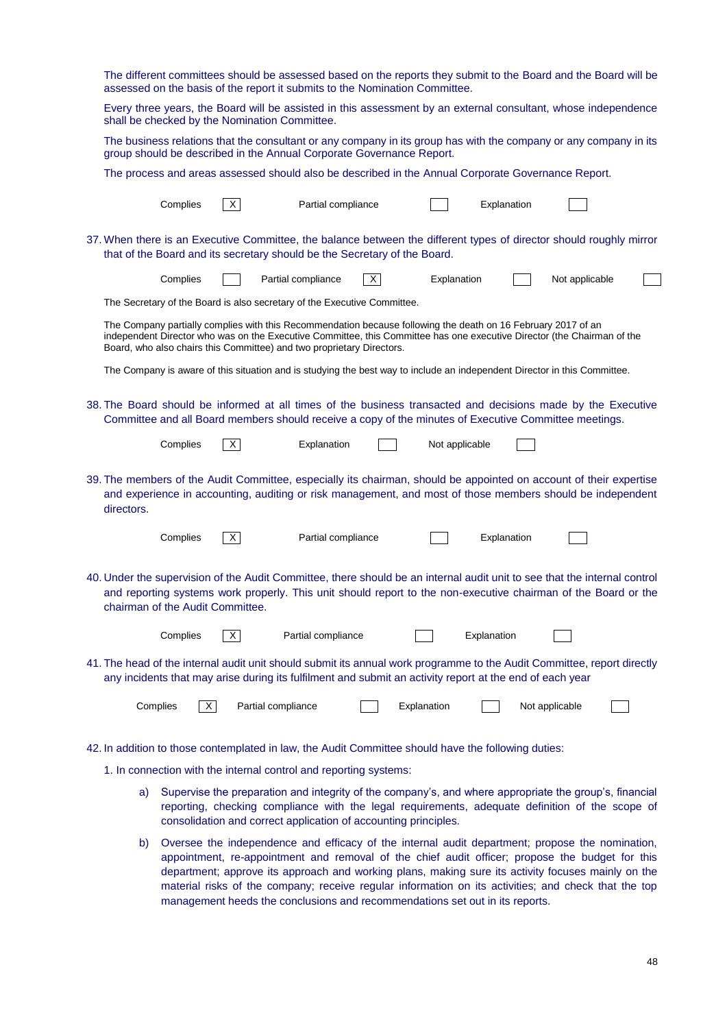The different committees should be assessed based on the reports they submit to the Board and the Board will be assessed on the basis of the report it submits to the Nomination Committee.

Every three years, the Board will be assisted in this assessment by an external consultant, whose independence shall be checked by the Nomination Committee.

The business relations that the consultant or any company in its group has with the company or any company in its group should be described in the Annual Corporate Governance Report.

The process and areas assessed should also be described in the Annual Corporate Governance Report.

| Complies | X | Partial compliance | | Explanation | |
|---|---|---|---|---|---|

37. When there is an Executive Committee, the balance between the different types of director should roughly mirror that of the Board and its secretary should be the Secretary of the Board.

| Complies | | Partial compliance | X | Explanation | | Not applicable | |
|---|---|---|---|---|---|---|---|

The Secretary of the Board is also secretary of the Executive Committee.

The Company partially complies with this Recommendation because following the death on 16 February 2017 of an independent Director who was on the Executive Committee, this Committee has one executive Director (the Chairman of the Board, who also chairs this Committee) and two proprietary Directors.

The Company is aware of this situation and is studying the best way to include an independent Director in this Committee.

38. The Board should be informed at all times of the business transacted and decisions made by the Executive Committee and all Board members should receive a copy of the minutes of Executive Committee meetings.

| Complies | X | Explanation | | Not applicable | |
|---|---|---|---|---|---|

39. The members of the Audit Committee, especially its chairman, should be appointed on account of their expertise and experience in accounting, auditing or risk management, and most of those members should be independent directors.

| Complies | X | Partial compliance | | Explanation | |
|---|---|---|---|---|---|

40. Under the supervision of the Audit Committee, there should be an internal audit unit to see that the internal control and reporting systems work properly. This unit should report to the non-executive chairman of the Board or the chairman of the Audit Committee.

| Complies | X | Partial compliance | | Explanation | |
|---|---|---|---|---|---|

41. The head of the internal audit unit should submit its annual work programme to the Audit Committee, report directly any incidents that may arise during its fulfilment and submit an activity report at the end of each year

| Complies | X | Partial compliance | | Explanation | | Not applicable | |
|---|---|---|---|---|---|---|---|

42. In addition to those contemplated in law, the Audit Committee should have the following duties:

1. In connection with the internal control and reporting systems:

   a) Supervise the preparation and integrity of the company's, and where appropriate the group's, financial reporting, checking compliance with the legal requirements, adequate definition of the scope of consolidation and correct application of accounting principles.

   b) Oversee the independence and efficacy of the internal audit department; propose the nomination, appointment, re-appointment and removal of the chief audit officer; propose the budget for this department; approve its approach and working plans, making sure its activity focuses mainly on the material risks of the company; receive regular information on its activities; and check that the top management heeds the conclusions and recommendations set out in its reports.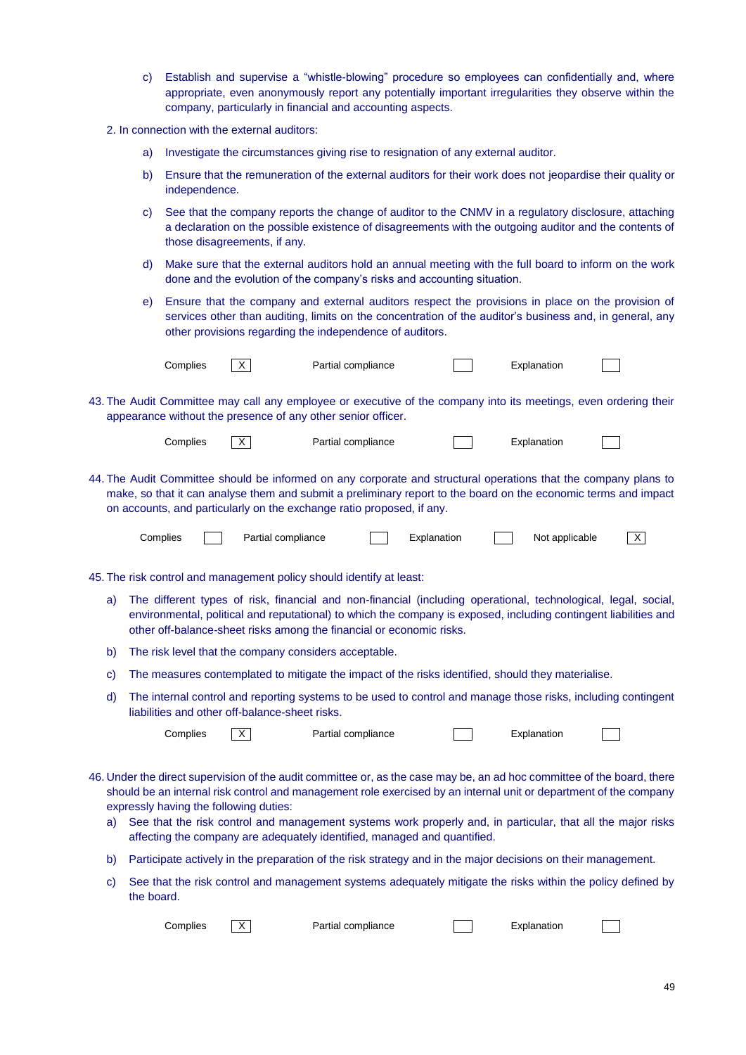c) Establish and supervise a "whistle-blowing" procedure so employees can confidentially and, where appropriate, even anonymously report any potentially important irregularities they observe within the company, particularly in financial and accounting aspects.

2. In connection with the external auditors:

a) Investigate the circumstances giving rise to resignation of any external auditor.

b) Ensure that the remuneration of the external auditors for their work does not jeopardise their quality or independence.

c) See that the company reports the change of auditor to the CNMV in a regulatory disclosure, attaching a declaration on the possible existence of disagreements with the outgoing auditor and the contents of those disagreements, if any.

d) Make sure that the external auditors hold an annual meeting with the full board to inform on the work done and the evolution of the company's risks and accounting situation.

e) Ensure that the company and external auditors respect the provisions in place on the provision of services other than auditing, limits on the concentration of the auditor's business and, in general, any other provisions regarding the independence of auditors.

| Complies | X | Partial compliance | | Explanation | |
|---|---|---|---|---|---|

43. The Audit Committee may call any employee or executive of the company into its meetings, even ordering their appearance without the presence of any other senior officer.

| Complies | X | Partial compliance | | Explanation | |
|---|---|---|---|---|---|

44. The Audit Committee should be informed on any corporate and structural operations that the company plans to make, so that it can analyse them and submit a preliminary report to the board on the economic terms and impact on accounts, and particularly on the exchange ratio proposed, if any.

| Complies | | Partial compliance | | Explanation | | Not applicable | X |
|---|---|---|---|---|---|---|---|

45. The risk control and management policy should identify at least:

a) The different types of risk, financial and non-financial (including operational, technological, legal, social, environmental, political and reputational) to which the company is exposed, including contingent liabilities and other off-balance-sheet risks among the financial or economic risks.

b) The risk level that the company considers acceptable.

c) The measures contemplated to mitigate the impact of the risks identified, should they materialise.

d) The internal control and reporting systems to be used to control and manage those risks, including contingent liabilities and other off-balance-sheet risks.

| Complies | X | Partial compliance | | Explanation | |
|---|---|---|---|---|---|

46. Under the direct supervision of the audit committee or, as the case may be, an ad hoc committee of the board, there should be an internal risk control and management role exercised by an internal unit or department of the company expressly having the following duties:

a) See that the risk control and management systems work properly and, in particular, that all the major risks affecting the company are adequately identified, managed and quantified.

b) Participate actively in the preparation of the risk strategy and in the major decisions on their management.

c) See that the risk control and management systems adequately mitigate the risks within the policy defined by the board.

| Complies | X | Partial compliance | | Explanation | |
|---|---|---|---|---|---|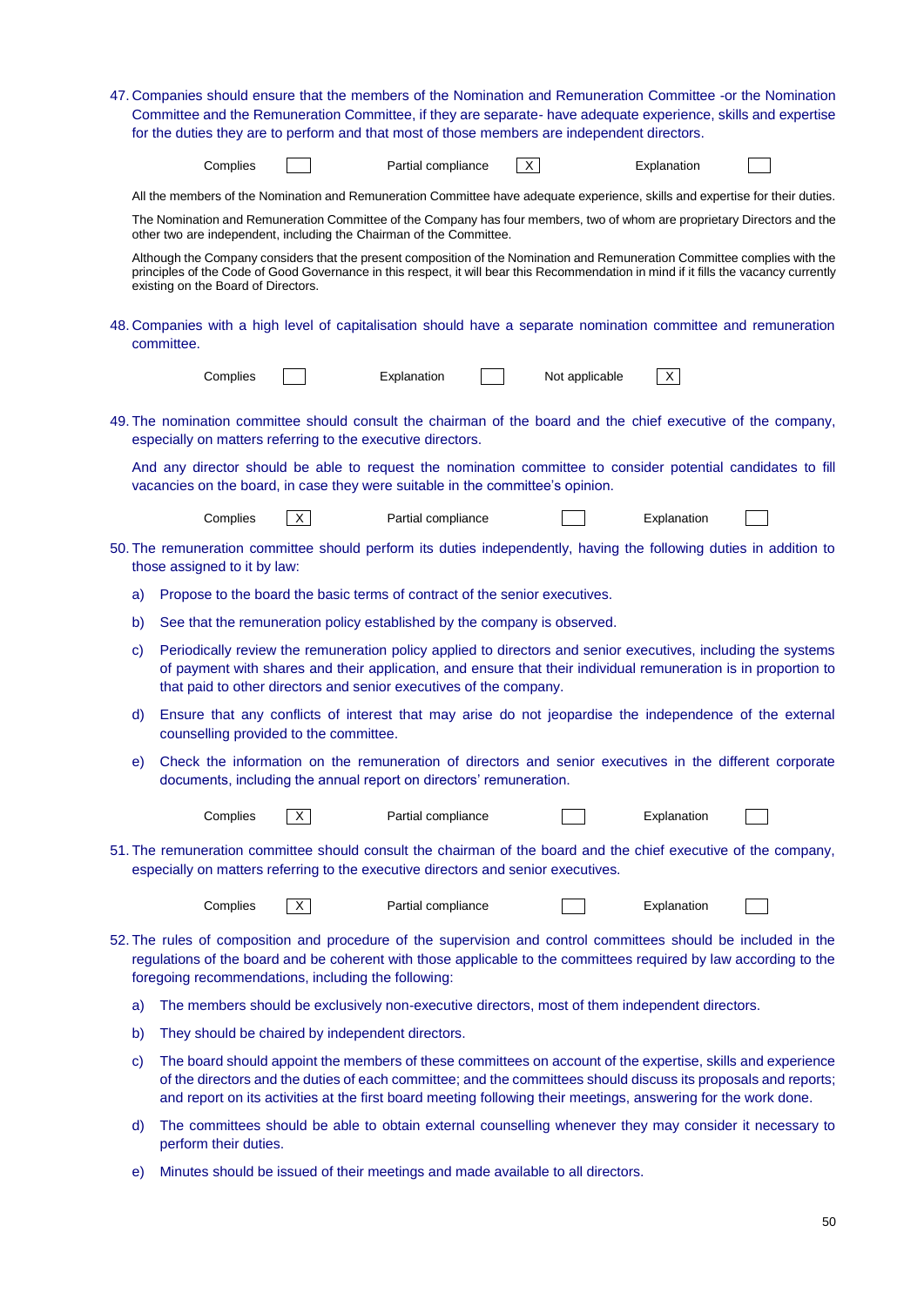47. Companies should ensure that the members of the Nomination and Remuneration Committee -or the Nomination Committee and the Remuneration Committee, if they are separate- have adequate experience, skills and expertise for the duties they are to perform and that most of those members are independent directors.

Complies [ ]   Partial compliance [X]   Explanation [ ]

All the members of the Nomination and Remuneration Committee have adequate experience, skills and expertise for their duties.

The Nomination and Remuneration Committee of the Company has four members, two of whom are proprietary Directors and the other two are independent, including the Chairman of the Committee.

Although the Company considers that the present composition of the Nomination and Remuneration Committee complies with the principles of the Code of Good Governance in this respect, it will bear this Recommendation in mind if it fills the vacancy currently existing on the Board of Directors.

48. Companies with a high level of capitalisation should have a separate nomination committee and remuneration committee.

Complies [ ]   Explanation [ ]   Not applicable [X]

49. The nomination committee should consult the chairman of the board and the chief executive of the company, especially on matters referring to the executive directors.

And any director should be able to request the nomination committee to consider potential candidates to fill vacancies on the board, in case they were suitable in the committee's opinion.

Complies [X]   Partial compliance [ ]   Explanation [ ]

50. The remuneration committee should perform its duties independently, having the following duties in addition to those assigned to it by law:

a) Propose to the board the basic terms of contract of the senior executives.

b) See that the remuneration policy established by the company is observed.

c) Periodically review the remuneration policy applied to directors and senior executives, including the systems of payment with shares and their application, and ensure that their individual remuneration is in proportion to that paid to other directors and senior executives of the company.

d) Ensure that any conflicts of interest that may arise do not jeopardise the independence of the external counselling provided to the committee.

e) Check the information on the remuneration of directors and senior executives in the different corporate documents, including the annual report on directors' remuneration.

Complies [X]   Partial compliance [ ]   Explanation [ ]

51. The remuneration committee should consult the chairman of the board and the chief executive of the company, especially on matters referring to the executive directors and senior executives.

Complies [X]   Partial compliance [ ]   Explanation [ ]

52. The rules of composition and procedure of the supervision and control committees should be included in the regulations of the board and be coherent with those applicable to the committees required by law according to the foregoing recommendations, including the following:

a) The members should be exclusively non-executive directors, most of them independent directors.

b) They should be chaired by independent directors.

c) The board should appoint the members of these committees on account of the expertise, skills and experience of the directors and the duties of each committee; and the committees should discuss its proposals and reports; and report on its activities at the first board meeting following their meetings, answering for the work done.

d) The committees should be able to obtain external counselling whenever they may consider it necessary to perform their duties.

e) Minutes should be issued of their meetings and made available to all directors.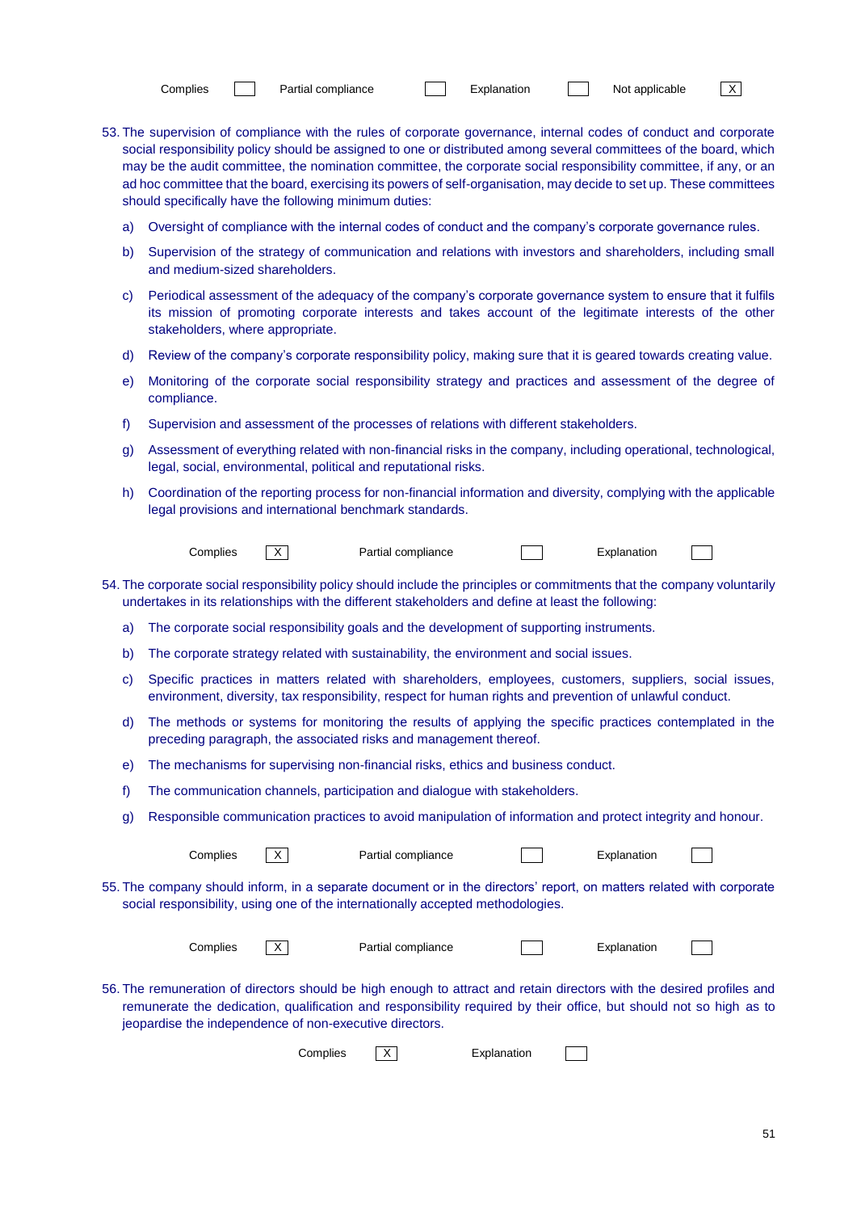Complies [ ] Partial compliance [ ] Explanation [ ] Not applicable [X]

53. The supervision of compliance with the rules of corporate governance, internal codes of conduct and corporate social responsibility policy should be assigned to one or distributed among several committees of the board, which may be the audit committee, the nomination committee, the corporate social responsibility committee, if any, or an ad hoc committee that the board, exercising its powers of self-organisation, may decide to set up. These committees should specifically have the following minimum duties:

   a) Oversight of compliance with the internal codes of conduct and the company's corporate governance rules.

   b) Supervision of the strategy of communication and relations with investors and shareholders, including small and medium-sized shareholders.

   c) Periodical assessment of the adequacy of the company's corporate governance system to ensure that it fulfils its mission of promoting corporate interests and takes account of the legitimate interests of the other stakeholders, where appropriate.

   d) Review of the company's corporate responsibility policy, making sure that it is geared towards creating value.

   e) Monitoring of the corporate social responsibility strategy and practices and assessment of the degree of compliance.

   f) Supervision and assessment of the processes of relations with different stakeholders.

   g) Assessment of everything related with non-financial risks in the company, including operational, technological, legal, social, environmental, political and reputational risks.

   h) Coordination of the reporting process for non-financial information and diversity, complying with the applicable legal provisions and international benchmark standards.

Complies [X] Partial compliance [ ] Explanation [ ]

54. The corporate social responsibility policy should include the principles or commitments that the company voluntarily undertakes in its relationships with the different stakeholders and define at least the following:

   a) The corporate social responsibility goals and the development of supporting instruments.

   b) The corporate strategy related with sustainability, the environment and social issues.

   c) Specific practices in matters related with shareholders, employees, customers, suppliers, social issues, environment, diversity, tax responsibility, respect for human rights and prevention of unlawful conduct.

   d) The methods or systems for monitoring the results of applying the specific practices contemplated in the preceding paragraph, the associated risks and management thereof.

   e) The mechanisms for supervising non-financial risks, ethics and business conduct.

   f) The communication channels, participation and dialogue with stakeholders.

   g) Responsible communication practices to avoid manipulation of information and protect integrity and honour.

Complies [X] Partial compliance [ ] Explanation [ ]

55. The company should inform, in a separate document or in the directors' report, on matters related with corporate social responsibility, using one of the internationally accepted methodologies.

Complies [X] Partial compliance [ ] Explanation [ ]

56. The remuneration of directors should be high enough to attract and retain directors with the desired profiles and remunerate the dedication, qualification and responsibility required by their office, but should not so high as to jeopardise the independence of non-executive directors.

Complies [X] Explanation [ ]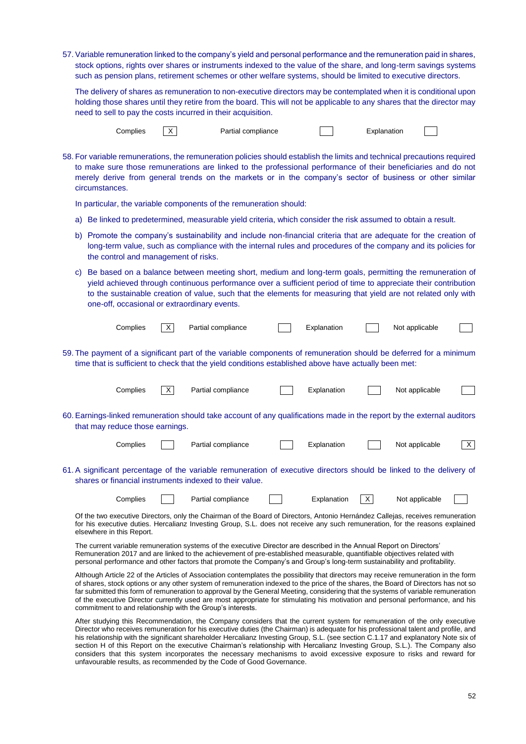57. Variable remuneration linked to the company's yield and personal performance and the remuneration paid in shares, stock options, rights over shares or instruments indexed to the value of the share, and long-term savings systems such as pension plans, retirement schemes or other welfare systems, should be limited to executive directors.

    The delivery of shares as remuneration to non-executive directors may be contemplated when it is conditional upon holding those shares until they retire from the board. This will not be applicable to any shares that the director may need to sell to pay the costs incurred in their acquisition.

    Complies [X] Partial compliance [ ] Explanation [ ]

58. For variable remunerations, the remuneration policies should establish the limits and technical precautions required to make sure those remunerations are linked to the professional performance of their beneficiaries and do not merely derive from general trends on the markets or in the company's sector of business or other similar circumstances.

    In particular, the variable components of the remuneration should:

    a) Be linked to predetermined, measurable yield criteria, which consider the risk assumed to obtain a result.

    b) Promote the company's sustainability and include non-financial criteria that are adequate for the creation of long-term value, such as compliance with the internal rules and procedures of the company and its policies for the control and management of risks.

    c) Be based on a balance between meeting short, medium and long-term goals, permitting the remuneration of yield achieved through continuous performance over a sufficient period of time to appreciate their contribution to the sustainable creation of value, such that the elements for measuring that yield are not related only with one-off, occasional or extraordinary events.

    Complies [X] Partial compliance [ ] Explanation [ ] Not applicable [ ]

59. The payment of a significant part of the variable components of remuneration should be deferred for a minimum time that is sufficient to check that the yield conditions established above have actually been met:

    Complies [X] Partial compliance [ ] Explanation [ ] Not applicable [ ]

60. Earnings-linked remuneration should take account of any qualifications made in the report by the external auditors that may reduce those earnings.

    Complies [ ] Partial compliance [ ] Explanation [ ] Not applicable [X]

61. A significant percentage of the variable remuneration of executive directors should be linked to the delivery of shares or financial instruments indexed to their value.

    Complies [ ] Partial compliance [ ] Explanation [X] Not applicable [ ]

    Of the two executive Directors, only the Chairman of the Board of Directors, Antonio Hernández Callejas, receives remuneration for his executive duties. Hercalianz Investing Group, S.L. does not receive any such remuneration, for the reasons explained elsewhere in this Report.

    The current variable remuneration systems of the executive Director are described in the Annual Report on Directors' Remuneration 2017 and are linked to the achievement of pre-established measurable, quantifiable objectives related with personal performance and other factors that promote the Company's and Group's long-term sustainability and profitability.

    Although Article 22 of the Articles of Association contemplates the possibility that directors may receive remuneration in the form of shares, stock options or any other system of remuneration indexed to the price of the shares, the Board of Directors has not so far submitted this form of remuneration to approval by the General Meeting, considering that the systems of variable remuneration of the executive Director currently used are most appropriate for stimulating his motivation and personal performance, and his commitment to and relationship with the Group's interests.

    After studying this Recommendation, the Company considers that the current system for remuneration of the only executive Director who receives remuneration for his executive duties (the Chairman) is adequate for his professional talent and profile, and his relationship with the significant shareholder Hercalianz Investing Group, S.L. (see section C.1.17 and explanatory Note six of section H of this Report on the executive Chairman's relationship with Hercalianz Investing Group, S.L.). The Company also considers that this system incorporates the necessary mechanisms to avoid excessive exposure to risks and reward for unfavourable results, as recommended by the Code of Good Governance.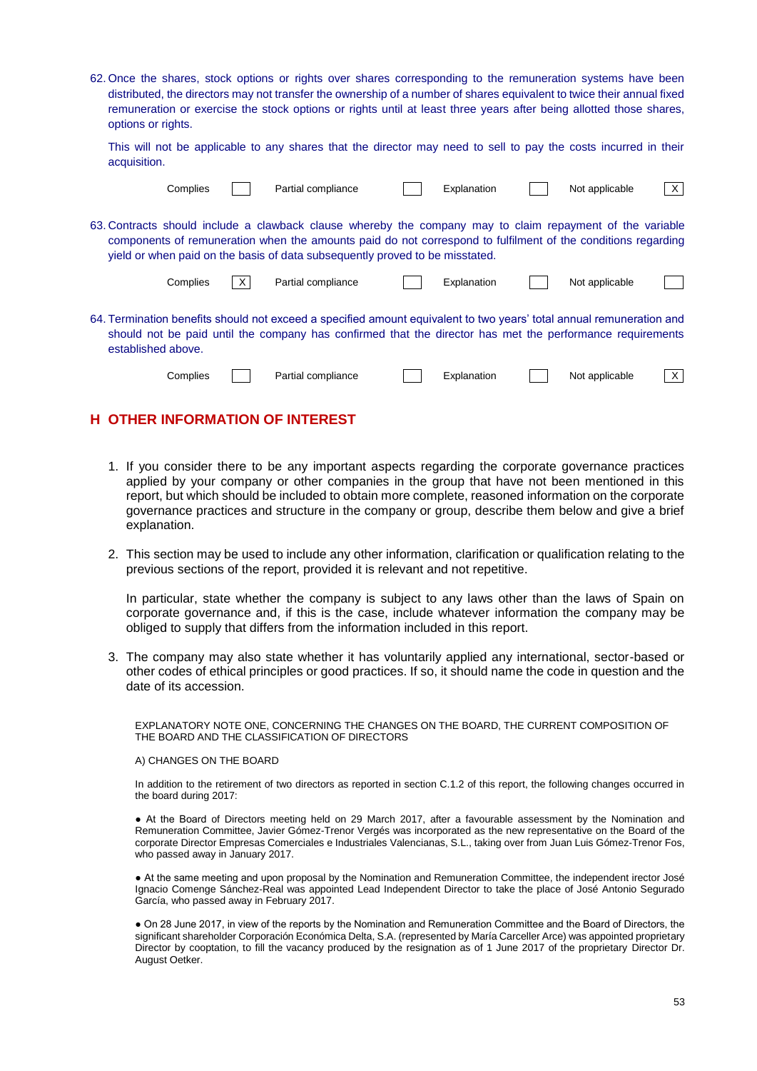62. Once the shares, stock options or rights over shares corresponding to the remuneration systems have been distributed, the directors may not transfer the ownership of a number of shares equivalent to twice their annual fixed remuneration or exercise the stock options or rights until at least three years after being allotted those shares, options or rights.

    This will not be applicable to any shares that the director may need to sell to pay the costs incurred in their acquisition.

| Complies | | Partial compliance | | Explanation | | Not applicable | X |
|---|---|---|---|---|---|---|---|

63. Contracts should include a clawback clause whereby the company may to claim repayment of the variable components of remuneration when the amounts paid do not correspond to fulfilment of the conditions regarding yield or when paid on the basis of data subsequently proved to be misstated.

| Complies | X | Partial compliance | | Explanation | | Not applicable | |
|---|---|---|---|---|---|---|---|

64. Termination benefits should not exceed a specified amount equivalent to two years' total annual remuneration and should not be paid until the company has confirmed that the director has met the performance requirements established above.

| Complies | | Partial compliance | | Explanation | | Not applicable | X |
|---|---|---|---|---|---|---|---|

## H OTHER INFORMATION OF INTEREST

1. If you consider there to be any important aspects regarding the corporate governance practices applied by your company or other companies in the group that have not been mentioned in this report, but which should be included to obtain more complete, reasoned information on the corporate governance practices and structure in the company or group, describe them below and give a brief explanation.

2. This section may be used to include any other information, clarification or qualification relating to the previous sections of the report, provided it is relevant and not repetitive.

   In particular, state whether the company is subject to any laws other than the laws of Spain on corporate governance and, if this is the case, include whatever information the company may be obliged to supply that differs from the information included in this report.

3. The company may also state whether it has voluntarily applied any international, sector-based or other codes of ethical principles or good practices. If so, it should name the code in question and the date of its accession.

EXPLANATORY NOTE ONE, CONCERNING THE CHANGES ON THE BOARD, THE CURRENT COMPOSITION OF THE BOARD AND THE CLASSIFICATION OF DIRECTORS

A) CHANGES ON THE BOARD

In addition to the retirement of two directors as reported in section C.1.2 of this report, the following changes occurred in the board during 2017:

● At the Board of Directors meeting held on 29 March 2017, after a favourable assessment by the Nomination and Remuneration Committee, Javier Gómez-Trenor Vergés was incorporated as the new representative on the Board of the corporate Director Empresas Comerciales e Industriales Valencianas, S.L., taking over from Juan Luis Gómez-Trenor Fos, who passed away in January 2017.

● At the same meeting and upon proposal by the Nomination and Remuneration Committee, the independent irector José Ignacio Comenge Sánchez-Real was appointed Lead Independent Director to take the place of José Antonio Segurado García, who passed away in February 2017.

● On 28 June 2017, in view of the reports by the Nomination and Remuneration Committee and the Board of Directors, the significant shareholder Corporación Económica Delta, S.A. (represented by María Carceller Arce) was appointed proprietary Director by cooptation, to fill the vacancy produced by the resignation as of 1 June 2017 of the proprietary Director Dr. August Oetker.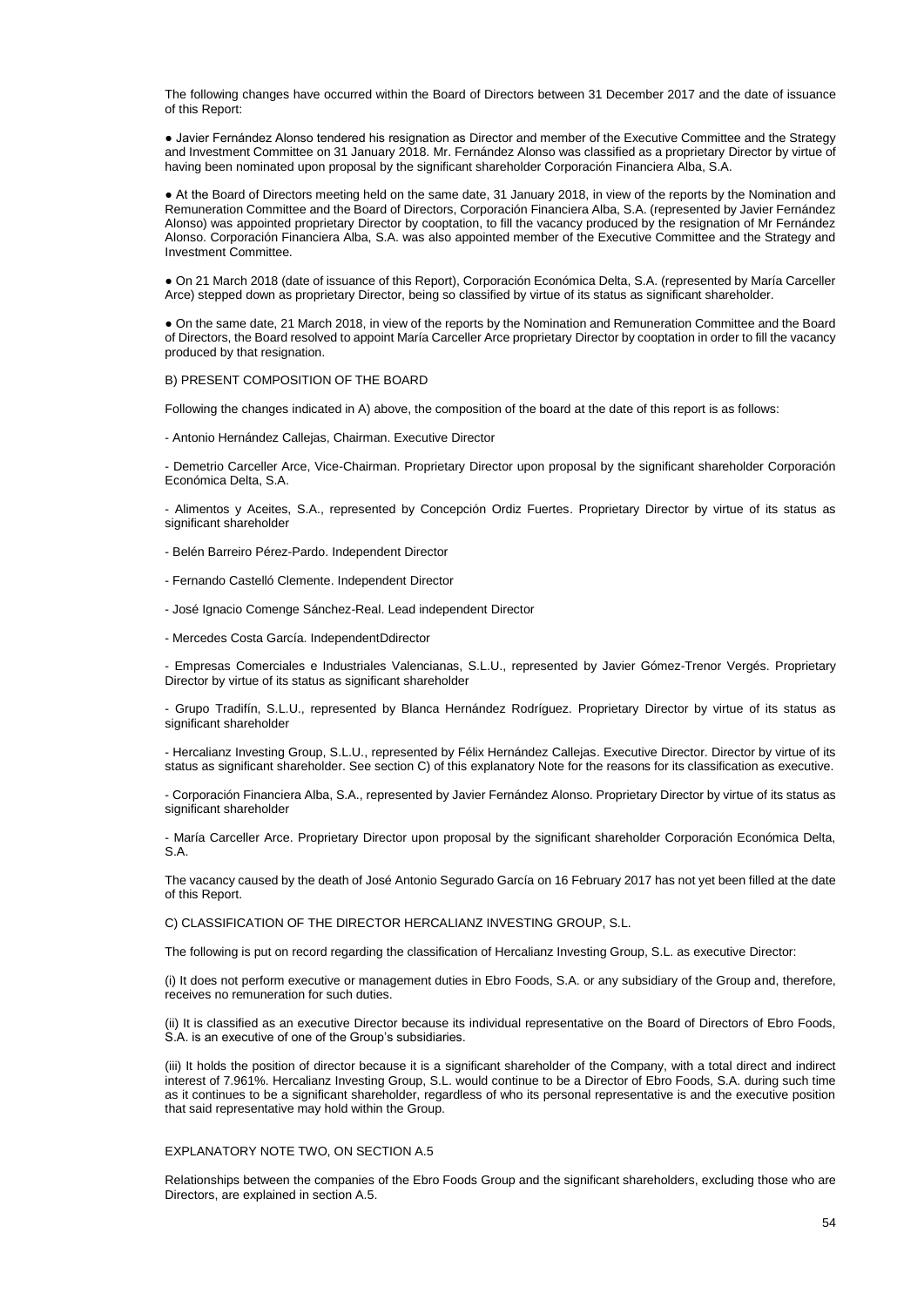The following changes have occurred within the Board of Directors between 31 December 2017 and the date of issuance of this Report:

● Javier Fernández Alonso tendered his resignation as Director and member of the Executive Committee and the Strategy and Investment Committee on 31 January 2018. Mr. Fernández Alonso was classified as a proprietary Director by virtue of having been nominated upon proposal by the significant shareholder Corporación Financiera Alba, S.A.

● At the Board of Directors meeting held on the same date, 31 January 2018, in view of the reports by the Nomination and Remuneration Committee and the Board of Directors, Corporación Financiera Alba, S.A. (represented by Javier Fernández Alonso) was appointed proprietary Director by cooptation, to fill the vacancy produced by the resignation of Mr Fernández Alonso. Corporación Financiera Alba, S.A. was also appointed member of the Executive Committee and the Strategy and Investment Committee.

● On 21 March 2018 (date of issuance of this Report), Corporación Económica Delta, S.A. (represented by María Carceller Arce) stepped down as proprietary Director, being so classified by virtue of its status as significant shareholder.

● On the same date, 21 March 2018, in view of the reports by the Nomination and Remuneration Committee and the Board of Directors, the Board resolved to appoint María Carceller Arce proprietary Director by cooptation in order to fill the vacancy produced by that resignation.

B) PRESENT COMPOSITION OF THE BOARD

Following the changes indicated in A) above, the composition of the board at the date of this report is as follows:

- Antonio Hernández Callejas, Chairman. Executive Director

- Demetrio Carceller Arce, Vice-Chairman. Proprietary Director upon proposal by the significant shareholder Corporación Económica Delta, S.A.

- Alimentos y Aceites, S.A., represented by Concepción Ordiz Fuertes. Proprietary Director by virtue of its status as significant shareholder

- Belén Barreiro Pérez-Pardo. Independent Director

- Fernando Castelló Clemente. Independent Director

- José Ignacio Comenge Sánchez-Real. Lead independent Director

- Mercedes Costa García. IndependentDdirector

- Empresas Comerciales e Industriales Valencianas, S.L.U., represented by Javier Gómez-Trenor Vergés. Proprietary Director by virtue of its status as significant shareholder

- Grupo Tradifín, S.L.U., represented by Blanca Hernández Rodríguez. Proprietary Director by virtue of its status as significant shareholder

- Hercalianz Investing Group, S.L.U., represented by Félix Hernández Callejas. Executive Director. Director by virtue of its status as significant shareholder. See section C) of this explanatory Note for the reasons for its classification as executive.

- Corporación Financiera Alba, S.A., represented by Javier Fernández Alonso. Proprietary Director by virtue of its status as significant shareholder

- María Carceller Arce. Proprietary Director upon proposal by the significant shareholder Corporación Económica Delta, S.A.

The vacancy caused by the death of José Antonio Segurado García on 16 February 2017 has not yet been filled at the date of this Report.

C) CLASSIFICATION OF THE DIRECTOR HERCALIANZ INVESTING GROUP, S.L.

The following is put on record regarding the classification of Hercalianz Investing Group, S.L. as executive Director:

(i) It does not perform executive or management duties in Ebro Foods, S.A. or any subsidiary of the Group and, therefore, receives no remuneration for such duties.

(ii) It is classified as an executive Director because its individual representative on the Board of Directors of Ebro Foods, S.A. is an executive of one of the Group's subsidiaries.

(iii) It holds the position of director because it is a significant shareholder of the Company, with a total direct and indirect interest of 7.961%. Hercalianz Investing Group, S.L. would continue to be a Director of Ebro Foods, S.A. during such time as it continues to be a significant shareholder, regardless of who its personal representative is and the executive position that said representative may hold within the Group.

EXPLANATORY NOTE TWO, ON SECTION A.5

Relationships between the companies of the Ebro Foods Group and the significant shareholders, excluding those who are Directors, are explained in section A.5.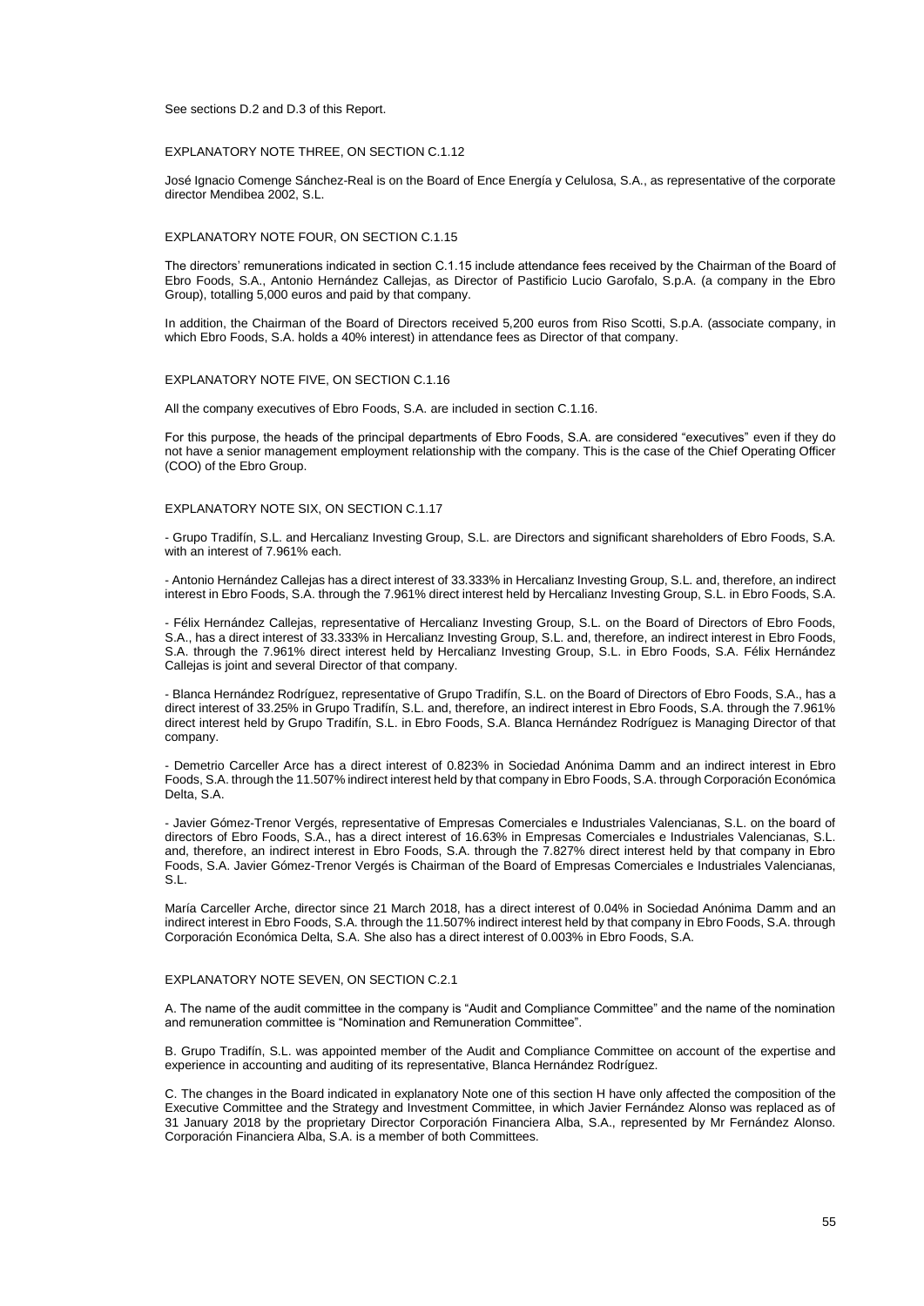See sections D.2 and D.3 of this Report.

EXPLANATORY NOTE THREE, ON SECTION C.1.12

José Ignacio Comenge Sánchez-Real is on the Board of Ence Energía y Celulosa, S.A., as representative of the corporate director Mendibea 2002, S.L.

EXPLANATORY NOTE FOUR, ON SECTION C.1.15

The directors' remunerations indicated in section C.1.15 include attendance fees received by the Chairman of the Board of Ebro Foods, S.A., Antonio Hernández Callejas, as Director of Pastificio Lucio Garofalo, S.p.A. (a company in the Ebro Group), totalling 5,000 euros and paid by that company.

In addition, the Chairman of the Board of Directors received 5,200 euros from Riso Scotti, S.p.A. (associate company, in which Ebro Foods, S.A. holds a 40% interest) in attendance fees as Director of that company.

EXPLANATORY NOTE FIVE, ON SECTION C.1.16

All the company executives of Ebro Foods, S.A. are included in section C.1.16.

For this purpose, the heads of the principal departments of Ebro Foods, S.A. are considered "executives" even if they do not have a senior management employment relationship with the company. This is the case of the Chief Operating Officer (COO) of the Ebro Group.

EXPLANATORY NOTE SIX, ON SECTION C.1.17

- Grupo Tradifín, S.L. and Hercalianz Investing Group, S.L. are Directors and significant shareholders of Ebro Foods, S.A. with an interest of 7.961% each.

- Antonio Hernández Callejas has a direct interest of 33.333% in Hercalianz Investing Group, S.L. and, therefore, an indirect interest in Ebro Foods, S.A. through the 7.961% direct interest held by Hercalianz Investing Group, S.L. in Ebro Foods, S.A.

- Félix Hernández Callejas, representative of Hercalianz Investing Group, S.L. on the Board of Directors of Ebro Foods, S.A., has a direct interest of 33.333% in Hercalianz Investing Group, S.L. and, therefore, an indirect interest in Ebro Foods, S.A. through the 7.961% direct interest held by Hercalianz Investing Group, S.L. in Ebro Foods, S.A. Félix Hernández Callejas is joint and several Director of that company.

- Blanca Hernández Rodríguez, representative of Grupo Tradifín, S.L. on the Board of Directors of Ebro Foods, S.A., has a direct interest of 33.25% in Grupo Tradifín, S.L. and, therefore, an indirect interest in Ebro Foods, S.A. through the 7.961% direct interest held by Grupo Tradifín, S.L. in Ebro Foods, S.A. Blanca Hernández Rodríguez is Managing Director of that company.

- Demetrio Carceller Arce has a direct interest of 0.823% in Sociedad Anónima Damm and an indirect interest in Ebro Foods, S.A. through the 11.507% indirect interest held by that company in Ebro Foods, S.A. through Corporación Económica Delta, S.A.

- Javier Gómez-Trenor Vergés, representative of Empresas Comerciales e Industriales Valencianas, S.L. on the board of directors of Ebro Foods, S.A., has a direct interest of 16.63% in Empresas Comerciales e Industriales Valencianas, S.L. and, therefore, an indirect interest in Ebro Foods, S.A. through the 7.827% direct interest held by that company in Ebro Foods, S.A. Javier Gómez-Trenor Vergés is Chairman of the Board of Empresas Comerciales e Industriales Valencianas, S.L.

María Carceller Arche, director since 21 March 2018, has a direct interest of 0.04% in Sociedad Anónima Damm and an indirect interest in Ebro Foods, S.A. through the 11.507% indirect interest held by that company in Ebro Foods, S.A. through Corporación Económica Delta, S.A. She also has a direct interest of 0.003% in Ebro Foods, S.A.

EXPLANATORY NOTE SEVEN, ON SECTION C.2.1

A. The name of the audit committee in the company is "Audit and Compliance Committee" and the name of the nomination and remuneration committee is "Nomination and Remuneration Committee".

B. Grupo Tradifín, S.L. was appointed member of the Audit and Compliance Committee on account of the expertise and experience in accounting and auditing of its representative, Blanca Hernández Rodríguez.

C. The changes in the Board indicated in explanatory Note one of this section H have only affected the composition of the Executive Committee and the Strategy and Investment Committee, in which Javier Fernández Alonso was replaced as of 31 January 2018 by the proprietary Director Corporación Financiera Alba, S.A., represented by Mr Fernández Alonso. Corporación Financiera Alba, S.A. is a member of both Committees.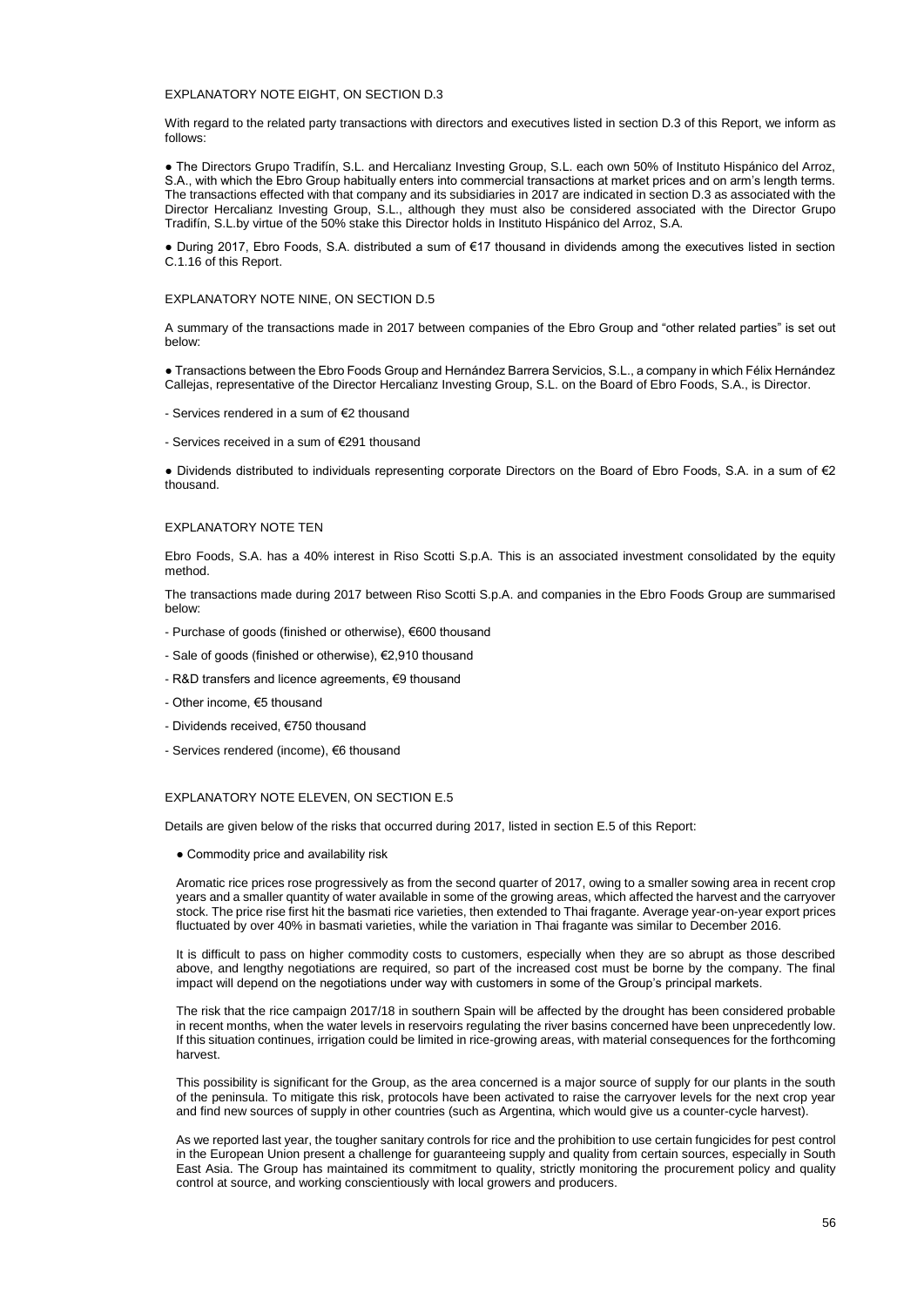EXPLANATORY NOTE EIGHT, ON SECTION D.3

With regard to the related party transactions with directors and executives listed in section D.3 of this Report, we inform as follows:

● The Directors Grupo Tradifín, S.L. and Hercalianz Investing Group, S.L. each own 50% of Instituto Hispánico del Arroz, S.A., with which the Ebro Group habitually enters into commercial transactions at market prices and on arm's length terms. The transactions effected with that company and its subsidiaries in 2017 are indicated in section D.3 as associated with the Director Hercalianz Investing Group, S.L., although they must also be considered associated with the Director Grupo Tradifín, S.L.by virtue of the 50% stake this Director holds in Instituto Hispánico del Arroz, S.A.

● During 2017, Ebro Foods, S.A. distributed a sum of €17 thousand in dividends among the executives listed in section C.1.16 of this Report.

EXPLANATORY NOTE NINE, ON SECTION D.5

A summary of the transactions made in 2017 between companies of the Ebro Group and "other related parties" is set out below:

● Transactions between the Ebro Foods Group and Hernández Barrera Servicios, S.L., a company in which Félix Hernández Callejas, representative of the Director Hercalianz Investing Group, S.L. on the Board of Ebro Foods, S.A., is Director.

- Services rendered in a sum of €2 thousand

- Services received in a sum of €291 thousand

● Dividends distributed to individuals representing corporate Directors on the Board of Ebro Foods, S.A. in a sum of €2 thousand.

EXPLANATORY NOTE TEN

Ebro Foods, S.A. has a 40% interest in Riso Scotti S.p.A. This is an associated investment consolidated by the equity method.

The transactions made during 2017 between Riso Scotti S.p.A. and companies in the Ebro Foods Group are summarised below:

- Purchase of goods (finished or otherwise), €600 thousand

- Sale of goods (finished or otherwise), €2,910 thousand

- R&D transfers and licence agreements, €9 thousand

- Other income, €5 thousand

- Dividends received, €750 thousand

- Services rendered (income), €6 thousand

EXPLANATORY NOTE ELEVEN, ON SECTION E.5

Details are given below of the risks that occurred during 2017, listed in section E.5 of this Report:

● Commodity price and availability risk

Aromatic rice prices rose progressively as from the second quarter of 2017, owing to a smaller sowing area in recent crop years and a smaller quantity of water available in some of the growing areas, which affected the harvest and the carryover stock. The price rise first hit the basmati rice varieties, then extended to Thai fragante. Average year-on-year export prices fluctuated by over 40% in basmati varieties, while the variation in Thai fragante was similar to December 2016.

It is difficult to pass on higher commodity costs to customers, especially when they are so abrupt as those described above, and lengthy negotiations are required, so part of the increased cost must be borne by the company. The final impact will depend on the negotiations under way with customers in some of the Group's principal markets.

The risk that the rice campaign 2017/18 in southern Spain will be affected by the drought has been considered probable in recent months, when the water levels in reservoirs regulating the river basins concerned have been unprecedently low. If this situation continues, irrigation could be limited in rice-growing areas, with material consequences for the forthcoming harvest.

This possibility is significant for the Group, as the area concerned is a major source of supply for our plants in the south of the peninsula. To mitigate this risk, protocols have been activated to raise the carryover levels for the next crop year and find new sources of supply in other countries (such as Argentina, which would give us a counter-cycle harvest).

As we reported last year, the tougher sanitary controls for rice and the prohibition to use certain fungicides for pest control in the European Union present a challenge for guaranteeing supply and quality from certain sources, especially in South East Asia. The Group has maintained its commitment to quality, strictly monitoring the procurement policy and quality control at source, and working conscientiously with local growers and producers.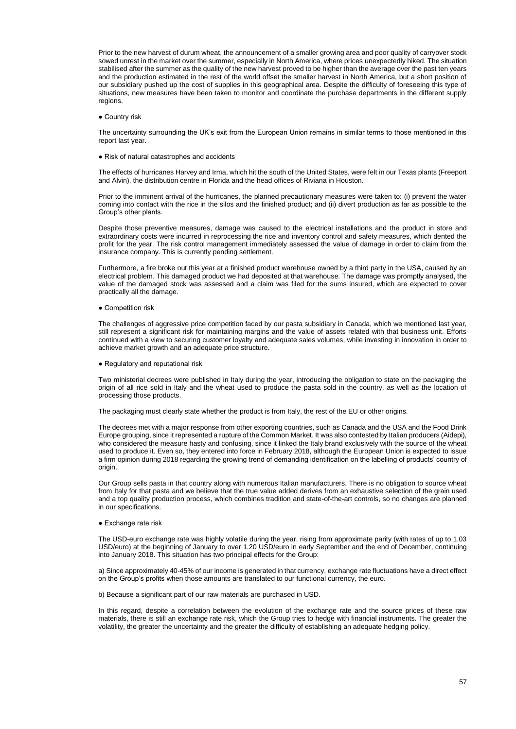Prior to the new harvest of durum wheat, the announcement of a smaller growing area and poor quality of carryover stock sowed unrest in the market over the summer, especially in North America, where prices unexpectedly hiked. The situation stabilised after the summer as the quality of the new harvest proved to be higher than the average over the past ten years and the production estimated in the rest of the world offset the smaller harvest in North America, but a short position of our subsidiary pushed up the cost of supplies in this geographical area. Despite the difficulty of foreseeing this type of situations, new measures have been taken to monitor and coordinate the purchase departments in the different supply regions.

● Country risk

The uncertainty surrounding the UK's exit from the European Union remains in similar terms to those mentioned in this report last year.

● Risk of natural catastrophes and accidents

The effects of hurricanes Harvey and Irma, which hit the south of the United States, were felt in our Texas plants (Freeport and Alvin), the distribution centre in Florida and the head offices of Riviana in Houston.

Prior to the imminent arrival of the hurricanes, the planned precautionary measures were taken to: (i) prevent the water coming into contact with the rice in the silos and the finished product; and (ii) divert production as far as possible to the Group's other plants.

Despite those preventive measures, damage was caused to the electrical installations and the product in store and extraordinary costs were incurred in reprocessing the rice and inventory control and safety measures, which dented the profit for the year. The risk control management immediately assessed the value of damage in order to claim from the insurance company. This is currently pending settlement.

Furthermore, a fire broke out this year at a finished product warehouse owned by a third party in the USA, caused by an electrical problem. This damaged product we had deposited at that warehouse. The damage was promptly analysed, the value of the damaged stock was assessed and a claim was filed for the sums insured, which are expected to cover practically all the damage.

● Competition risk

The challenges of aggressive price competition faced by our pasta subsidiary in Canada, which we mentioned last year, still represent a significant risk for maintaining margins and the value of assets related with that business unit. Efforts continued with a view to securing customer loyalty and adequate sales volumes, while investing in innovation in order to achieve market growth and an adequate price structure.

● Regulatory and reputational risk

Two ministerial decrees were published in Italy during the year, introducing the obligation to state on the packaging the origin of all rice sold in Italy and the wheat used to produce the pasta sold in the country, as well as the location of processing those products.

The packaging must clearly state whether the product is from Italy, the rest of the EU or other origins.

The decrees met with a major response from other exporting countries, such as Canada and the USA and the Food Drink Europe grouping, since it represented a rupture of the Common Market. It was also contested by Italian producers (Aidepi), who considered the measure hasty and confusing, since it linked the Italy brand exclusively with the source of the wheat used to produce it. Even so, they entered into force in February 2018, although the European Union is expected to issue a firm opinion during 2018 regarding the growing trend of demanding identification on the labelling of products' country of origin.

Our Group sells pasta in that country along with numerous Italian manufacturers. There is no obligation to source wheat from Italy for that pasta and we believe that the true value added derives from an exhaustive selection of the grain used and a top quality production process, which combines tradition and state-of-the-art controls, so no changes are planned in our specifications.

● Exchange rate risk

The USD-euro exchange rate was highly volatile during the year, rising from approximate parity (with rates of up to 1.03 USD/euro) at the beginning of January to over 1.20 USD/euro in early September and the end of December, continuing into January 2018. This situation has two principal effects for the Group:

a) Since approximately 40-45% of our income is generated in that currency, exchange rate fluctuations have a direct effect on the Group's profits when those amounts are translated to our functional currency, the euro.

b) Because a significant part of our raw materials are purchased in USD.

In this regard, despite a correlation between the evolution of the exchange rate and the source prices of these raw materials, there is still an exchange rate risk, which the Group tries to hedge with financial instruments. The greater the volatility, the greater the uncertainty and the greater the difficulty of establishing an adequate hedging policy.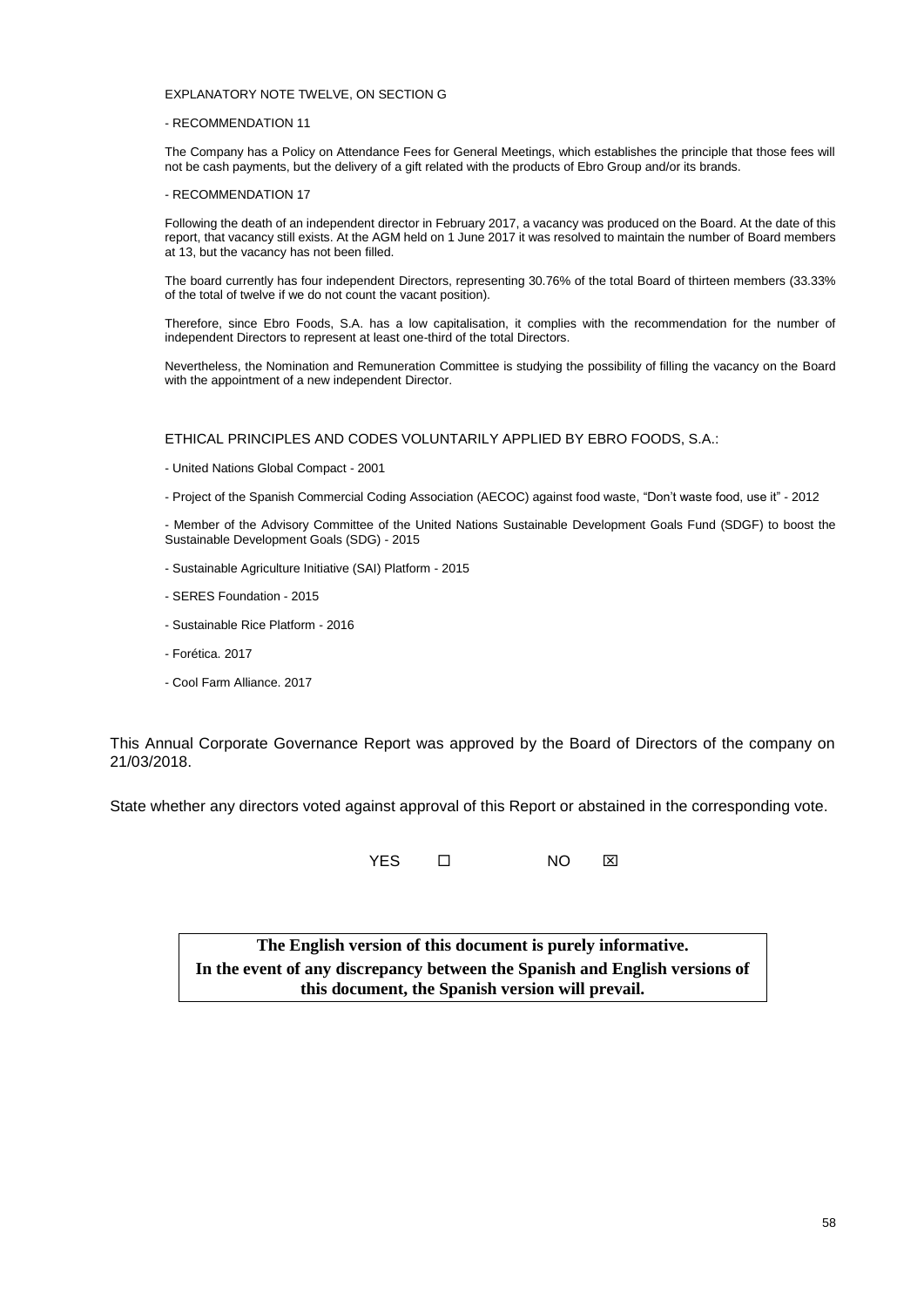EXPLANATORY NOTE TWELVE, ON SECTION G

- RECOMMENDATION 11

The Company has a Policy on Attendance Fees for General Meetings, which establishes the principle that those fees will not be cash payments, but the delivery of a gift related with the products of Ebro Group and/or its brands.

- RECOMMENDATION 17

Following the death of an independent director in February 2017, a vacancy was produced on the Board. At the date of this report, that vacancy still exists. At the AGM held on 1 June 2017 it was resolved to maintain the number of Board members at 13, but the vacancy has not been filled.

The board currently has four independent Directors, representing 30.76% of the total Board of thirteen members (33.33% of the total of twelve if we do not count the vacant position).

Therefore, since Ebro Foods, S.A. has a low capitalisation, it complies with the recommendation for the number of independent Directors to represent at least one-third of the total Directors.

Nevertheless, the Nomination and Remuneration Committee is studying the possibility of filling the vacancy on the Board with the appointment of a new independent Director.

ETHICAL PRINCIPLES AND CODES VOLUNTARILY APPLIED BY EBRO FOODS, S.A.:

- United Nations Global Compact - 2001
- Project of the Spanish Commercial Coding Association (AECOC) against food waste, “Don’t waste food, use it” - 2012
- Member of the Advisory Committee of the United Nations Sustainable Development Goals Fund (SDGF) to boost the Sustainable Development Goals (SDG) - 2015
- Sustainable Agriculture Initiative (SAI) Platform - 2015
- SERES Foundation - 2015
- Sustainable Rice Platform - 2016
- Forética. 2017
- Cool Farm Alliance. 2017

This Annual Corporate Governance Report was approved by the Board of Directors of the company on 21/03/2018.

State whether any directors voted against approval of this Report or abstained in the corresponding vote.

YES ☐ NO ☒

**The English version of this document is purely informative.**
**In the event of any discrepancy between the Spanish and English versions of this document, the Spanish version will prevail.**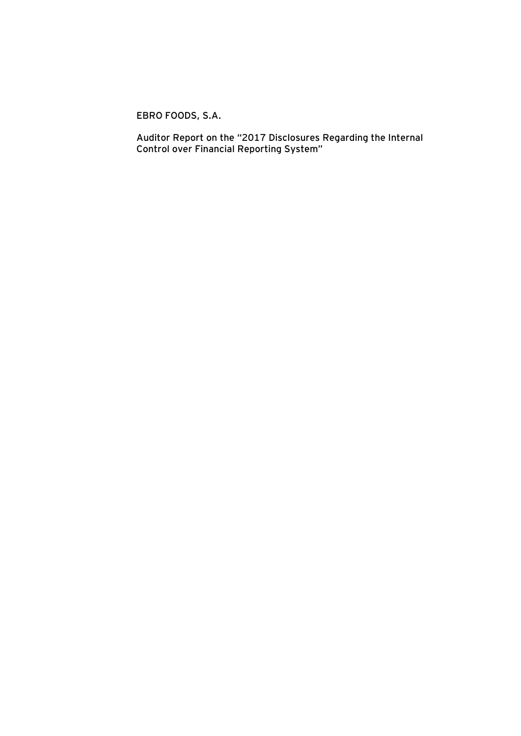EBRO FOODS, S.A.

Auditor Report on the "2017 Disclosures Regarding the Internal Control over Financial Reporting System"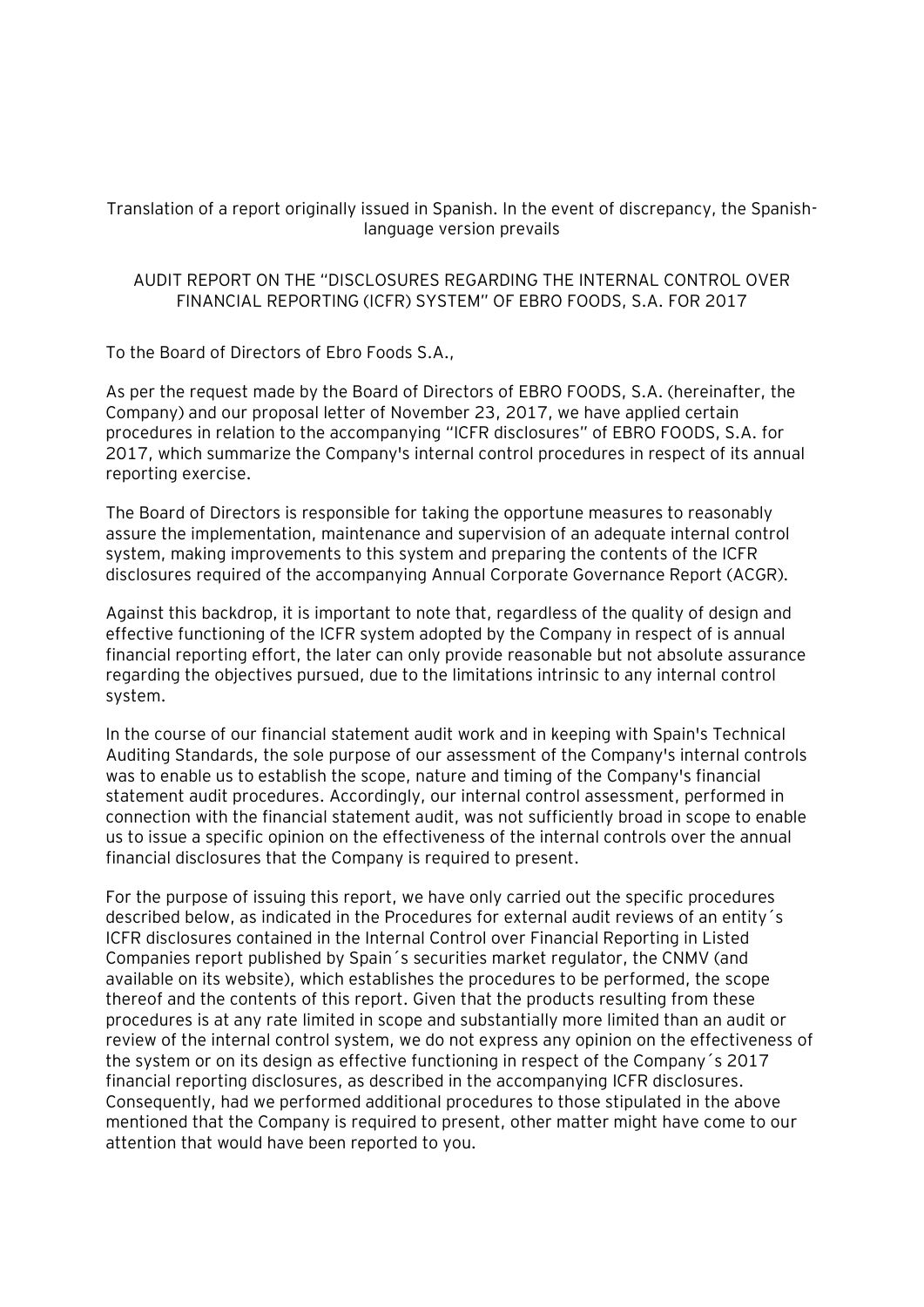Translation of a report originally issued in Spanish. In the event of discrepancy, the Spanish-language version prevails

AUDIT REPORT ON THE "DISCLOSURES REGARDING THE INTERNAL CONTROL OVER FINANCIAL REPORTING (ICFR) SYSTEM" OF EBRO FOODS, S.A. FOR 2017

To the Board of Directors of Ebro Foods S.A.,

As per the request made by the Board of Directors of EBRO FOODS, S.A. (hereinafter, the Company) and our proposal letter of November 23, 2017, we have applied certain procedures in relation to the accompanying "ICFR disclosures" of EBRO FOODS, S.A. for 2017, which summarize the Company's internal control procedures in respect of its annual reporting exercise.

The Board of Directors is responsible for taking the opportune measures to reasonably assure the implementation, maintenance and supervision of an adequate internal control system, making improvements to this system and preparing the contents of the ICFR disclosures required of the accompanying Annual Corporate Governance Report (ACGR).

Against this backdrop, it is important to note that, regardless of the quality of design and effective functioning of the ICFR system adopted by the Company in respect of is annual financial reporting effort, the later can only provide reasonable but not absolute assurance regarding the objectives pursued, due to the limitations intrinsic to any internal control system.

In the course of our financial statement audit work and in keeping with Spain's Technical Auditing Standards, the sole purpose of our assessment of the Company's internal controls was to enable us to establish the scope, nature and timing of the Company's financial statement audit procedures. Accordingly, our internal control assessment, performed in connection with the financial statement audit, was not sufficiently broad in scope to enable us to issue a specific opinion on the effectiveness of the internal controls over the annual financial disclosures that the Company is required to present.

For the purpose of issuing this report, we have only carried out the specific procedures described below, as indicated in the Procedures for external audit reviews of an entity´s ICFR disclosures contained in the Internal Control over Financial Reporting in Listed Companies report published by Spain´s securities market regulator, the CNMV (and available on its website), which establishes the procedures to be performed, the scope thereof and the contents of this report. Given that the products resulting from these procedures is at any rate limited in scope and substantially more limited than an audit or review of the internal control system, we do not express any opinion on the effectiveness of the system or on its design as effective functioning in respect of the Company´s 2017 financial reporting disclosures, as described in the accompanying ICFR disclosures. Consequently, had we performed additional procedures to those stipulated in the above mentioned that the Company is required to present, other matter might have come to our attention that would have been reported to you.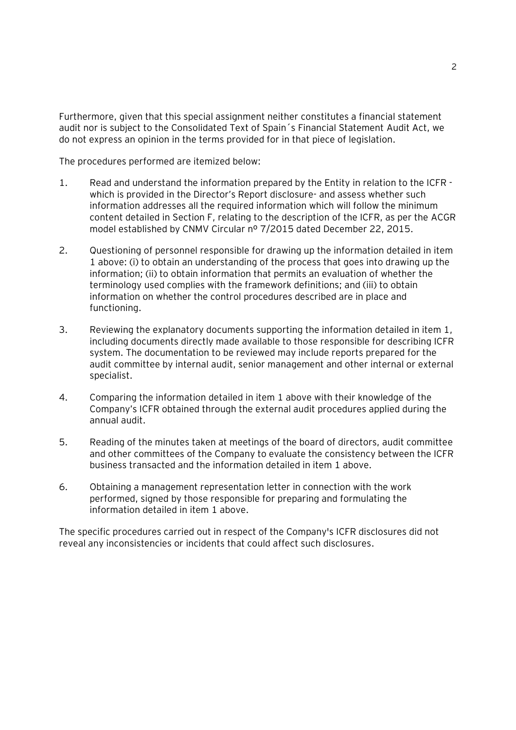Furthermore, given that this special assignment neither constitutes a financial statement audit nor is subject to the Consolidated Text of Spain´s Financial Statement Audit Act, we do not express an opinion in the terms provided for in that piece of legislation.

The procedures performed are itemized below:

1. Read and understand the information prepared by the Entity in relation to the ICFR - which is provided in the Director's Report disclosure- and assess whether such information addresses all the required information which will follow the minimum content detailed in Section F, relating to the description of the ICFR, as per the ACGR model established by CNMV Circular nº 7/2015 dated December 22, 2015.

2. Questioning of personnel responsible for drawing up the information detailed in item 1 above: (i) to obtain an understanding of the process that goes into drawing up the information; (ii) to obtain information that permits an evaluation of whether the terminology used complies with the framework definitions; and (iii) to obtain information on whether the control procedures described are in place and functioning.

3. Reviewing the explanatory documents supporting the information detailed in item 1, including documents directly made available to those responsible for describing ICFR system. The documentation to be reviewed may include reports prepared for the audit committee by internal audit, senior management and other internal or external specialist.

4. Comparing the information detailed in item 1 above with their knowledge of the Company's ICFR obtained through the external audit procedures applied during the annual audit.

5. Reading of the minutes taken at meetings of the board of directors, audit committee and other committees of the Company to evaluate the consistency between the ICFR business transacted and the information detailed in item 1 above.

6. Obtaining a management representation letter in connection with the work performed, signed by those responsible for preparing and formulating the information detailed in item 1 above.

The specific procedures carried out in respect of the Company's ICFR disclosures did not reveal any inconsistencies or incidents that could affect such disclosures.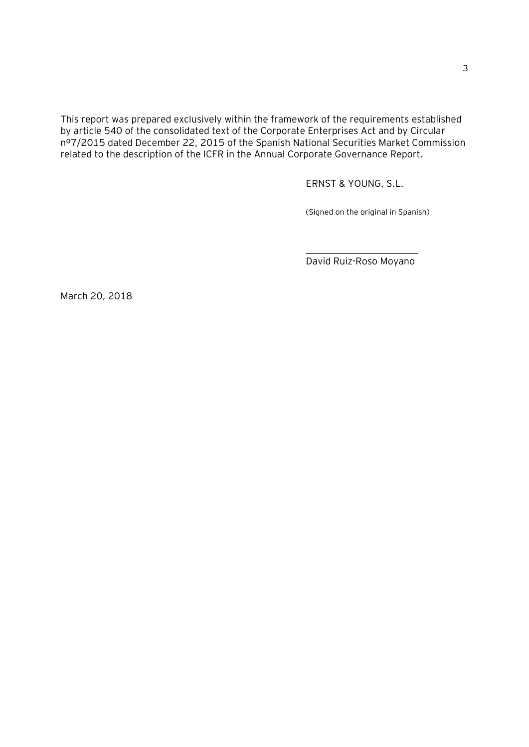This report was prepared exclusively within the framework of the requirements established by article 540 of the consolidated text of the Corporate Enterprises Act and by Circular nº7/2015 dated December 22, 2015 of the Spanish National Securities Market Commission related to the description of the ICFR in the Annual Corporate Governance Report.

ERNST & YOUNG, S.L.

(Signed on the original in Spanish)

______________________
David Ruiz-Roso Moyano

March 20, 2018